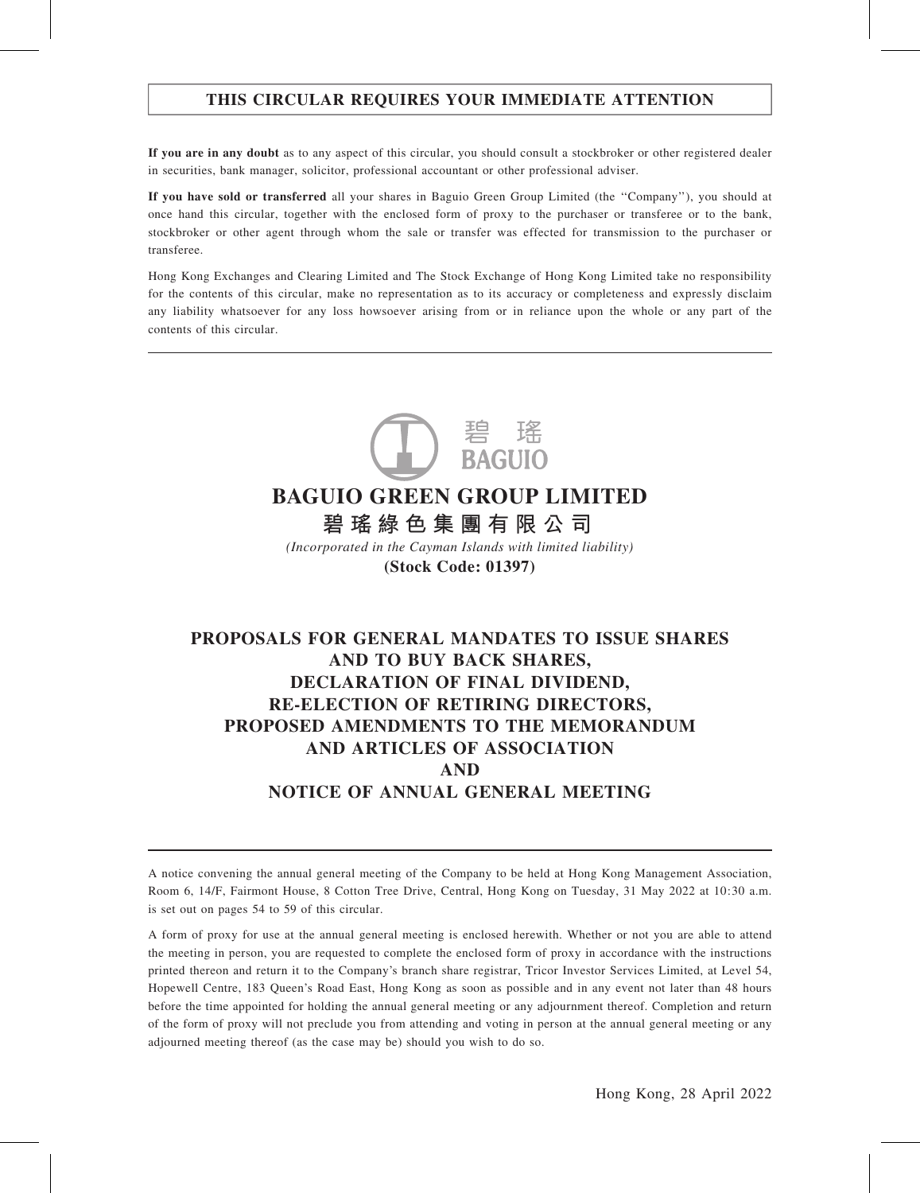**THIS CIRCULAR REQUIRES YOUR IMMEDIATE ATTENTION**

**If you are in any doubt** as to any aspect of this circular, you should consult a stockbroker or other registered dealer in securities, bank manager, solicitor, professional accountant or other professional adviser.

**If you have sold or transferred** all your shares in Baguio Green Group Limited (the ''Company''), you should at once hand this circular, together with the enclosed form of proxy to the purchaser or transferee or to the bank, stockbroker or other agent through whom the sale or transfer was effected for transmission to the purchaser or transferee.

Hong Kong Exchanges and Clearing Limited and The Stock Exchange of Hong Kong Limited take no responsibility for the contents of this circular, make no representation as to its accuracy or completeness and expressly disclaim any liability whatsoever for any loss howsoever arising from or in reliance upon the whole or any part of the contents of this circular.

碧瑤
BAGUIO

# BAGUIO GREEN GROUP LIMITED

# 碧瑤綠色集團有限公司

*(Incorporated in the Cayman Islands with limited liability)*

**(Stock Code: 01397)**

## PROPOSALS FOR GENERAL MANDATES TO ISSUE SHARES AND TO BUY BACK SHARES, DECLARATION OF FINAL DIVIDEND, RE-ELECTION OF RETIRING DIRECTORS, PROPOSED AMENDMENTS TO THE MEMORANDUM AND ARTICLES OF ASSOCIATION AND NOTICE OF ANNUAL GENERAL MEETING

A notice convening the annual general meeting of the Company to be held at Hong Kong Management Association, Room 6, 14/F, Fairmont House, 8 Cotton Tree Drive, Central, Hong Kong on Tuesday, 31 May 2022 at 10:30 a.m. is set out on pages 54 to 59 of this circular.

A form of proxy for use at the annual general meeting is enclosed herewith. Whether or not you are able to attend the meeting in person, you are requested to complete the enclosed form of proxy in accordance with the instructions printed thereon and return it to the Company's branch share registrar, Tricor Investor Services Limited, at Level 54, Hopewell Centre, 183 Queen's Road East, Hong Kong as soon as possible and in any event not later than 48 hours before the time appointed for holding the annual general meeting or any adjournment thereof. Completion and return of the form of proxy will not preclude you from attending and voting in person at the annual general meeting or any adjourned meeting thereof (as the case may be) should you wish to do so.

Hong Kong, 28 April 2022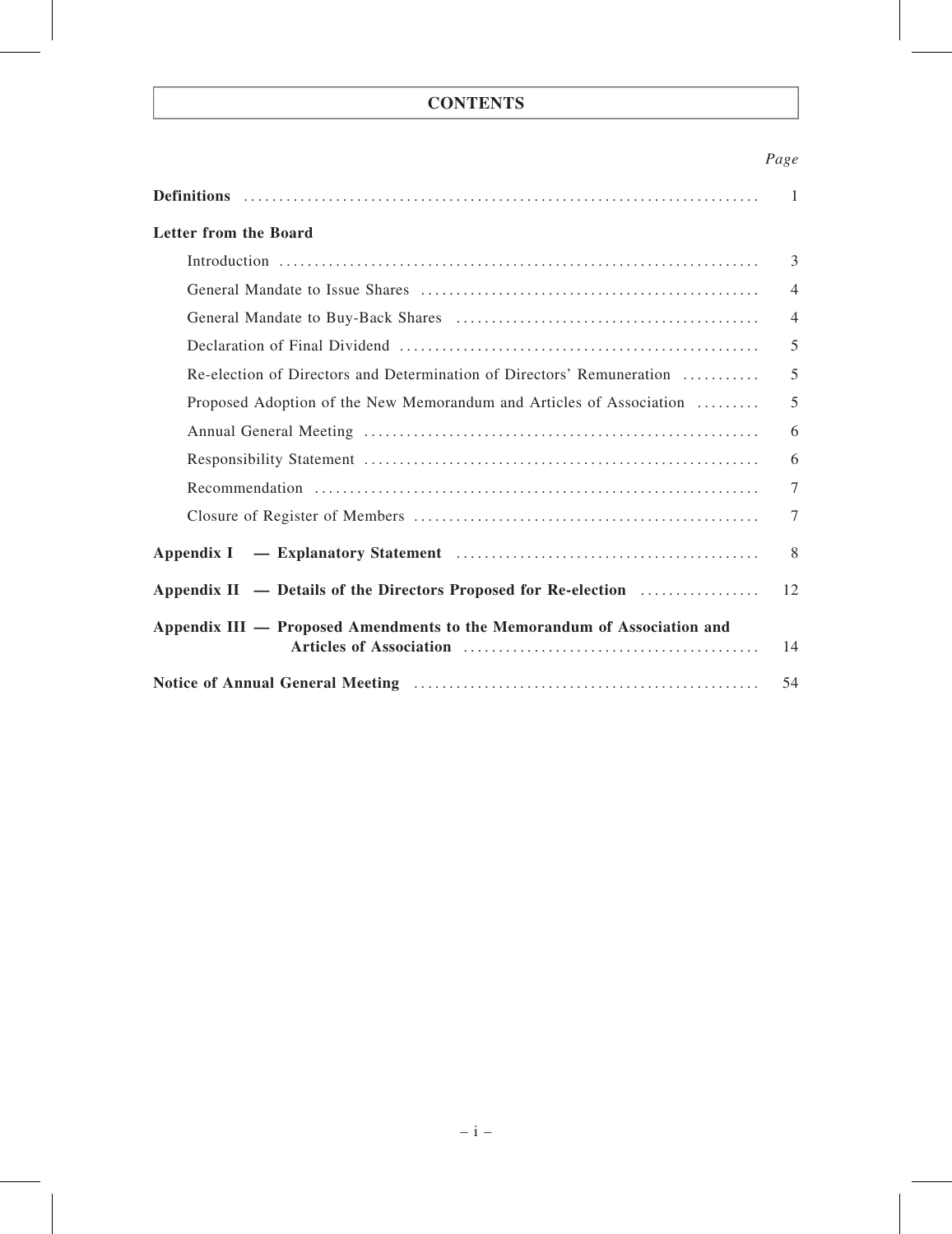# CONTENTS

| | Page |
|---|---|
| **Definitions** | 1 |
| **Letter from the Board** | |
| Introduction | 3 |
| General Mandate to Issue Shares | 4 |
| General Mandate to Buy-Back Shares | 4 |
| Declaration of Final Dividend | 5 |
| Re-election of Directors and Determination of Directors' Remuneration | 5 |
| Proposed Adoption of the New Memorandum and Articles of Association | 5 |
| Annual General Meeting | 6 |
| Responsibility Statement | 6 |
| Recommendation | 7 |
| Closure of Register of Members | 7 |
| **Appendix I — Explanatory Statement** | 8 |
| **Appendix II — Details of the Directors Proposed for Re-election** | 12 |
| **Appendix III — Proposed Amendments to the Memorandum of Association and Articles of Association** | 14 |
| **Notice of Annual General Meeting** | 54 |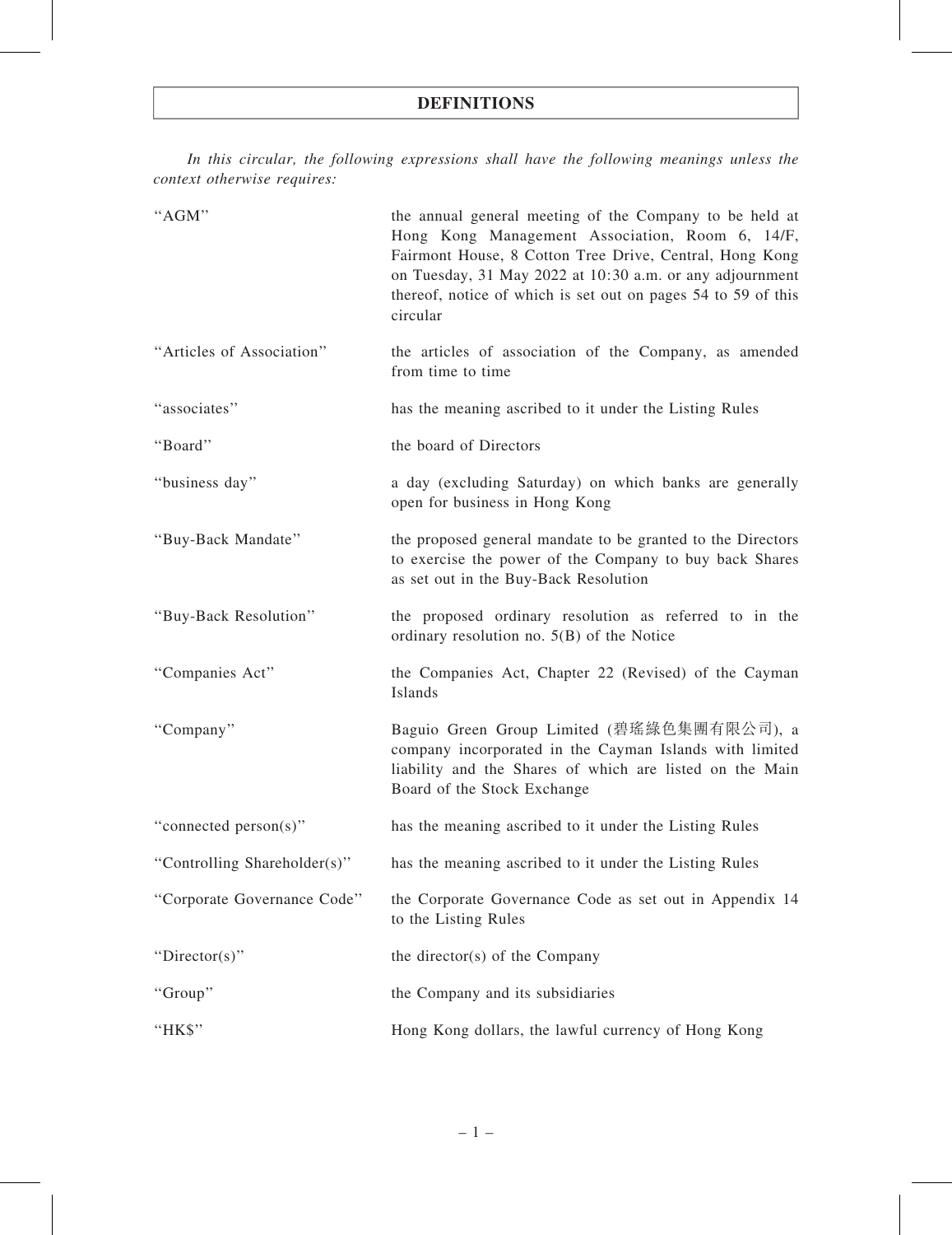# DEFINITIONS

*In this circular, the following expressions shall have the following meanings unless the context otherwise requires:*

| | |
|---|---|
| "AGM" | the annual general meeting of the Company to be held at Hong Kong Management Association, Room 6, 14/F, Fairmont House, 8 Cotton Tree Drive, Central, Hong Kong on Tuesday, 31 May 2022 at 10:30 a.m. or any adjournment thereof, notice of which is set out on pages 54 to 59 of this circular |
| "Articles of Association" | the articles of association of the Company, as amended from time to time |
| "associates" | has the meaning ascribed to it under the Listing Rules |
| "Board" | the board of Directors |
| "business day" | a day (excluding Saturday) on which banks are generally open for business in Hong Kong |
| "Buy-Back Mandate" | the proposed general mandate to be granted to the Directors to exercise the power of the Company to buy back Shares as set out in the Buy-Back Resolution |
| "Buy-Back Resolution" | the proposed ordinary resolution as referred to in the ordinary resolution no. 5(B) of the Notice |
| "Companies Act" | the Companies Act, Chapter 22 (Revised) of the Cayman Islands |
| "Company" | Baguio Green Group Limited (碧瑤綠色集團有限公司), a company incorporated in the Cayman Islands with limited liability and the Shares of which are listed on the Main Board of the Stock Exchange |
| "connected person(s)" | has the meaning ascribed to it under the Listing Rules |
| "Controlling Shareholder(s)" | has the meaning ascribed to it under the Listing Rules |
| "Corporate Governance Code" | the Corporate Governance Code as set out in Appendix 14 to the Listing Rules |
| "Director(s)" | the director(s) of the Company |
| "Group" | the Company and its subsidiaries |
| "HK$" | Hong Kong dollars, the lawful currency of Hong Kong |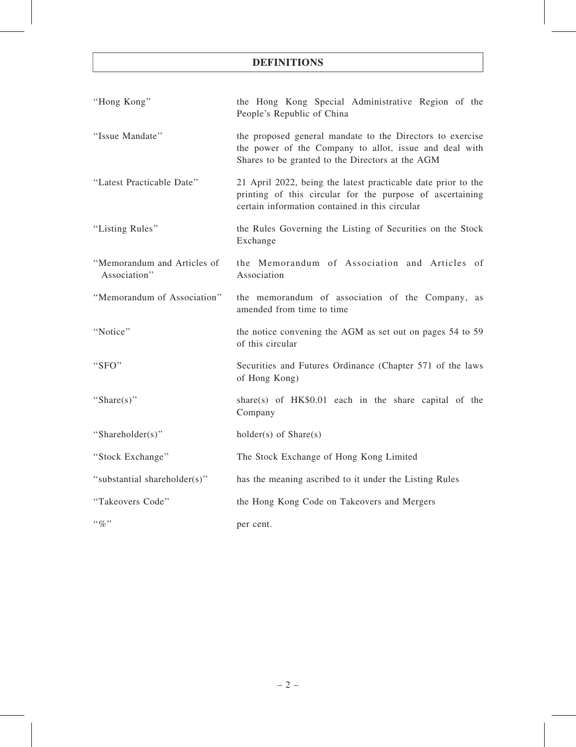# DEFINITIONS

| | |
|---|---|
| "Hong Kong" | the Hong Kong Special Administrative Region of the People's Republic of China |
| "Issue Mandate" | the proposed general mandate to the Directors to exercise the power of the Company to allot, issue and deal with Shares to be granted to the Directors at the AGM |
| "Latest Practicable Date" | 21 April 2022, being the latest practicable date prior to the printing of this circular for the purpose of ascertaining certain information contained in this circular |
| "Listing Rules" | the Rules Governing the Listing of Securities on the Stock Exchange |
| "Memorandum and Articles of Association" | the Memorandum of Association and Articles of Association |
| "Memorandum of Association" | the memorandum of association of the Company, as amended from time to time |
| "Notice" | the notice convening the AGM as set out on pages 54 to 59 of this circular |
| "SFO" | Securities and Futures Ordinance (Chapter 571 of the laws of Hong Kong) |
| "Share(s)" | share(s) of HK$0.01 each in the share capital of the Company |
| "Shareholder(s)" | holder(s) of Share(s) |
| "Stock Exchange" | The Stock Exchange of Hong Kong Limited |
| "substantial shareholder(s)" | has the meaning ascribed to it under the Listing Rules |
| "Takeovers Code" | the Hong Kong Code on Takeovers and Mergers |
| "%" | per cent. |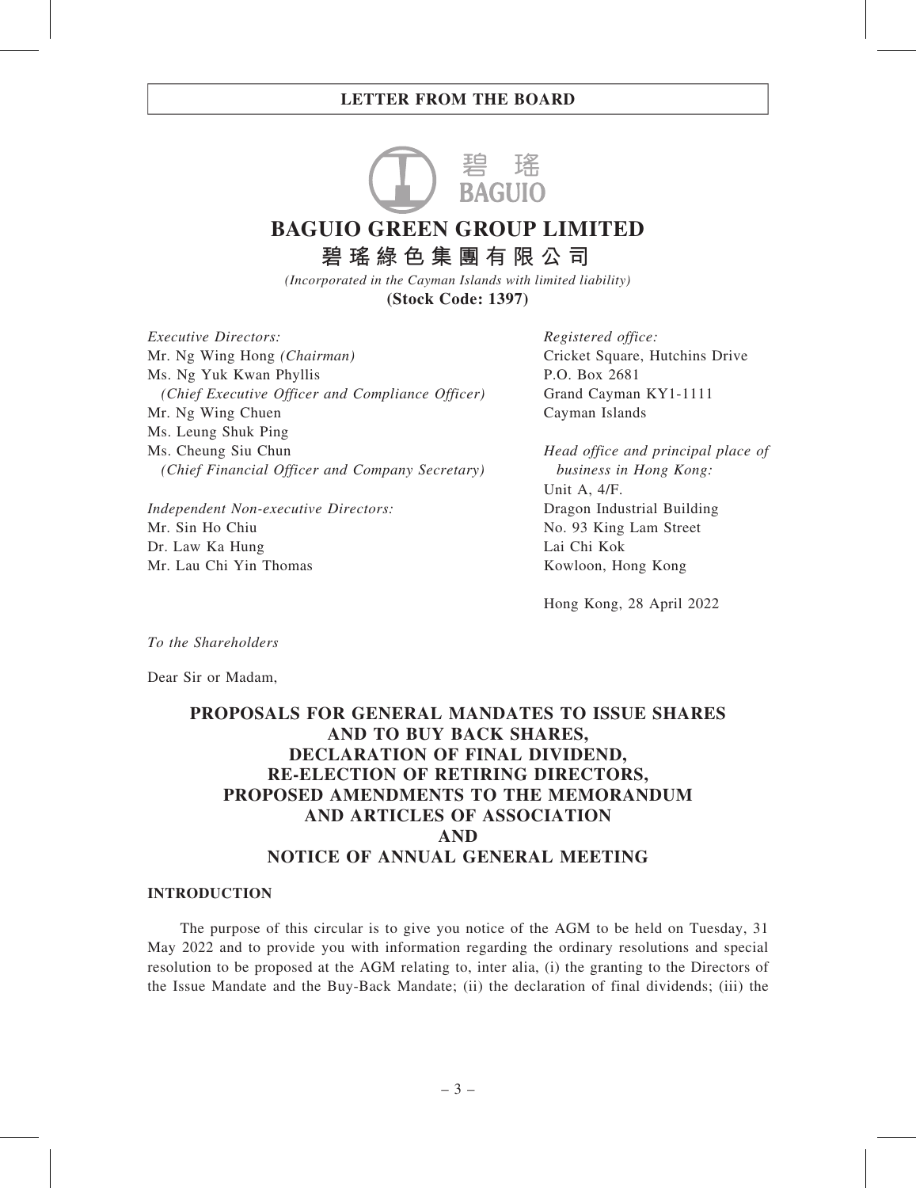# BAGUIO GREEN GROUP LIMITED

# 碧瑤綠色集團有限公司

*(Incorporated in the Cayman Islands with limited liability)*

**(Stock Code: 1397)**

*Executive Directors:*
Mr. Ng Wing Hong *(Chairman)*
Ms. Ng Yuk Kwan Phyllis
*(Chief Executive Officer and Compliance Officer)*
Mr. Ng Wing Chuen
Ms. Leung Shuk Ping
Ms. Cheung Siu Chun
*(Chief Financial Officer and Company Secretary)*

*Independent Non-executive Directors:*
Mr. Sin Ho Chiu
Dr. Law Ka Hung
Mr. Lau Chi Yin Thomas

*Registered office:*
Cricket Square, Hutchins Drive
P.O. Box 2681
Grand Cayman KY1-1111
Cayman Islands

*Head office and principal place of business in Hong Kong:*
Unit A, 4/F.
Dragon Industrial Building
No. 93 King Lam Street
Lai Chi Kok
Kowloon, Hong Kong

Hong Kong, 28 April 2022

*To the Shareholders*

Dear Sir or Madam,

## PROPOSALS FOR GENERAL MANDATES TO ISSUE SHARES AND TO BUY BACK SHARES, DECLARATION OF FINAL DIVIDEND, RE-ELECTION OF RETIRING DIRECTORS, PROPOSED AMENDMENTS TO THE MEMORANDUM AND ARTICLES OF ASSOCIATION AND NOTICE OF ANNUAL GENERAL MEETING

### INTRODUCTION

The purpose of this circular is to give you notice of the AGM to be held on Tuesday, 31 May 2022 and to provide you with information regarding the ordinary resolutions and special resolution to be proposed at the AGM relating to, inter alia, (i) the granting to the Directors of the Issue Mandate and the Buy-Back Mandate; (ii) the declaration of final dividends; (iii) the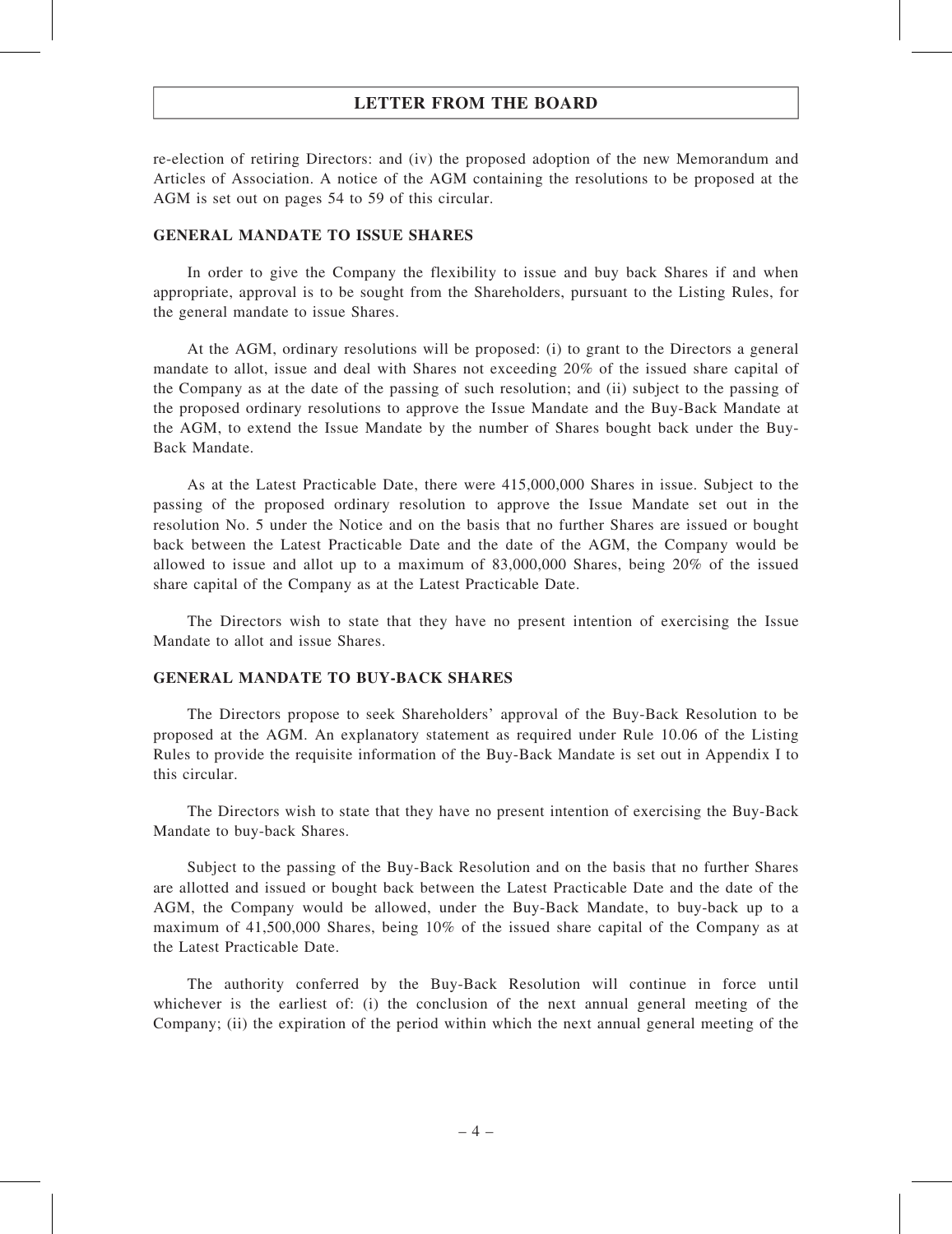re-election of retiring Directors: and (iv) the proposed adoption of the new Memorandum and Articles of Association. A notice of the AGM containing the resolutions to be proposed at the AGM is set out on pages 54 to 59 of this circular.

## GENERAL MANDATE TO ISSUE SHARES

In order to give the Company the flexibility to issue and buy back Shares if and when appropriate, approval is to be sought from the Shareholders, pursuant to the Listing Rules, for the general mandate to issue Shares.

At the AGM, ordinary resolutions will be proposed: (i) to grant to the Directors a general mandate to allot, issue and deal with Shares not exceeding 20% of the issued share capital of the Company as at the date of the passing of such resolution; and (ii) subject to the passing of the proposed ordinary resolutions to approve the Issue Mandate and the Buy-Back Mandate at the AGM, to extend the Issue Mandate by the number of Shares bought back under the Buy-Back Mandate.

As at the Latest Practicable Date, there were 415,000,000 Shares in issue. Subject to the passing of the proposed ordinary resolution to approve the Issue Mandate set out in the resolution No. 5 under the Notice and on the basis that no further Shares are issued or bought back between the Latest Practicable Date and the date of the AGM, the Company would be allowed to issue and allot up to a maximum of 83,000,000 Shares, being 20% of the issued share capital of the Company as at the Latest Practicable Date.

The Directors wish to state that they have no present intention of exercising the Issue Mandate to allot and issue Shares.

## GENERAL MANDATE TO BUY-BACK SHARES

The Directors propose to seek Shareholders' approval of the Buy-Back Resolution to be proposed at the AGM. An explanatory statement as required under Rule 10.06 of the Listing Rules to provide the requisite information of the Buy-Back Mandate is set out in Appendix I to this circular.

The Directors wish to state that they have no present intention of exercising the Buy-Back Mandate to buy-back Shares.

Subject to the passing of the Buy-Back Resolution and on the basis that no further Shares are allotted and issued or bought back between the Latest Practicable Date and the date of the AGM, the Company would be allowed, under the Buy-Back Mandate, to buy-back up to a maximum of 41,500,000 Shares, being 10% of the issued share capital of the Company as at the Latest Practicable Date.

The authority conferred by the Buy-Back Resolution will continue in force until whichever is the earliest of: (i) the conclusion of the next annual general meeting of the Company; (ii) the expiration of the period within which the next annual general meeting of the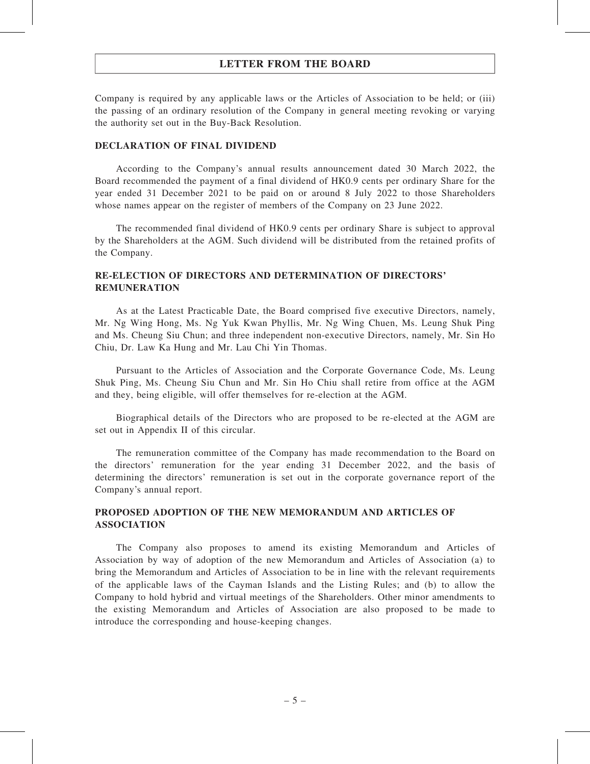Company is required by any applicable laws or the Articles of Association to be held; or (iii) the passing of an ordinary resolution of the Company in general meeting revoking or varying the authority set out in the Buy-Back Resolution.

## DECLARATION OF FINAL DIVIDEND

According to the Company's annual results announcement dated 30 March 2022, the Board recommended the payment of a final dividend of HK0.9 cents per ordinary Share for the year ended 31 December 2021 to be paid on or around 8 July 2022 to those Shareholders whose names appear on the register of members of the Company on 23 June 2022.

The recommended final dividend of HK0.9 cents per ordinary Share is subject to approval by the Shareholders at the AGM. Such dividend will be distributed from the retained profits of the Company.

## RE-ELECTION OF DIRECTORS AND DETERMINATION OF DIRECTORS' REMUNERATION

As at the Latest Practicable Date, the Board comprised five executive Directors, namely, Mr. Ng Wing Hong, Ms. Ng Yuk Kwan Phyllis, Mr. Ng Wing Chuen, Ms. Leung Shuk Ping and Ms. Cheung Siu Chun; and three independent non-executive Directors, namely, Mr. Sin Ho Chiu, Dr. Law Ka Hung and Mr. Lau Chi Yin Thomas.

Pursuant to the Articles of Association and the Corporate Governance Code, Ms. Leung Shuk Ping, Ms. Cheung Siu Chun and Mr. Sin Ho Chiu shall retire from office at the AGM and they, being eligible, will offer themselves for re-election at the AGM.

Biographical details of the Directors who are proposed to be re-elected at the AGM are set out in Appendix II of this circular.

The remuneration committee of the Company has made recommendation to the Board on the directors' remuneration for the year ending 31 December 2022, and the basis of determining the directors' remuneration is set out in the corporate governance report of the Company's annual report.

## PROPOSED ADOPTION OF THE NEW MEMORANDUM AND ARTICLES OF ASSOCIATION

The Company also proposes to amend its existing Memorandum and Articles of Association by way of adoption of the new Memorandum and Articles of Association (a) to bring the Memorandum and Articles of Association to be in line with the relevant requirements of the applicable laws of the Cayman Islands and the Listing Rules; and (b) to allow the Company to hold hybrid and virtual meetings of the Shareholders. Other minor amendments to the existing Memorandum and Articles of Association are also proposed to be made to introduce the corresponding and house-keeping changes.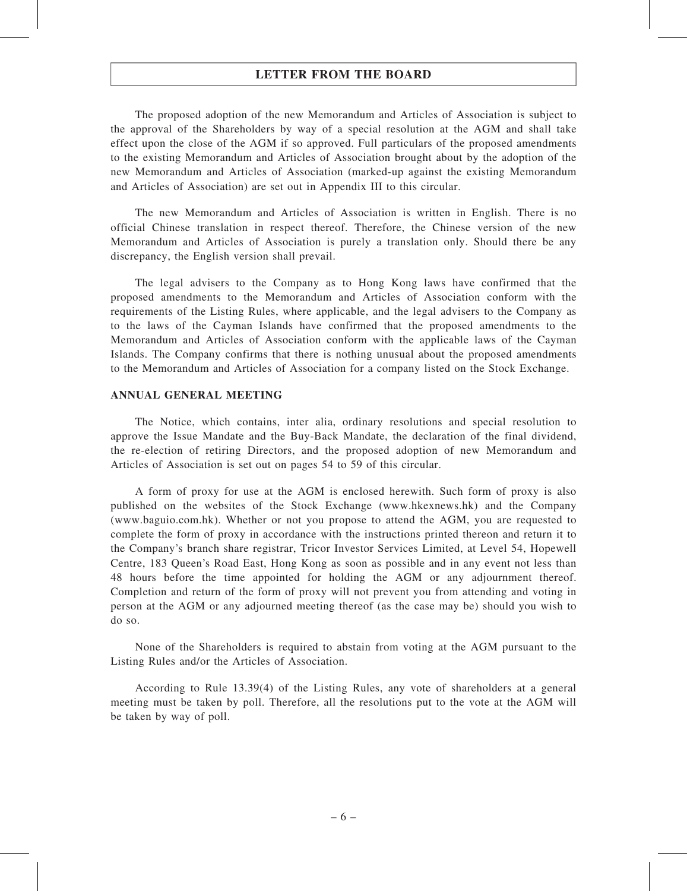The proposed adoption of the new Memorandum and Articles of Association is subject to the approval of the Shareholders by way of a special resolution at the AGM and shall take effect upon the close of the AGM if so approved. Full particulars of the proposed amendments to the existing Memorandum and Articles of Association brought about by the adoption of the new Memorandum and Articles of Association (marked-up against the existing Memorandum and Articles of Association) are set out in Appendix III to this circular.

The new Memorandum and Articles of Association is written in English. There is no official Chinese translation in respect thereof. Therefore, the Chinese version of the new Memorandum and Articles of Association is purely a translation only. Should there be any discrepancy, the English version shall prevail.

The legal advisers to the Company as to Hong Kong laws have confirmed that the proposed amendments to the Memorandum and Articles of Association conform with the requirements of the Listing Rules, where applicable, and the legal advisers to the Company as to the laws of the Cayman Islands have confirmed that the proposed amendments to the Memorandum and Articles of Association conform with the applicable laws of the Cayman Islands. The Company confirms that there is nothing unusual about the proposed amendments to the Memorandum and Articles of Association for a company listed on the Stock Exchange.

## ANNUAL GENERAL MEETING

The Notice, which contains, inter alia, ordinary resolutions and special resolution to approve the Issue Mandate and the Buy-Back Mandate, the declaration of the final dividend, the re-election of retiring Directors, and the proposed adoption of new Memorandum and Articles of Association is set out on pages 54 to 59 of this circular.

A form of proxy for use at the AGM is enclosed herewith. Such form of proxy is also published on the websites of the Stock Exchange (www.hkexnews.hk) and the Company (www.baguio.com.hk). Whether or not you propose to attend the AGM, you are requested to complete the form of proxy in accordance with the instructions printed thereon and return it to the Company's branch share registrar, Tricor Investor Services Limited, at Level 54, Hopewell Centre, 183 Queen's Road East, Hong Kong as soon as possible and in any event not less than 48 hours before the time appointed for holding the AGM or any adjournment thereof. Completion and return of the form of proxy will not prevent you from attending and voting in person at the AGM or any adjourned meeting thereof (as the case may be) should you wish to do so.

None of the Shareholders is required to abstain from voting at the AGM pursuant to the Listing Rules and/or the Articles of Association.

According to Rule 13.39(4) of the Listing Rules, any vote of shareholders at a general meeting must be taken by poll. Therefore, all the resolutions put to the vote at the AGM will be taken by way of poll.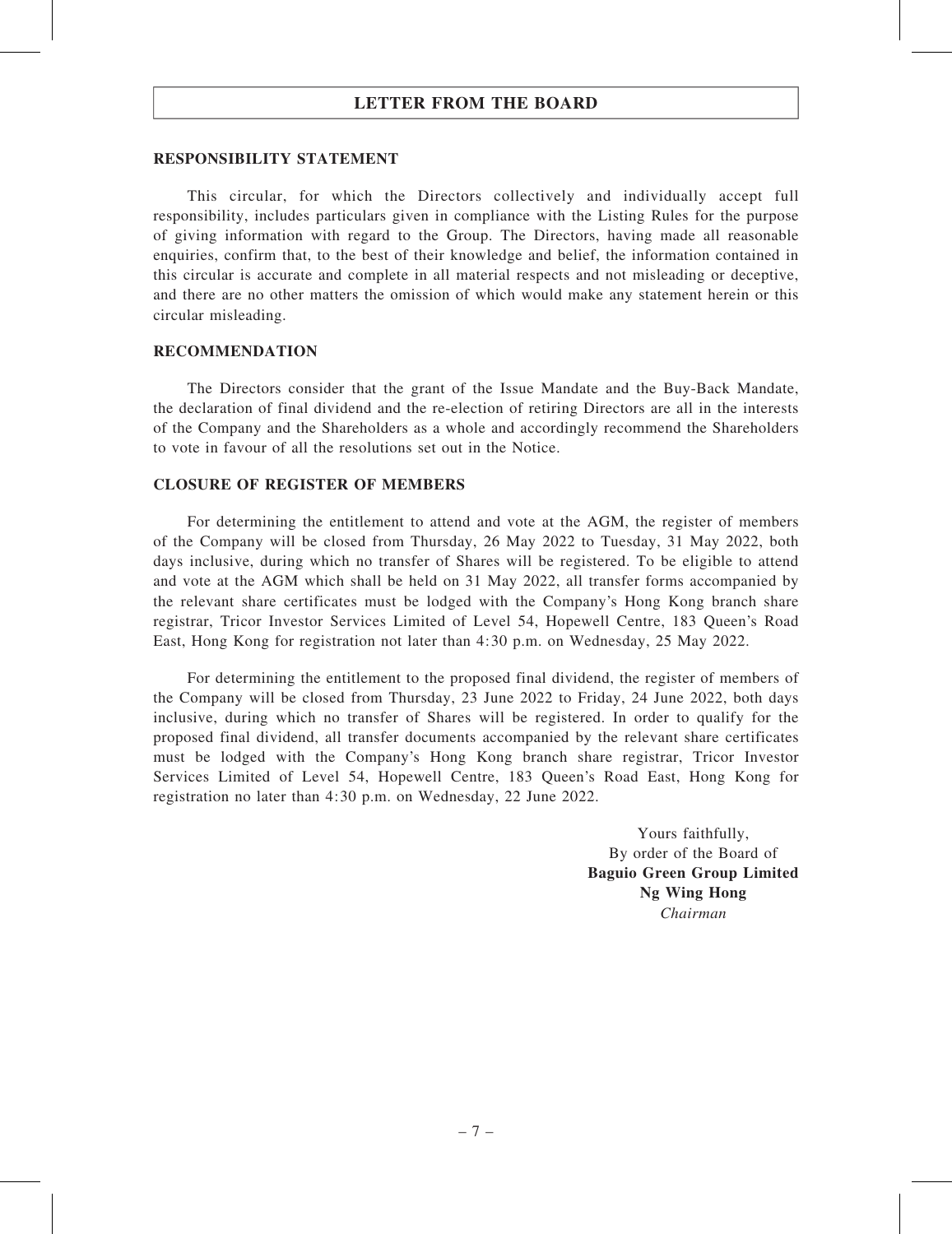# LETTER FROM THE BOARD

## RESPONSIBILITY STATEMENT

This circular, for which the Directors collectively and individually accept full responsibility, includes particulars given in compliance with the Listing Rules for the purpose of giving information with regard to the Group. The Directors, having made all reasonable enquiries, confirm that, to the best of their knowledge and belief, the information contained in this circular is accurate and complete in all material respects and not misleading or deceptive, and there are no other matters the omission of which would make any statement herein or this circular misleading.

## RECOMMENDATION

The Directors consider that the grant of the Issue Mandate and the Buy-Back Mandate, the declaration of final dividend and the re-election of retiring Directors are all in the interests of the Company and the Shareholders as a whole and accordingly recommend the Shareholders to vote in favour of all the resolutions set out in the Notice.

## CLOSURE OF REGISTER OF MEMBERS

For determining the entitlement to attend and vote at the AGM, the register of members of the Company will be closed from Thursday, 26 May 2022 to Tuesday, 31 May 2022, both days inclusive, during which no transfer of Shares will be registered. To be eligible to attend and vote at the AGM which shall be held on 31 May 2022, all transfer forms accompanied by the relevant share certificates must be lodged with the Company's Hong Kong branch share registrar, Tricor Investor Services Limited of Level 54, Hopewell Centre, 183 Queen's Road East, Hong Kong for registration not later than 4:30 p.m. on Wednesday, 25 May 2022.

For determining the entitlement to the proposed final dividend, the register of members of the Company will be closed from Thursday, 23 June 2022 to Friday, 24 June 2022, both days inclusive, during which no transfer of Shares will be registered. In order to qualify for the proposed final dividend, all transfer documents accompanied by the relevant share certificates must be lodged with the Company's Hong Kong branch share registrar, Tricor Investor Services Limited of Level 54, Hopewell Centre, 183 Queen's Road East, Hong Kong for registration no later than 4:30 p.m. on Wednesday, 22 June 2022.

Yours faithfully,
By order of the Board of
**Baguio Green Group Limited**
**Ng Wing Hong**
*Chairman*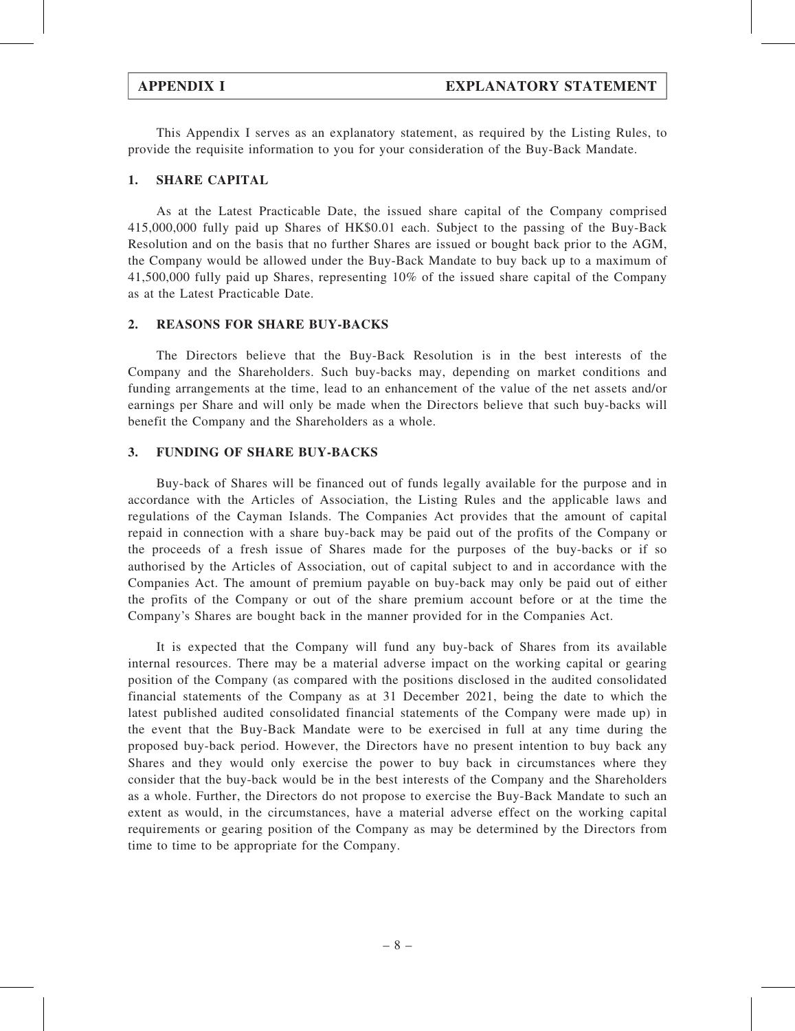This Appendix I serves as an explanatory statement, as required by the Listing Rules, to provide the requisite information to you for your consideration of the Buy-Back Mandate.

## 1. SHARE CAPITAL

As at the Latest Practicable Date, the issued share capital of the Company comprised 415,000,000 fully paid up Shares of HK$0.01 each. Subject to the passing of the Buy-Back Resolution and on the basis that no further Shares are issued or bought back prior to the AGM, the Company would be allowed under the Buy-Back Mandate to buy back up to a maximum of 41,500,000 fully paid up Shares, representing 10% of the issued share capital of the Company as at the Latest Practicable Date.

## 2. REASONS FOR SHARE BUY-BACKS

The Directors believe that the Buy-Back Resolution is in the best interests of the Company and the Shareholders. Such buy-backs may, depending on market conditions and funding arrangements at the time, lead to an enhancement of the value of the net assets and/or earnings per Share and will only be made when the Directors believe that such buy-backs will benefit the Company and the Shareholders as a whole.

## 3. FUNDING OF SHARE BUY-BACKS

Buy-back of Shares will be financed out of funds legally available for the purpose and in accordance with the Articles of Association, the Listing Rules and the applicable laws and regulations of the Cayman Islands. The Companies Act provides that the amount of capital repaid in connection with a share buy-back may be paid out of the profits of the Company or the proceeds of a fresh issue of Shares made for the purposes of the buy-backs or if so authorised by the Articles of Association, out of capital subject to and in accordance with the Companies Act. The amount of premium payable on buy-back may only be paid out of either the profits of the Company or out of the share premium account before or at the time the Company's Shares are bought back in the manner provided for in the Companies Act.

It is expected that the Company will fund any buy-back of Shares from its available internal resources. There may be a material adverse impact on the working capital or gearing position of the Company (as compared with the positions disclosed in the audited consolidated financial statements of the Company as at 31 December 2021, being the date to which the latest published audited consolidated financial statements of the Company were made up) in the event that the Buy-Back Mandate were to be exercised in full at any time during the proposed buy-back period. However, the Directors have no present intention to buy back any Shares and they would only exercise the power to buy back in circumstances where they consider that the buy-back would be in the best interests of the Company and the Shareholders as a whole. Further, the Directors do not propose to exercise the Buy-Back Mandate to such an extent as would, in the circumstances, have a material adverse effect on the working capital requirements or gearing position of the Company as may be determined by the Directors from time to time to be appropriate for the Company.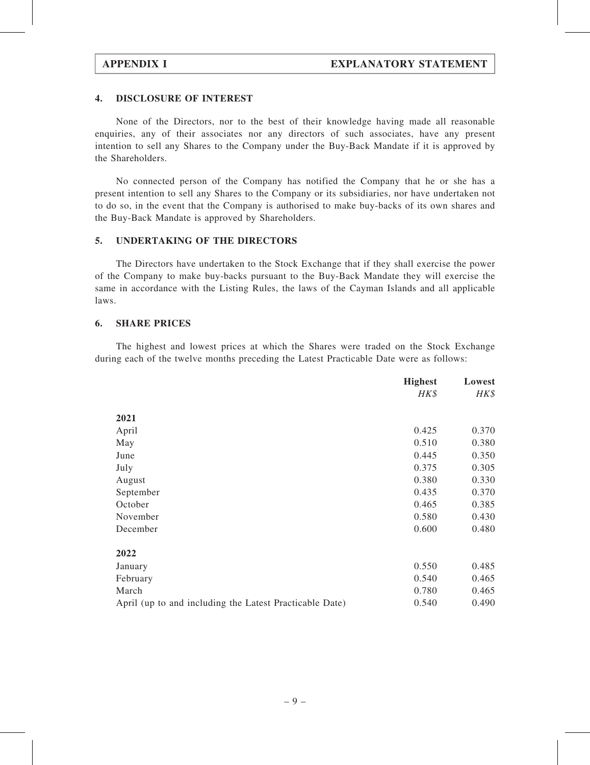## 4. DISCLOSURE OF INTEREST

None of the Directors, nor to the best of their knowledge having made all reasonable enquiries, any of their associates nor any directors of such associates, have any present intention to sell any Shares to the Company under the Buy-Back Mandate if it is approved by the Shareholders.

No connected person of the Company has notified the Company that he or she has a present intention to sell any Shares to the Company or its subsidiaries, nor have undertaken not to do so, in the event that the Company is authorised to make buy-backs of its own shares and the Buy-Back Mandate is approved by Shareholders.

## 5. UNDERTAKING OF THE DIRECTORS

The Directors have undertaken to the Stock Exchange that if they shall exercise the power of the Company to make buy-backs pursuant to the Buy-Back Mandate they will exercise the same in accordance with the Listing Rules, the laws of the Cayman Islands and all applicable laws.

## 6. SHARE PRICES

The highest and lowest prices at which the Shares were traded on the Stock Exchange during each of the twelve months preceding the Latest Practicable Date were as follows:

| | **Highest** | **Lowest** |
|---|---|---|
| | *HK$* | *HK$* |
| **2021** | | |
| April | 0.425 | 0.370 |
| May | 0.510 | 0.380 |
| June | 0.445 | 0.350 |
| July | 0.375 | 0.305 |
| August | 0.380 | 0.330 |
| September | 0.435 | 0.370 |
| October | 0.465 | 0.385 |
| November | 0.580 | 0.430 |
| December | 0.600 | 0.480 |
| **2022** | | |
| January | 0.550 | 0.485 |
| February | 0.540 | 0.465 |
| March | 0.780 | 0.465 |
| April (up to and including the Latest Practicable Date) | 0.540 | 0.490 |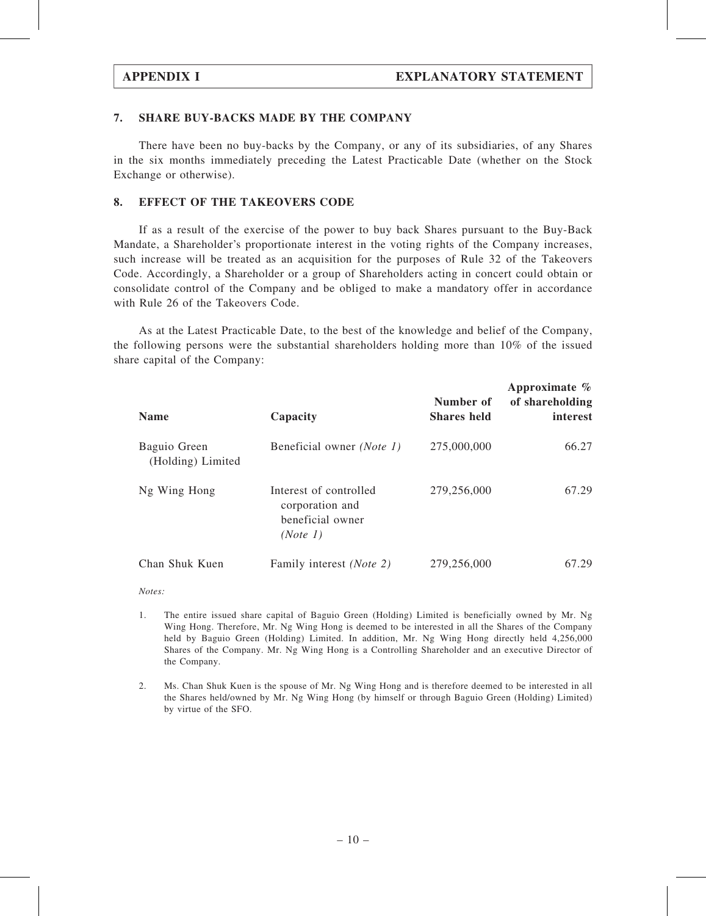## 7. SHARE BUY-BACKS MADE BY THE COMPANY

There have been no buy-backs by the Company, or any of its subsidiaries, of any Shares in the six months immediately preceding the Latest Practicable Date (whether on the Stock Exchange or otherwise).

## 8. EFFECT OF THE TAKEOVERS CODE

If as a result of the exercise of the power to buy back Shares pursuant to the Buy-Back Mandate, a Shareholder's proportionate interest in the voting rights of the Company increases, such increase will be treated as an acquisition for the purposes of Rule 32 of the Takeovers Code. Accordingly, a Shareholder or a group of Shareholders acting in concert could obtain or consolidate control of the Company and be obliged to make a mandatory offer in accordance with Rule 26 of the Takeovers Code.

As at the Latest Practicable Date, to the best of the knowledge and belief of the Company, the following persons were the substantial shareholders holding more than 10% of the issued share capital of the Company:

| Name | Capacity | Number of Shares held | Approximate % of shareholding interest |
|---|---|---|---|
| Baguio Green (Holding) Limited | Beneficial owner *(Note 1)* | 275,000,000 | 66.27 |
| Ng Wing Hong | Interest of controlled corporation and beneficial owner *(Note 1)* | 279,256,000 | 67.29 |
| Chan Shuk Kuen | Family interest *(Note 2)* | 279,256,000 | 67.29 |

*Notes:*

1. The entire issued share capital of Baguio Green (Holding) Limited is beneficially owned by Mr. Ng Wing Hong. Therefore, Mr. Ng Wing Hong is deemed to be interested in all the Shares of the Company held by Baguio Green (Holding) Limited. In addition, Mr. Ng Wing Hong directly held 4,256,000 Shares of the Company. Mr. Ng Wing Hong is a Controlling Shareholder and an executive Director of the Company.

2. Ms. Chan Shuk Kuen is the spouse of Mr. Ng Wing Hong and is therefore deemed to be interested in all the Shares held/owned by Mr. Ng Wing Hong (by himself or through Baguio Green (Holding) Limited) by virtue of the SFO.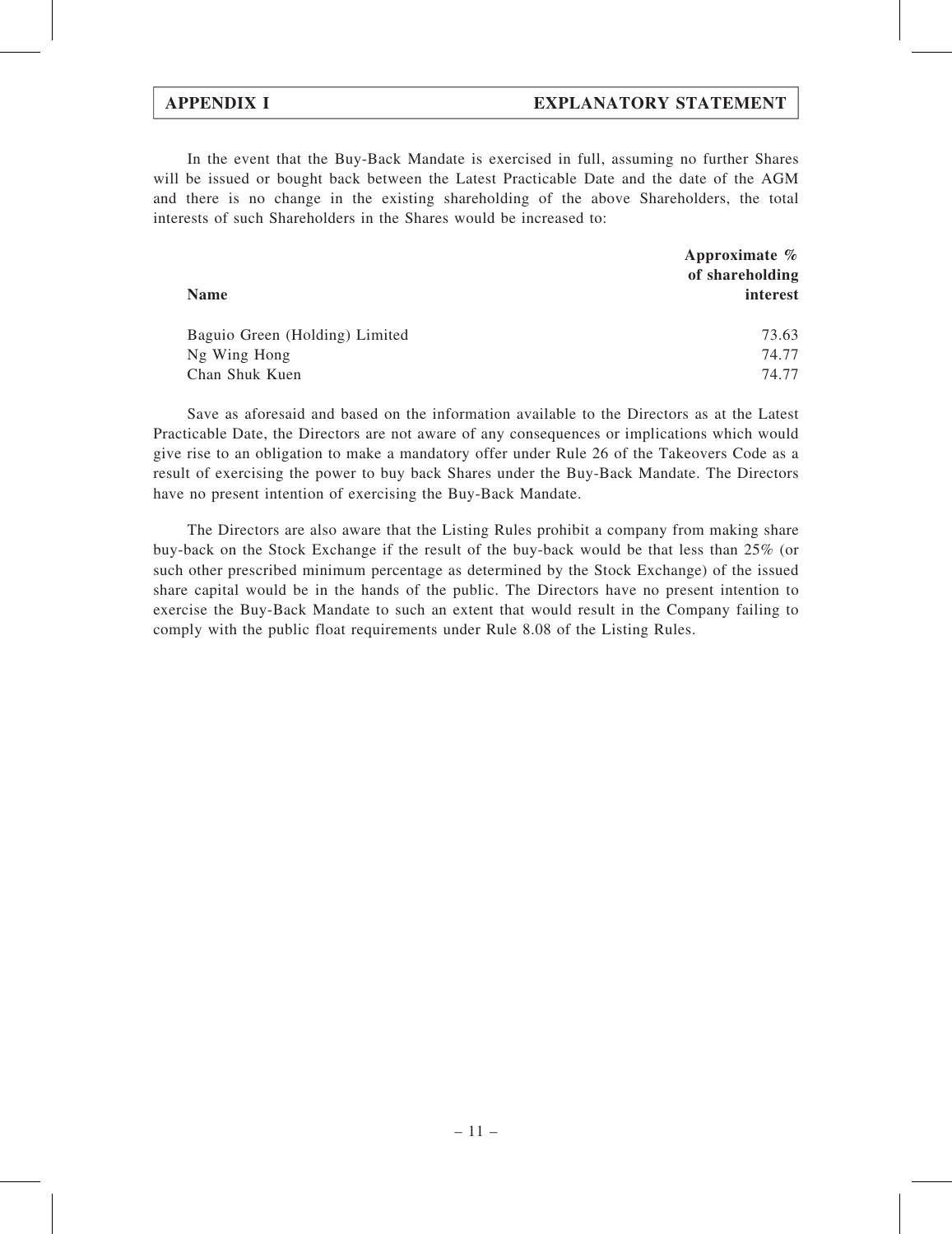In the event that the Buy-Back Mandate is exercised in full, assuming no further Shares will be issued or bought back between the Latest Practicable Date and the date of the AGM and there is no change in the existing shareholding of the above Shareholders, the total interests of such Shareholders in the Shares would be increased to:

| Name | Approximate % of shareholding interest |
|---|---|
| Baguio Green (Holding) Limited | 73.63 |
| Ng Wing Hong | 74.77 |
| Chan Shuk Kuen | 74.77 |

Save as aforesaid and based on the information available to the Directors as at the Latest Practicable Date, the Directors are not aware of any consequences or implications which would give rise to an obligation to make a mandatory offer under Rule 26 of the Takeovers Code as a result of exercising the power to buy back Shares under the Buy-Back Mandate. The Directors have no present intention of exercising the Buy-Back Mandate.

The Directors are also aware that the Listing Rules prohibit a company from making share buy-back on the Stock Exchange if the result of the buy-back would be that less than 25% (or such other prescribed minimum percentage as determined by the Stock Exchange) of the issued share capital would be in the hands of the public. The Directors have no present intention to exercise the Buy-Back Mandate to such an extent that would result in the Company failing to comply with the public float requirements under Rule 8.08 of the Listing Rules.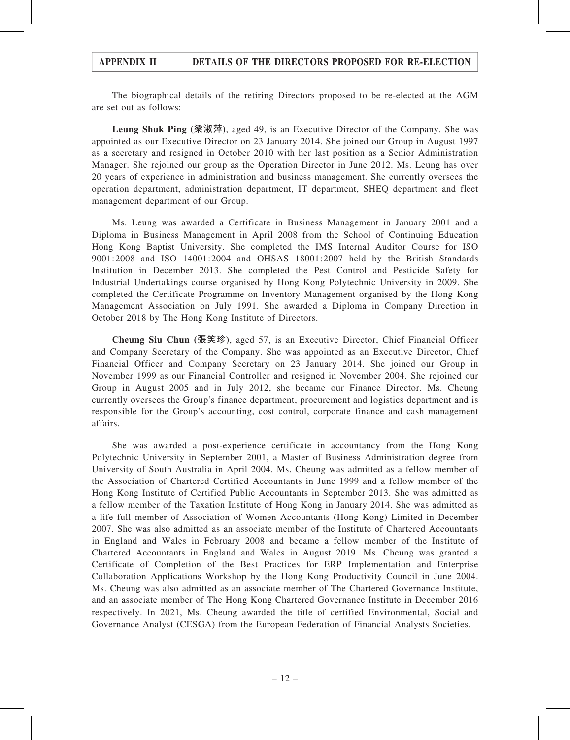The biographical details of the retiring Directors proposed to be re-elected at the AGM are set out as follows:

**Leung Shuk Ping (梁淑萍)**, aged 49, is an Executive Director of the Company. She was appointed as our Executive Director on 23 January 2014. She joined our Group in August 1997 as a secretary and resigned in October 2010 with her last position as a Senior Administration Manager. She rejoined our group as the Operation Director in June 2012. Ms. Leung has over 20 years of experience in administration and business management. She currently oversees the operation department, administration department, IT department, SHEQ department and fleet management department of our Group.

Ms. Leung was awarded a Certificate in Business Management in January 2001 and a Diploma in Business Management in April 2008 from the School of Continuing Education Hong Kong Baptist University. She completed the IMS Internal Auditor Course for ISO 9001:2008 and ISO 14001:2004 and OHSAS 18001:2007 held by the British Standards Institution in December 2013. She completed the Pest Control and Pesticide Safety for Industrial Undertakings course organised by Hong Kong Polytechnic University in 2009. She completed the Certificate Programme on Inventory Management organised by the Hong Kong Management Association on July 1991. She awarded a Diploma in Company Direction in October 2018 by The Hong Kong Institute of Directors.

**Cheung Siu Chun (張笑珍)**, aged 57, is an Executive Director, Chief Financial Officer and Company Secretary of the Company. She was appointed as an Executive Director, Chief Financial Officer and Company Secretary on 23 January 2014. She joined our Group in November 1999 as our Financial Controller and resigned in November 2004. She rejoined our Group in August 2005 and in July 2012, she became our Finance Director. Ms. Cheung currently oversees the Group's finance department, procurement and logistics department and is responsible for the Group's accounting, cost control, corporate finance and cash management affairs.

She was awarded a post-experience certificate in accountancy from the Hong Kong Polytechnic University in September 2001, a Master of Business Administration degree from University of South Australia in April 2004. Ms. Cheung was admitted as a fellow member of the Association of Chartered Certified Accountants in June 1999 and a fellow member of the Hong Kong Institute of Certified Public Accountants in September 2013. She was admitted as a fellow member of the Taxation Institute of Hong Kong in January 2014. She was admitted as a life full member of Association of Women Accountants (Hong Kong) Limited in December 2007. She was also admitted as an associate member of the Institute of Chartered Accountants in England and Wales in February 2008 and became a fellow member of the Institute of Chartered Accountants in England and Wales in August 2019. Ms. Cheung was granted a Certificate of Completion of the Best Practices for ERP Implementation and Enterprise Collaboration Applications Workshop by the Hong Kong Productivity Council in June 2004. Ms. Cheung was also admitted as an associate member of The Chartered Governance Institute, and an associate member of The Hong Kong Chartered Governance Institute in December 2016 respectively. In 2021, Ms. Cheung awarded the title of certified Environmental, Social and Governance Analyst (CESGA) from the European Federation of Financial Analysts Societies.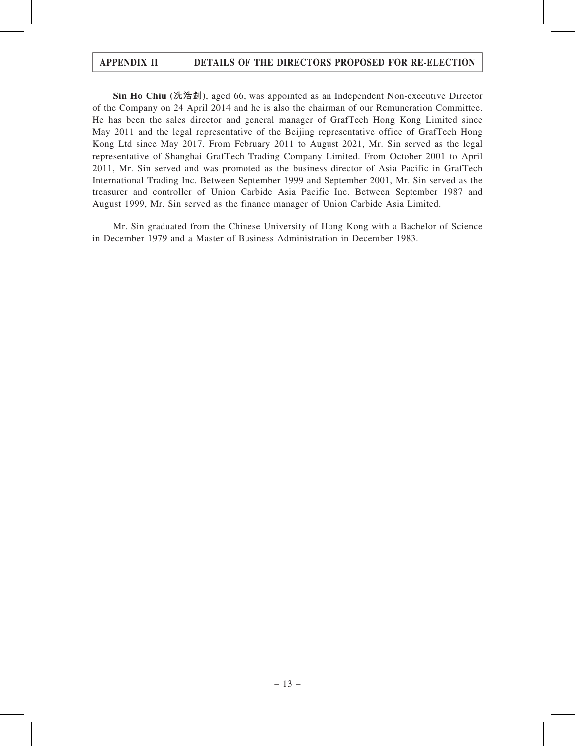**Sin Ho Chiu (冼浩釗)**, aged 66, was appointed as an Independent Non-executive Director of the Company on 24 April 2014 and he is also the chairman of our Remuneration Committee. He has been the sales director and general manager of GrafTech Hong Kong Limited since May 2011 and the legal representative of the Beijing representative office of GrafTech Hong Kong Ltd since May 2017. From February 2011 to August 2021, Mr. Sin served as the legal representative of Shanghai GrafTech Trading Company Limited. From October 2001 to April 2011, Mr. Sin served and was promoted as the business director of Asia Pacific in GrafTech International Trading Inc. Between September 1999 and September 2001, Mr. Sin served as the treasurer and controller of Union Carbide Asia Pacific Inc. Between September 1987 and August 1999, Mr. Sin served as the finance manager of Union Carbide Asia Limited.

Mr. Sin graduated from the Chinese University of Hong Kong with a Bachelor of Science in December 1979 and a Master of Business Administration in December 1983.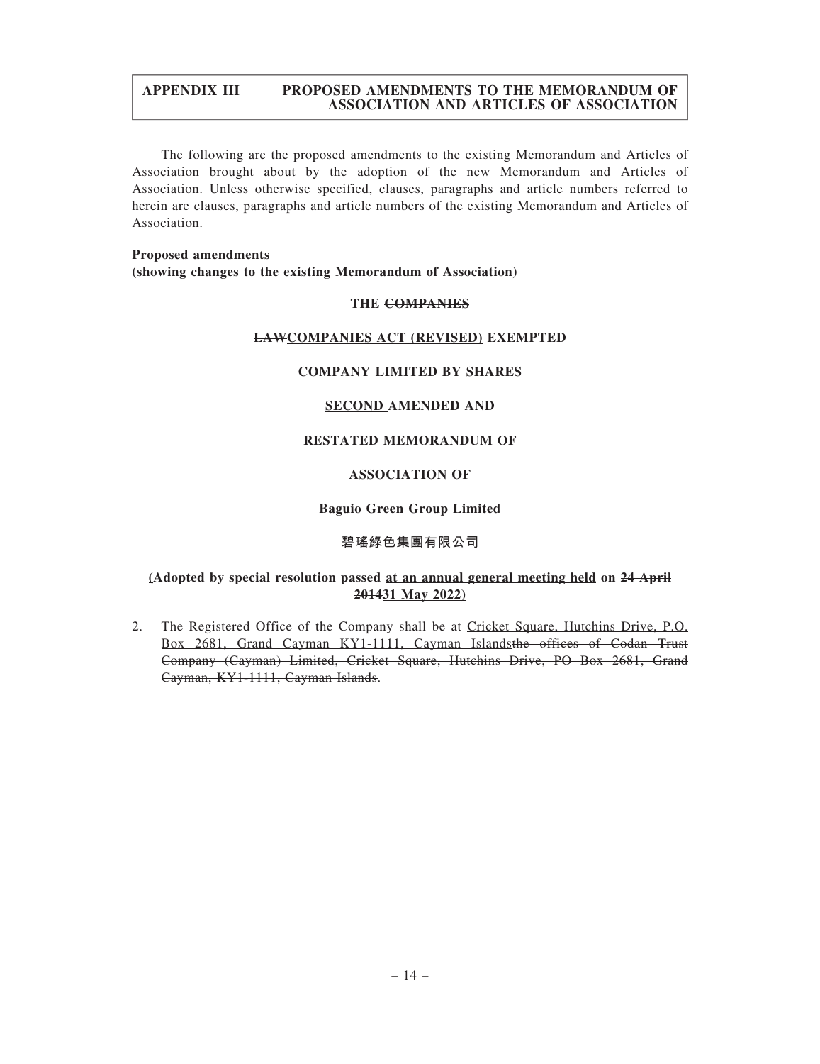# APPENDIX III PROPOSED AMENDMENTS TO THE MEMORANDUM OF ASSOCIATION AND ARTICLES OF ASSOCIATION

The following are the proposed amendments to the existing Memorandum and Articles of Association brought about by the adoption of the new Memorandum and Articles of Association. Unless otherwise specified, clauses, paragraphs and article numbers referred to herein are clauses, paragraphs and article numbers of the existing Memorandum and Articles of Association.

**Proposed amendments**
**(showing changes to the existing Memorandum of Association)**

**THE ~~COMPANIES~~**

**~~LAW~~<u>COMPANIES ACT (REVISED)</u> EXEMPTED**

**COMPANY LIMITED BY SHARES**

**<u>SECOND</u> AMENDED AND**

**RESTATED MEMORANDUM OF**

**ASSOCIATION OF**

**Baguio Green Group Limited**

**碧瑤綠色集團有限公司**

**(Adopted by special resolution passed <u>at an annual general meeting held</u> on ~~24 April 2014~~<u>31 May 2022</u>)**

2. The Registered Office of the Company shall be at <u>Cricket Square, Hutchins Drive, P.O. Box 2681, Grand Cayman KY1-1111, Cayman Islands</u>~~the offices of Codan Trust Company (Cayman) Limited, Cricket Square, Hutchins Drive, PO Box 2681, Grand Cayman, KY1-1111, Cayman Islands~~.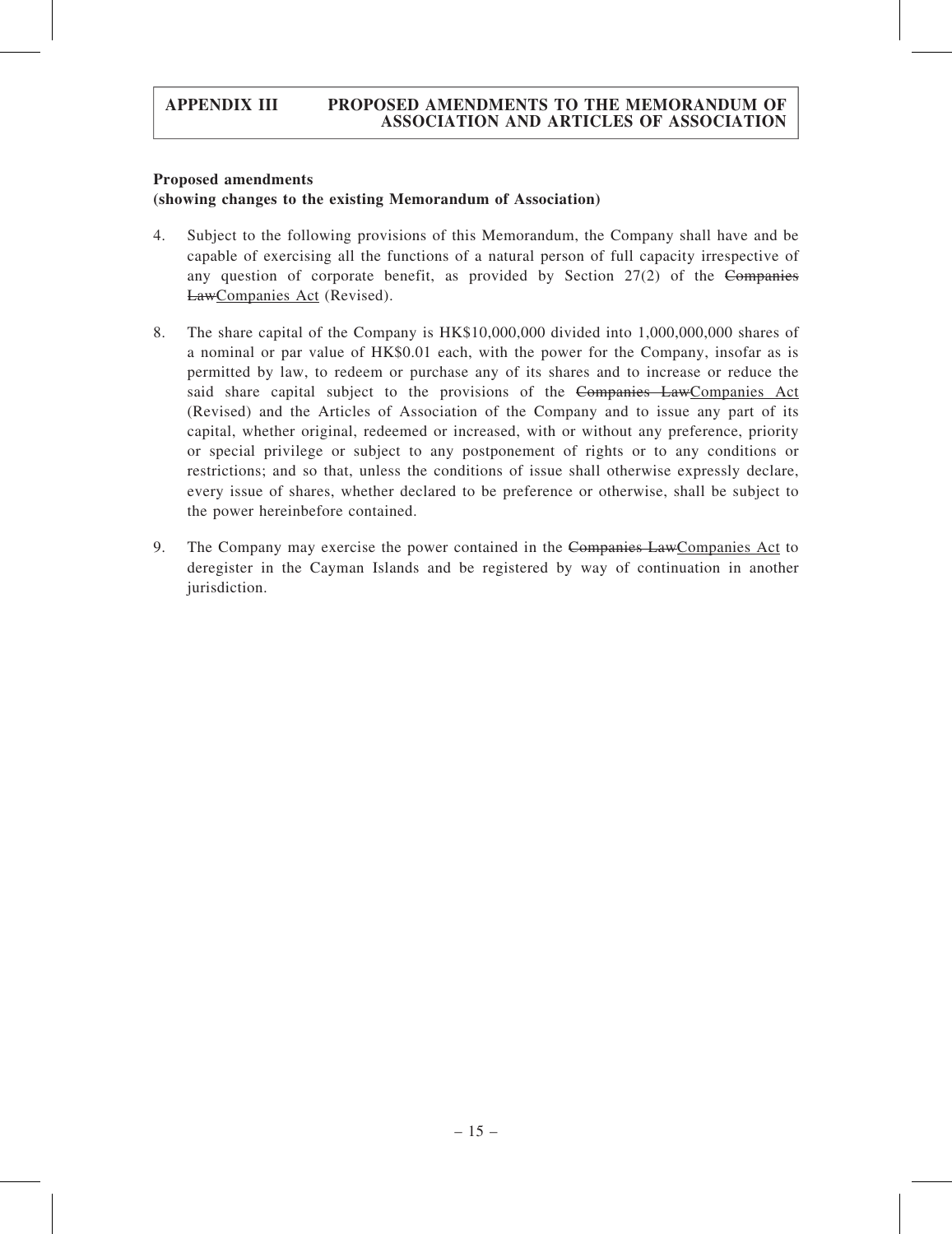**Proposed amendments**
**(showing changes to the existing Memorandum of Association)**

4. Subject to the following provisions of this Memorandum, the Company shall have and be capable of exercising all the functions of a natural person of full capacity irrespective of any question of corporate benefit, as provided by Section 27(2) of the ~~Companies Law~~<u>Companies Act</u> (Revised).

8. The share capital of the Company is HK$10,000,000 divided into 1,000,000,000 shares of a nominal or par value of HK$0.01 each, with the power for the Company, insofar as is permitted by law, to redeem or purchase any of its shares and to increase or reduce the said share capital subject to the provisions of the ~~Companies Law~~<u>Companies Act</u> (Revised) and the Articles of Association of the Company and to issue any part of its capital, whether original, redeemed or increased, with or without any preference, priority or special privilege or subject to any postponement of rights or to any conditions or restrictions; and so that, unless the conditions of issue shall otherwise expressly declare, every issue of shares, whether declared to be preference or otherwise, shall be subject to the power hereinbefore contained.

9. The Company may exercise the power contained in the ~~Companies Law~~<u>Companies Act</u> to deregister in the Cayman Islands and be registered by way of continuation in another jurisdiction.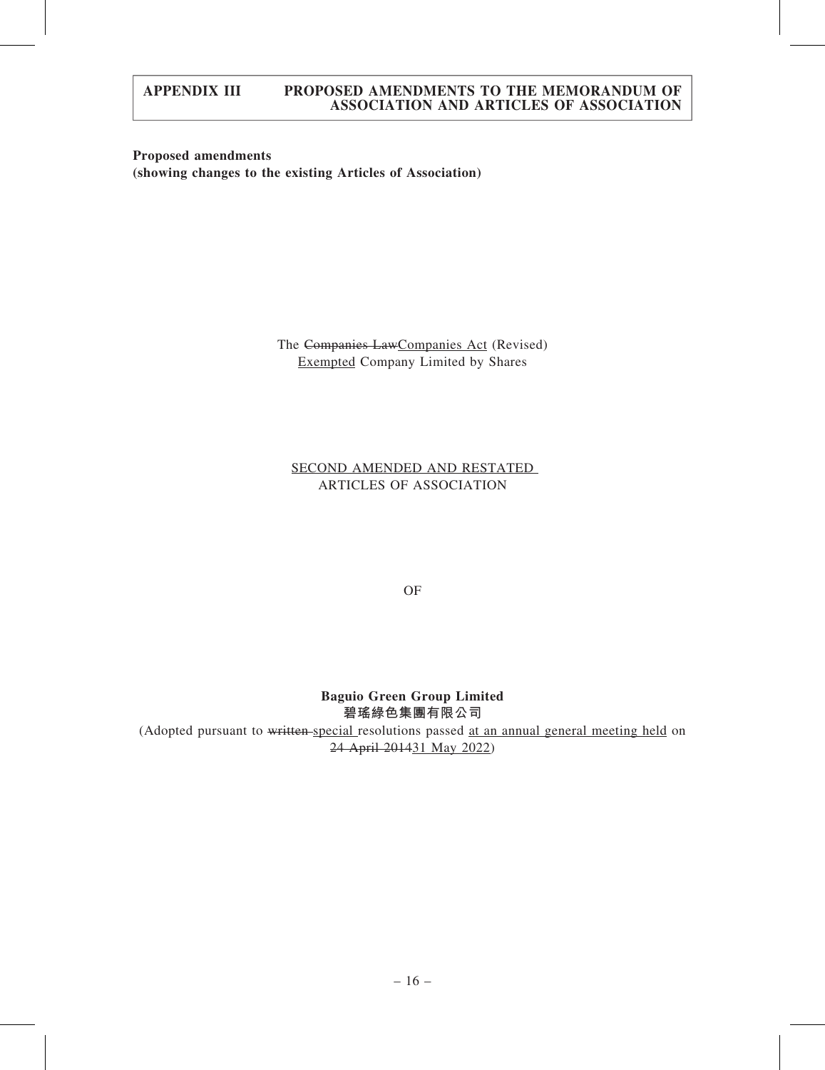**Proposed amendments**
**(showing changes to the existing Articles of Association)**

The ~~Companies Law~~Companies Act (Revised)
Exempted Company Limited by Shares

SECOND AMENDED AND RESTATED
ARTICLES OF ASSOCIATION

OF

**Baguio Green Group Limited**
**碧瑤綠色集團有限公司**

(Adopted pursuant to ~~written~~ special resolutions passed at an annual general meeting held on ~~24 April 2014~~31 May 2022)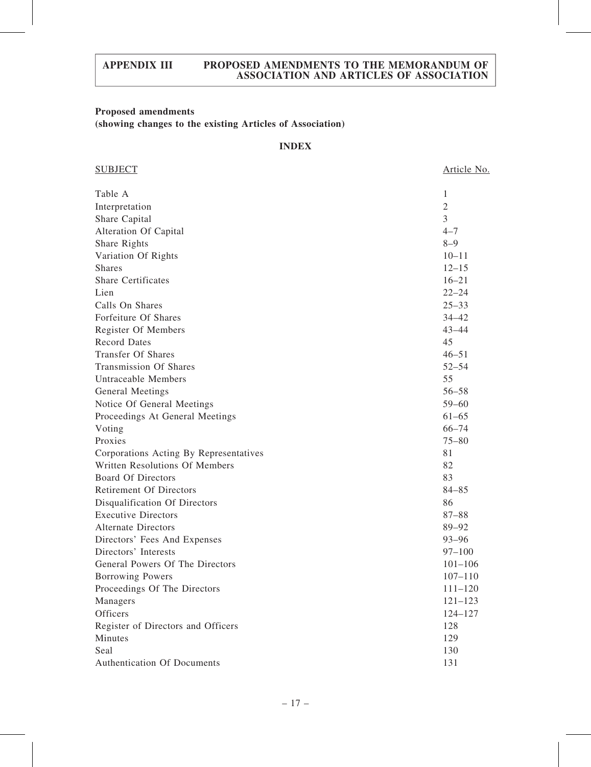**Proposed amendments**
**(showing changes to the existing Articles of Association)**

**INDEX**

| SUBJECT | Article No. |
|---|---|
| Table A | 1 |
| Interpretation | 2 |
| Share Capital | 3 |
| Alteration Of Capital | 4–7 |
| Share Rights | 8–9 |
| Variation Of Rights | 10–11 |
| Shares | 12–15 |
| Share Certificates | 16–21 |
| Lien | 22–24 |
| Calls On Shares | 25–33 |
| Forfeiture Of Shares | 34–42 |
| Register Of Members | 43–44 |
| Record Dates | 45 |
| Transfer Of Shares | 46–51 |
| Transmission Of Shares | 52–54 |
| Untraceable Members | 55 |
| General Meetings | 56–58 |
| Notice Of General Meetings | 59–60 |
| Proceedings At General Meetings | 61–65 |
| Voting | 66–74 |
| Proxies | 75–80 |
| Corporations Acting By Representatives | 81 |
| Written Resolutions Of Members | 82 |
| Board Of Directors | 83 |
| Retirement Of Directors | 84–85 |
| Disqualification Of Directors | 86 |
| Executive Directors | 87–88 |
| Alternate Directors | 89–92 |
| Directors' Fees And Expenses | 93–96 |
| Directors' Interests | 97–100 |
| General Powers Of The Directors | 101–106 |
| Borrowing Powers | 107–110 |
| Proceedings Of The Directors | 111–120 |
| Managers | 121–123 |
| Officers | 124–127 |
| Register of Directors and Officers | 128 |
| Minutes | 129 |
| Seal | 130 |
| Authentication Of Documents | 131 |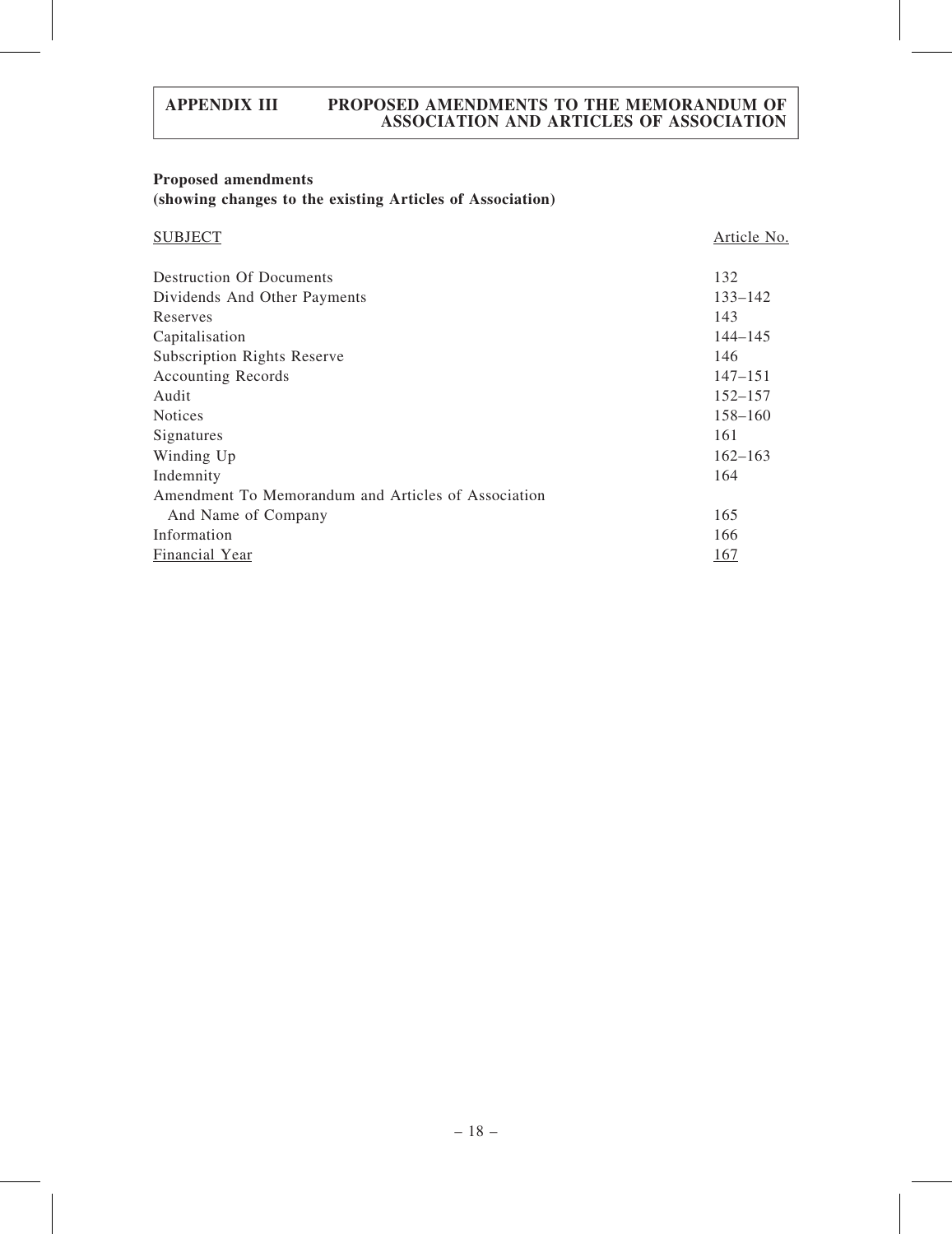**Proposed amendments**
**(showing changes to the existing Articles of Association)**

| SUBJECT | Article No. |
|---|---|
| Destruction Of Documents | 132 |
| Dividends And Other Payments | 133–142 |
| Reserves | 143 |
| Capitalisation | 144–145 |
| Subscription Rights Reserve | 146 |
| Accounting Records | 147–151 |
| Audit | 152–157 |
| Notices | 158–160 |
| Signatures | 161 |
| Winding Up | 162–163 |
| Indemnity | 164 |
| Amendment To Memorandum and Articles of Association And Name of Company | 165 |
| Information | 166 |
| Financial Year | 167 |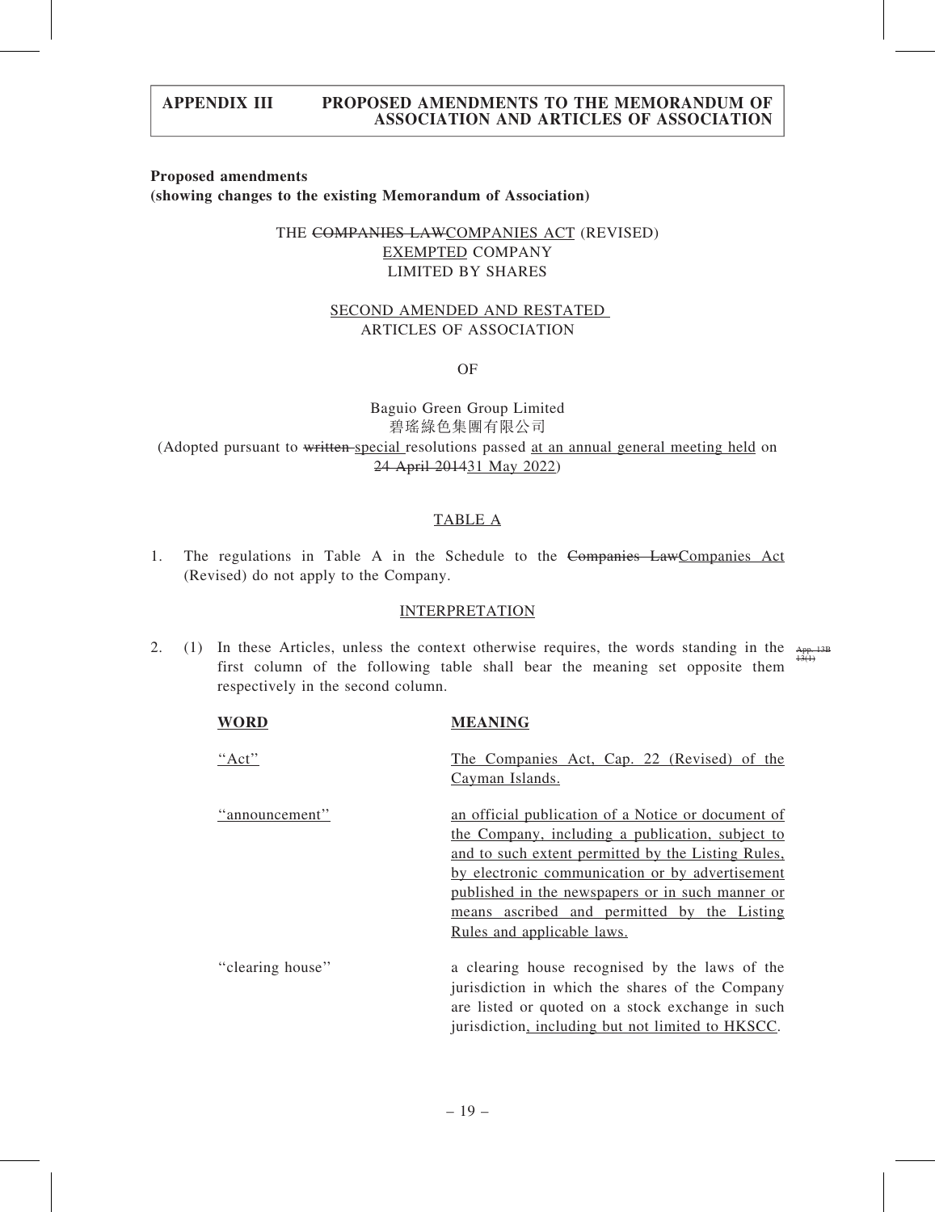# APPENDIX III PROPOSED AMENDMENTS TO THE MEMORANDUM OF ASSOCIATION AND ARTICLES OF ASSOCIATION

**Proposed amendments**
**(showing changes to the existing Memorandum of Association)**

THE ~~COMPANIES LAW~~<u>COMPANIES ACT</u> (REVISED)
<u>EXEMPTED</u> COMPANY
LIMITED BY SHARES

<u>SECOND AMENDED AND RESTATED</u>
ARTICLES OF ASSOCIATION

OF

Baguio Green Group Limited
碧瑤綠色集團有限公司
(Adopted pursuant to ~~written~~ <u>special</u> resolutions passed <u>at an annual general meeting held</u> on ~~24 April 2014~~<u>31 May 2022</u>)

<u>TABLE A</u>

1. The regulations in Table A in the Schedule to the ~~Companies Law~~<u>Companies Act</u> (Revised) do not apply to the Company.

<u>INTERPRETATION</u>

2. (1) In these Articles, unless the context otherwise requires, the words standing in the first column of the following table shall bear the meaning set opposite them respectively in the second column. ~~App. 13B 13(1)~~

| <u>**WORD**</u> | <u>**MEANING**</u> |
|---|---|
| <u>"Act"</u> | <u>The Companies Act, Cap. 22 (Revised) of the Cayman Islands.</u> |
| <u>"announcement"</u> | <u>an official publication of a Notice or document of the Company, including a publication, subject to and to such extent permitted by the Listing Rules, by electronic communication or by advertisement published in the newspapers or in such manner or means ascribed and permitted by the Listing Rules and applicable laws.</u> |
| "clearing house" | a clearing house recognised by the laws of the jurisdiction in which the shares of the Company are listed or quoted on a stock exchange in such jurisdiction<u>, including but not limited to HKSCC</u>. |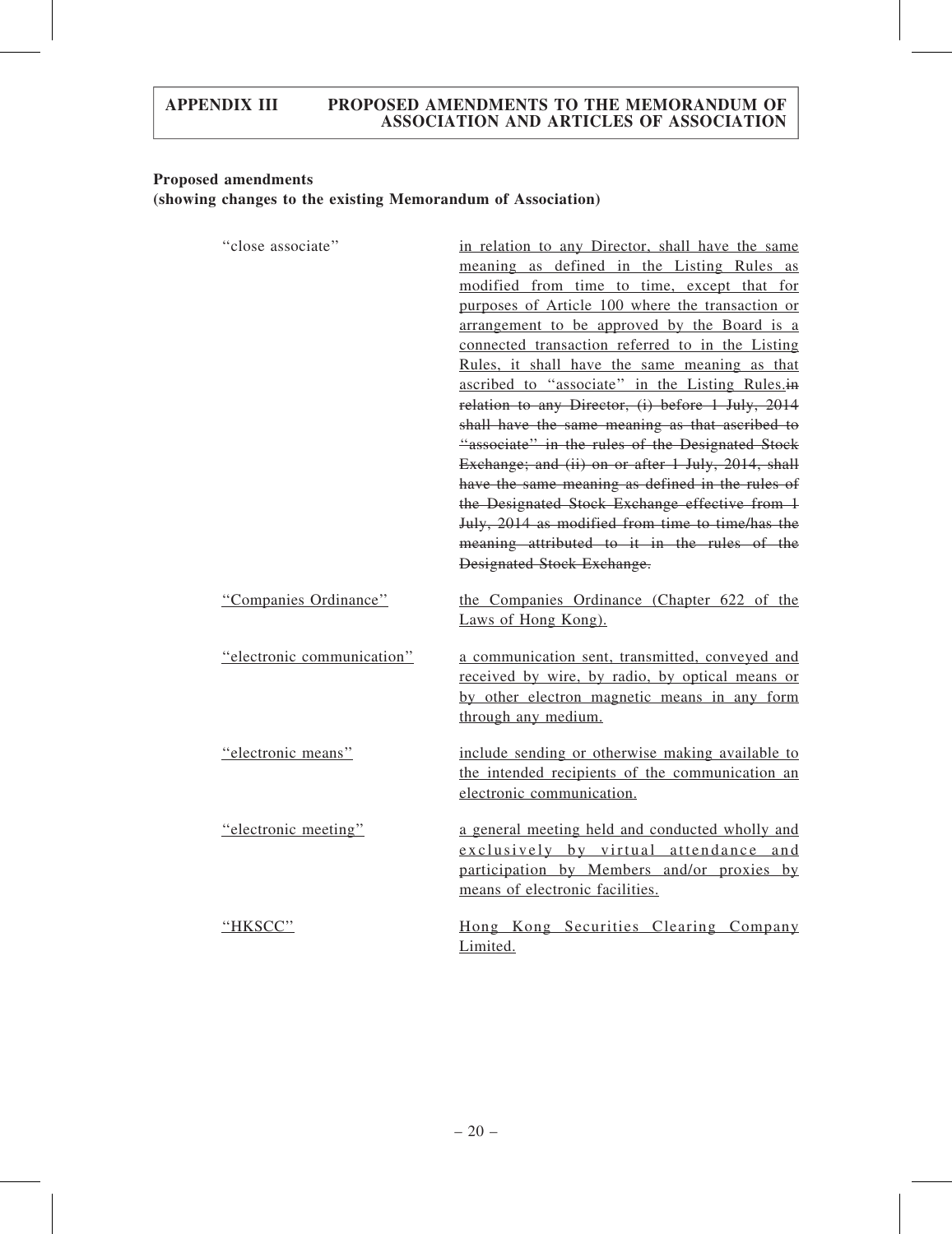**Proposed amendments**
**(showing changes to the existing Memorandum of Association)**

| | |
|---|---|
| "close associate" | <u>in relation to any Director, shall have the same meaning as defined in the Listing Rules as modified from time to time, except that for purposes of Article 100 where the transaction or arrangement to be approved by the Board is a connected transaction referred to in the Listing Rules, it shall have the same meaning as that ascribed to "associate" in the Listing Rules.</u>~~in relation to any Director, (i) before 1 July, 2014 shall have the same meaning as that ascribed to "associate" in the rules of the Designated Stock Exchange; and (ii) on or after 1 July, 2014, shall have the same meaning as defined in the rules of the Designated Stock Exchange effective from 1 July, 2014 as modified from time to time/has the meaning attributed to it in the rules of the Designated Stock Exchange.~~ |
| <u>"Companies Ordinance"</u> | <u>the Companies Ordinance (Chapter 622 of the Laws of Hong Kong).</u> |
| <u>"electronic communication"</u> | <u>a communication sent, transmitted, conveyed and received by wire, by radio, by optical means or by other electron magnetic means in any form through any medium.</u> |
| <u>"electronic means"</u> | <u>include sending or otherwise making available to the intended recipients of the communication an electronic communication.</u> |
| <u>"electronic meeting"</u> | <u>a general meeting held and conducted wholly and exclusively by virtual attendance and participation by Members and/or proxies by means of electronic facilities.</u> |
| <u>"HKSCC"</u> | <u>Hong Kong Securities Clearing Company Limited.</u> |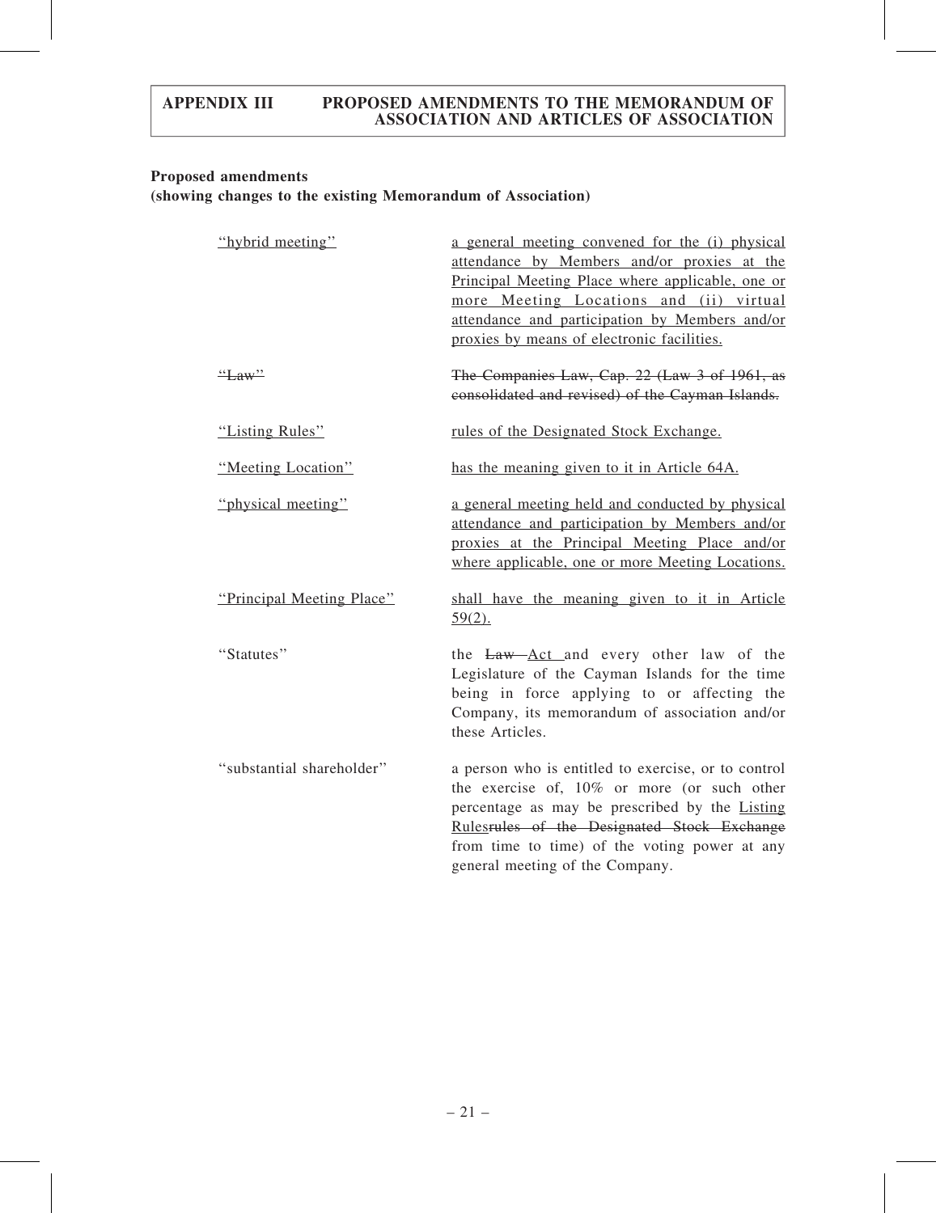**Proposed amendments**
**(showing changes to the existing Memorandum of Association)**

| | |
|---|---|
| <u>"hybrid meeting"</u> | <u>a general meeting convened for the (i) physical attendance by Members and/or proxies at the Principal Meeting Place where applicable, one or more Meeting Locations and (ii) virtual attendance and participation by Members and/or proxies by means of electronic facilities.</u> |
| ~~"Law"~~ | ~~The Companies Law, Cap. 22 (Law 3 of 1961, as consolidated and revised) of the Cayman Islands.~~ |
| <u>"Listing Rules"</u> | <u>rules of the Designated Stock Exchange.</u> |
| <u>"Meeting Location"</u> | <u>has the meaning given to it in Article 64A.</u> |
| <u>"physical meeting"</u> | <u>a general meeting held and conducted by physical attendance and participation by Members and/or proxies at the Principal Meeting Place and/or where applicable, one or more Meeting Locations.</u> |
| <u>"Principal Meeting Place"</u> | <u>shall have the meaning given to it in Article 59(2).</u> |
| "Statutes" | the ~~Law~~ <u>Act</u> and every other law of the Legislature of the Cayman Islands for the time being in force applying to or affecting the Company, its memorandum of association and/or these Articles. |
| "substantial shareholder" | a person who is entitled to exercise, or to control the exercise of, 10% or more (or such other percentage as may be prescribed by the <u>Listing Rules</u>~~rules of the Designated Stock Exchange~~ from time to time) of the voting power at any general meeting of the Company. |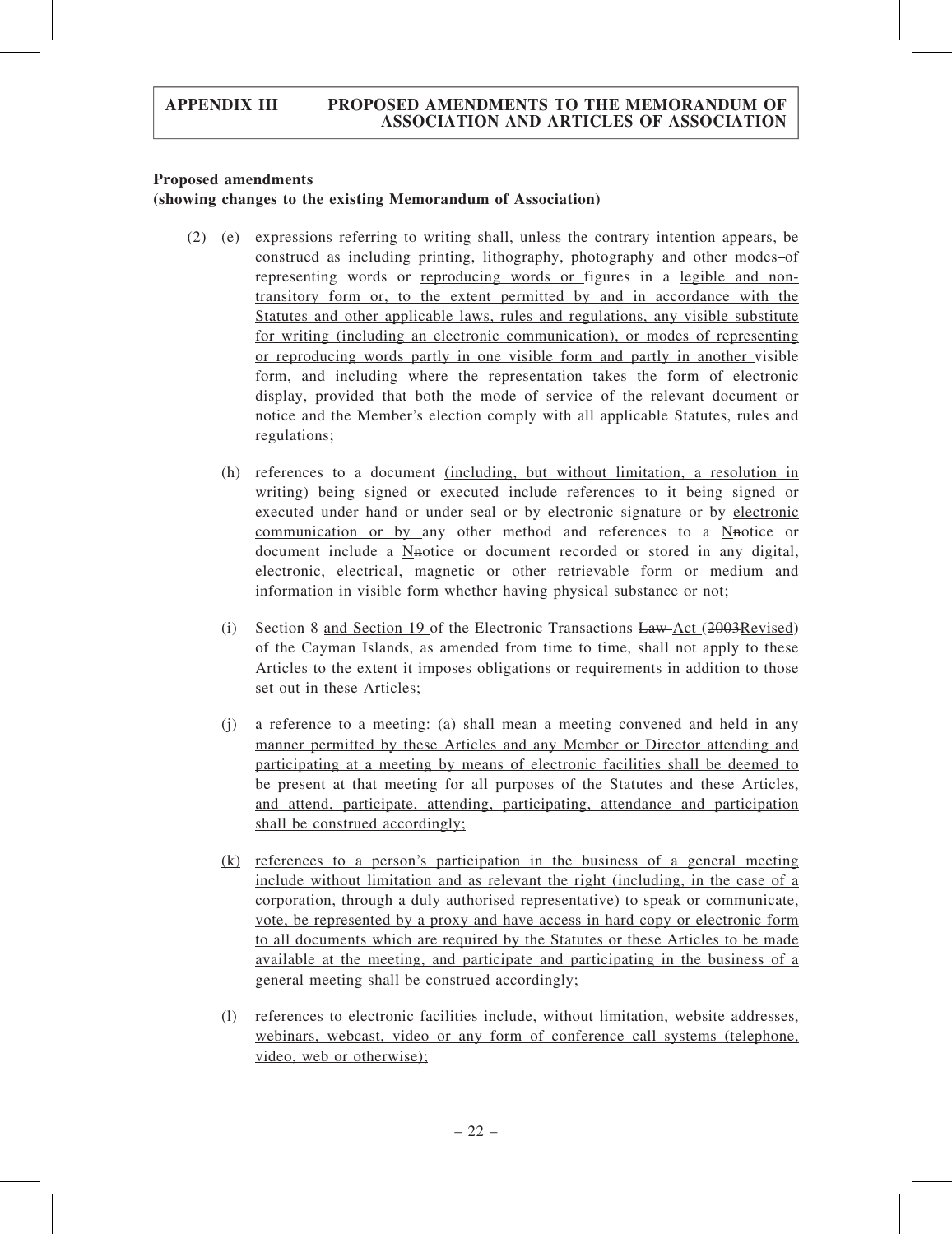**Proposed amendments**
**(showing changes to the existing Memorandum of Association)**

(2) (e) expressions referring to writing shall, unless the contrary intention appears, be construed as including printing, lithography, photography and other modes of representing words or reproducing words or figures in a legible and non-transitory form or, to the extent permitted by and in accordance with the Statutes and other applicable laws, rules and regulations, any visible substitute for writing (including an electronic communication), or modes of representing or reproducing words partly in one visible form and partly in another visible form, and including where the representation takes the form of electronic display, provided that both the mode of service of the relevant document or notice and the Member's election comply with all applicable Statutes, rules and regulations;

(h) references to a document (including, but without limitation, a resolution in writing) being signed or executed include references to it being signed or executed under hand or under seal or by electronic signature or by electronic communication or by any other method and references to a Nnotice or document include a Nnotice or document recorded or stored in any digital, electronic, electrical, magnetic or other retrievable form or medium and information in visible form whether having physical substance or not;

(i) Section 8 and Section 19 of the Electronic Transactions Law Act (2003Revised) of the Cayman Islands, as amended from time to time, shall not apply to these Articles to the extent it imposes obligations or requirements in addition to those set out in these Articles;

(j) a reference to a meeting: (a) shall mean a meeting convened and held in any manner permitted by these Articles and any Member or Director attending and participating at a meeting by means of electronic facilities shall be deemed to be present at that meeting for all purposes of the Statutes and these Articles, and attend, participate, attending, participating, attendance and participation shall be construed accordingly;

(k) references to a person's participation in the business of a general meeting include without limitation and as relevant the right (including, in the case of a corporation, through a duly authorised representative) to speak or communicate, vote, be represented by a proxy and have access in hard copy or electronic form to all documents which are required by the Statutes or these Articles to be made available at the meeting, and participate and participating in the business of a general meeting shall be construed accordingly;

(l) references to electronic facilities include, without limitation, website addresses, webinars, webcast, video or any form of conference call systems (telephone, video, web or otherwise);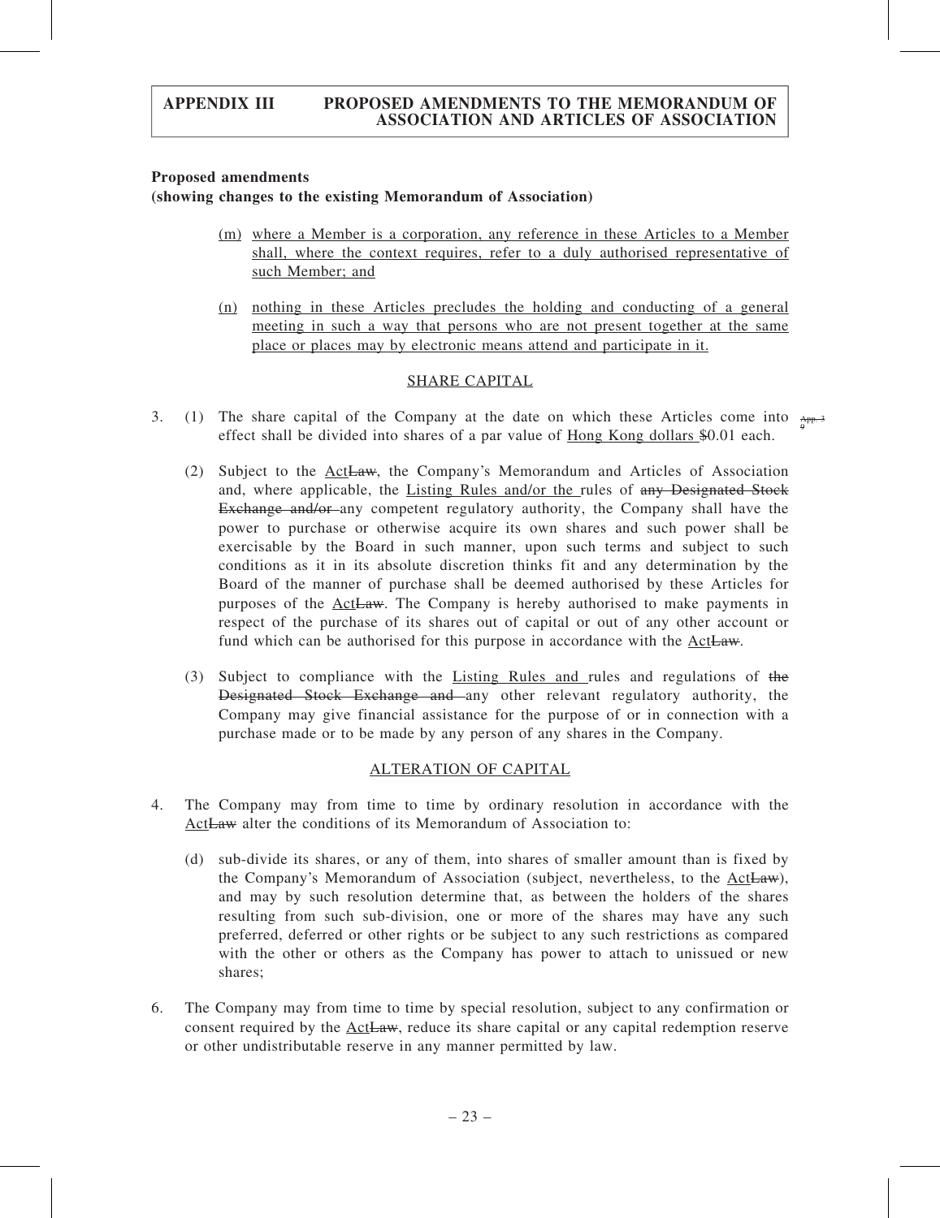**Proposed amendments**
**(showing changes to the existing Memorandum of Association)**

(m) where a Member is a corporation, any reference in these Articles to a Member shall, where the context requires, refer to a duly authorised representative of such Member; and

(n) nothing in these Articles precludes the holding and conducting of a general meeting in such a way that persons who are not present together at the same place or places may by electronic means attend and participate in it.

SHARE CAPITAL

3. (1) The share capital of the Company at the date on which these Articles come into effect shall be divided into shares of a par value of Hong Kong dollars $0.01 each.

App. 3 9

(2) Subject to the ActLaw, the Company's Memorandum and Articles of Association and, where applicable, the Listing Rules and/or the rules of any Designated Stock Exchange and/or any competent regulatory authority, the Company shall have the power to purchase or otherwise acquire its own shares and such power shall be exercisable by the Board in such manner, upon such terms and subject to such conditions as it in its absolute discretion thinks fit and any determination by the Board of the manner of purchase shall be deemed authorised by these Articles for purposes of the ActLaw. The Company is hereby authorised to make payments in respect of the purchase of its shares out of capital or out of any other account or fund which can be authorised for this purpose in accordance with the ActLaw.

(3) Subject to compliance with the Listing Rules and rules and regulations of the Designated Stock Exchange and any other relevant regulatory authority, the Company may give financial assistance for the purpose of or in connection with a purchase made or to be made by any person of any shares in the Company.

ALTERATION OF CAPITAL

4. The Company may from time to time by ordinary resolution in accordance with the ActLaw alter the conditions of its Memorandum of Association to:

(d) sub-divide its shares, or any of them, into shares of smaller amount than is fixed by the Company's Memorandum of Association (subject, nevertheless, to the ActLaw), and may by such resolution determine that, as between the holders of the shares resulting from such sub-division, one or more of the shares may have any such preferred, deferred or other rights or be subject to any such restrictions as compared with the other or others as the Company has power to attach to unissued or new shares;

6. The Company may from time to time by special resolution, subject to any confirmation or consent required by the ActLaw, reduce its share capital or any capital redemption reserve or other undistributable reserve in any manner permitted by law.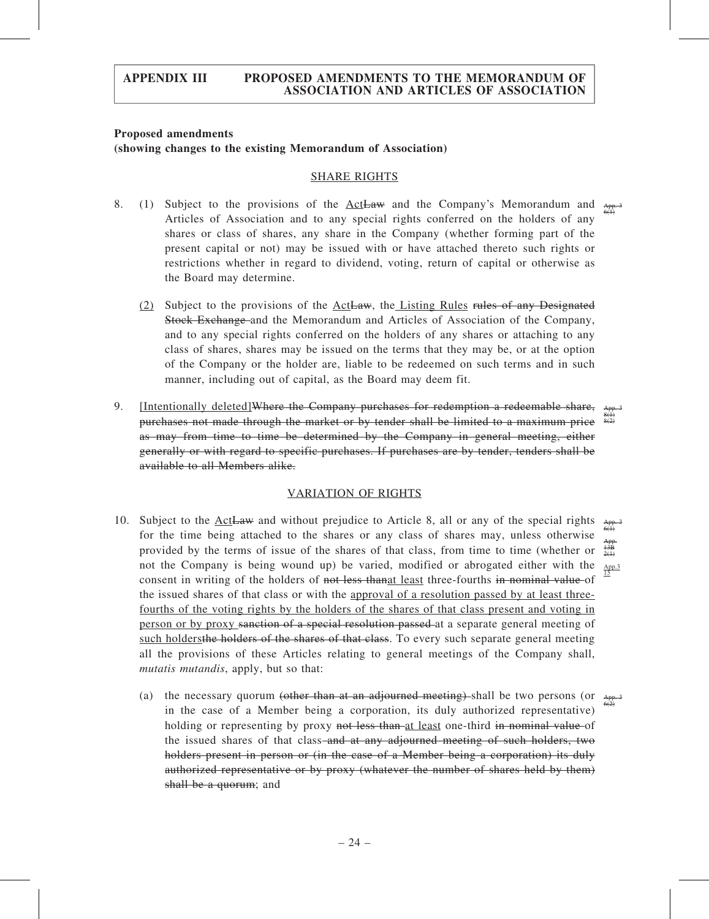**Proposed amendments**
**(showing changes to the existing Memorandum of Association)**

## SHARE RIGHTS

8. (1) Subject to the provisions of the <u>Act</u>~~Law~~ and the Company's Memorandum and Articles of Association and to any special rights conferred on the holders of any shares or class of shares, any share in the Company (whether forming part of the present capital or not) may be issued with or have attached thereto such rights or restrictions whether in regard to dividend, voting, return of capital or otherwise as the Board may determine. ~~App. 3 6(1)~~

   <u>(2)</u> Subject to the provisions of the <u>Act</u>~~Law~~, the <u>Listing Rules</u> ~~rules of any Designated Stock Exchange~~ and the Memorandum and Articles of Association of the Company, and to any special rights conferred on the holders of any shares or attaching to any class of shares, shares may be issued on the terms that they may be, or at the option of the Company or the holder are, liable to be redeemed on such terms and in such manner, including out of capital, as the Board may deem fit.

9. <u>[Intentionally deleted]</u>~~Where the Company purchases for redemption a redeemable share, purchases not made through the market or by tender shall be limited to a maximum price as may from time to time be determined by the Company in general meeting, either generally or with regard to specific purchases. If purchases are by tender, tenders shall be available to all Members alike.~~ ~~App. 3 8(1) 8(2)~~

## VARIATION OF RIGHTS

10. Subject to the <u>Act</u>~~Law~~ and without prejudice to Article 8, all or any of the special rights for the time being attached to the shares or any class of shares may, unless otherwise provided by the terms of issue of the shares of that class, from time to time (whether or not the Company is being wound up) be varied, modified or abrogated either with the consent in writing of the holders of ~~not less than~~<u>at least</u> three-fourths ~~in nominal value~~ of the issued shares of that class or with the <u>approval of a resolution passed by at least three-fourths of the voting rights by the holders of the shares of that class present and voting in person or by proxy</u> ~~sanction of a special resolution passed~~ at a separate general meeting of <u>such holders</u>~~the holders of the shares of that class~~. To every such separate general meeting all the provisions of these Articles relating to general meetings of the Company shall, *mutatis mutandis*, apply, but so that: ~~App. 3 6(1)~~ ~~App. 13B 2(1)~~ <u>App.3 15</u>

    (a) the necessary quorum ~~(other than at an adjourned meeting)~~ shall be two persons (or in the case of a Member being a corporation, its duly authorized representative) holding or representing by proxy ~~not less than~~ <u>at least</u> one-third ~~in nominal value~~ of the issued shares of that class ~~and at any adjourned meeting of such holders, two holders present in person or (in the case of a Member being a corporation) its duly authorized representative or by proxy (whatever the number of shares held by them) shall be a quorum~~; and ~~App. 3 6(2)~~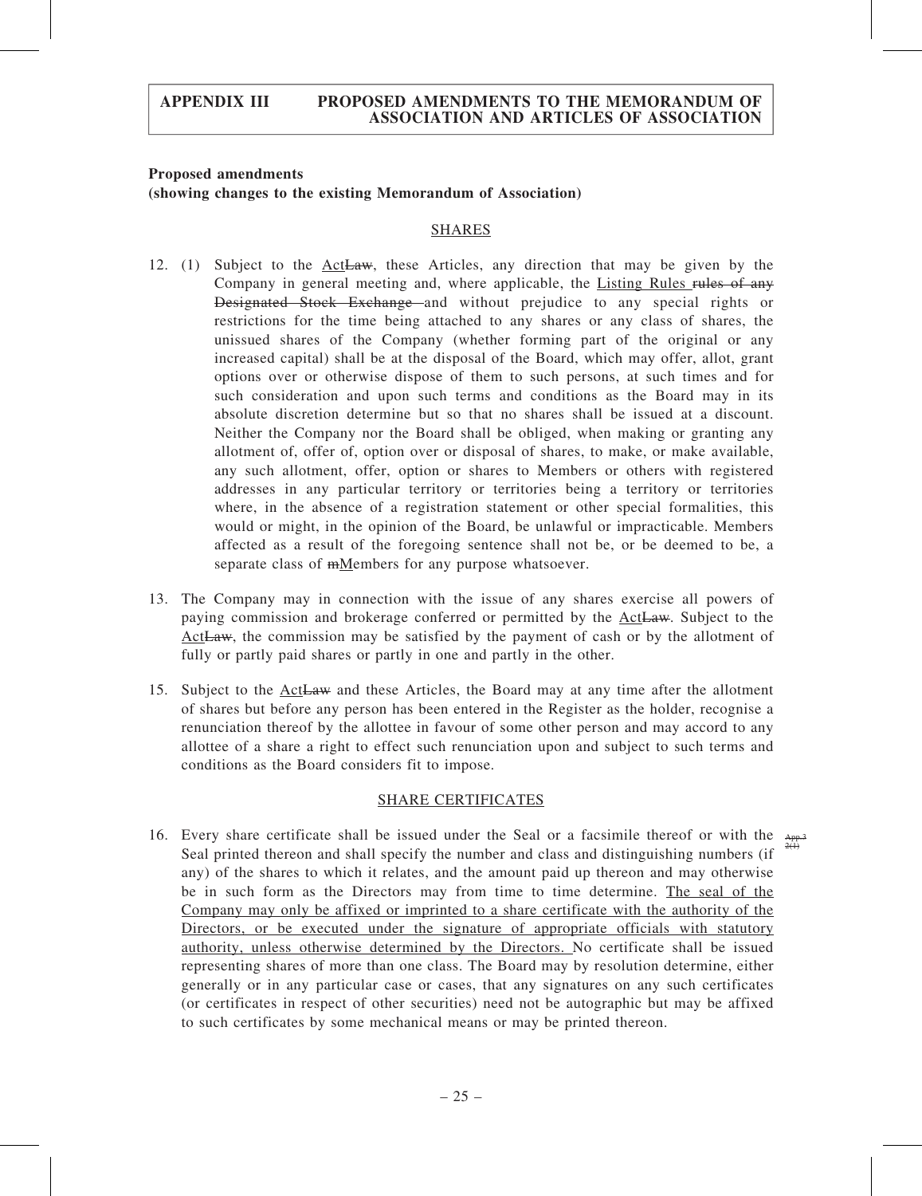**Proposed amendments**
**(showing changes to the existing Memorandum of Association)**

## SHARES

12. (1) Subject to the ActLaw, these Articles, any direction that may be given by the Company in general meeting and, where applicable, the Listing Rules rules of any Designated Stock Exchange and without prejudice to any special rights or restrictions for the time being attached to any shares or any class of shares, the unissued shares of the Company (whether forming part of the original or any increased capital) shall be at the disposal of the Board, which may offer, allot, grant options over or otherwise dispose of them to such persons, at such times and for such consideration and upon such terms and conditions as the Board may in its absolute discretion determine but so that no shares shall be issued at a discount. Neither the Company nor the Board shall be obliged, when making or granting any allotment of, offer of, option over or disposal of shares, to make, or make available, any such allotment, offer, option or shares to Members or others with registered addresses in any particular territory or territories being a territory or territories where, in the absence of a registration statement or other special formalities, this would or might, in the opinion of the Board, be unlawful or impracticable. Members affected as a result of the foregoing sentence shall not be, or be deemed to be, a separate class of mMembers for any purpose whatsoever.

13. The Company may in connection with the issue of any shares exercise all powers of paying commission and brokerage conferred or permitted by the ActLaw. Subject to the ActLaw, the commission may be satisfied by the payment of cash or by the allotment of fully or partly paid shares or partly in one and partly in the other.

15. Subject to the ActLaw and these Articles, the Board may at any time after the allotment of shares but before any person has been entered in the Register as the holder, recognise a renunciation thereof by the allottee in favour of some other person and may accord to any allottee of a share a right to effect such renunciation upon and subject to such terms and conditions as the Board considers fit to impose.

## SHARE CERTIFICATES

16. Every share certificate shall be issued under the Seal or a facsimile thereof or with the Seal printed thereon and shall specify the number and class and distinguishing numbers (if any) of the shares to which it relates, and the amount paid up thereon and may otherwise be in such form as the Directors may from time to time determine. The seal of the Company may only be affixed or imprinted to a share certificate with the authority of the Directors, or be executed under the signature of appropriate officials with statutory authority, unless otherwise determined by the Directors. No certificate shall be issued representing shares of more than one class. The Board may by resolution determine, either generally or in any particular case or cases, that any signatures on any such certificates (or certificates in respect of other securities) need not be autographic but may be affixed to such certificates by some mechanical means or may be printed thereon.

App 3 2(1)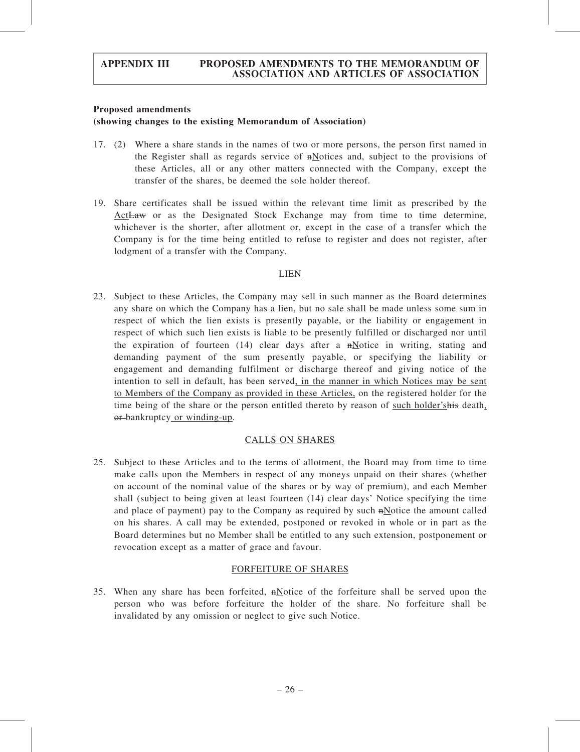**Proposed amendments**
**(showing changes to the existing Memorandum of Association)**

17. (2) Where a share stands in the names of two or more persons, the person first named in the Register shall as regards service of nNotices and, subject to the provisions of these Articles, all or any other matters connected with the Company, except the transfer of the shares, be deemed the sole holder thereof.

19. Share certificates shall be issued within the relevant time limit as prescribed by the ActLaw or as the Designated Stock Exchange may from time to time determine, whichever is the shorter, after allotment or, except in the case of a transfer which the Company is for the time being entitled to refuse to register and does not register, after lodgment of a transfer with the Company.

LIEN

23. Subject to these Articles, the Company may sell in such manner as the Board determines any share on which the Company has a lien, but no sale shall be made unless some sum in respect of which the lien exists is presently payable, or the liability or engagement in respect of which such lien exists is liable to be presently fulfilled or discharged nor until the expiration of fourteen (14) clear days after a nNotice in writing, stating and demanding payment of the sum presently payable, or specifying the liability or engagement and demanding fulfilment or discharge thereof and giving notice of the intention to sell in default, has been served, in the manner in which Notices may be sent to Members of the Company as provided in these Articles, on the registered holder for the time being of the share or the person entitled thereto by reason of such holder'shis death, or bankruptcy or winding-up.

CALLS ON SHARES

25. Subject to these Articles and to the terms of allotment, the Board may from time to time make calls upon the Members in respect of any moneys unpaid on their shares (whether on account of the nominal value of the shares or by way of premium), and each Member shall (subject to being given at least fourteen (14) clear days' Notice specifying the time and place of payment) pay to the Company as required by such nNotice the amount called on his shares. A call may be extended, postponed or revoked in whole or in part as the Board determines but no Member shall be entitled to any such extension, postponement or revocation except as a matter of grace and favour.

FORFEITURE OF SHARES

35. When any share has been forfeited, nNotice of the forfeiture shall be served upon the person who was before forfeiture the holder of the share. No forfeiture shall be invalidated by any omission or neglect to give such Notice.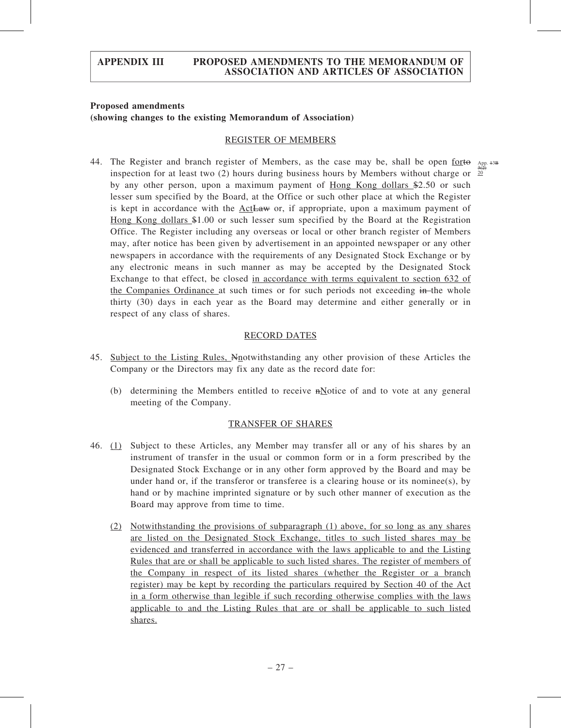**Proposed amendments**
**(showing changes to the existing Memorandum of Association)**

REGISTER OF MEMBERS

44. The Register and branch register of Members, as the case may be, shall be open forto inspection for at least two (2) hours during business hours by Members without charge or by any other person, upon a maximum payment of Hong Kong dollars $2.50 or such lesser sum specified by the Board, at the Office or such other place at which the Register is kept in accordance with the ActLaw or, if appropriate, upon a maximum payment of Hong Kong dollars $1.00 or such lesser sum specified by the Board at the Registration Office. The Register including any overseas or local or other branch register of Members may, after notice has been given by advertisement in an appointed newspaper or any other newspapers in accordance with the requirements of any Designated Stock Exchange or by any electronic means in such manner as may be accepted by the Designated Stock Exchange to that effect, be closed in accordance with terms equivalent to section 632 of the Companies Ordinance at such times or for such periods not exceeding in the whole thirty (30) days in each year as the Board may determine and either generally or in respect of any class of shares.

App. 13B 3(2) 20

RECORD DATES

45. Subject to the Listing Rules, Nnotwithstanding any other provision of these Articles the Company or the Directors may fix any date as the record date for:

   (b) determining the Members entitled to receive nNotice of and to vote at any general meeting of the Company.

TRANSFER OF SHARES

46. (1) Subject to these Articles, any Member may transfer all or any of his shares by an instrument of transfer in the usual or common form or in a form prescribed by the Designated Stock Exchange or in any other form approved by the Board and may be under hand or, if the transferor or transferee is a clearing house or its nominee(s), by hand or by machine imprinted signature or by such other manner of execution as the Board may approve from time to time.

   (2) Notwithstanding the provisions of subparagraph (1) above, for so long as any shares are listed on the Designated Stock Exchange, titles to such listed shares may be evidenced and transferred in accordance with the laws applicable to and the Listing Rules that are or shall be applicable to such listed shares. The register of members of the Company in respect of its listed shares (whether the Register or a branch register) may be kept by recording the particulars required by Section 40 of the Act in a form otherwise than legible if such recording otherwise complies with the laws applicable to and the Listing Rules that are or shall be applicable to such listed shares.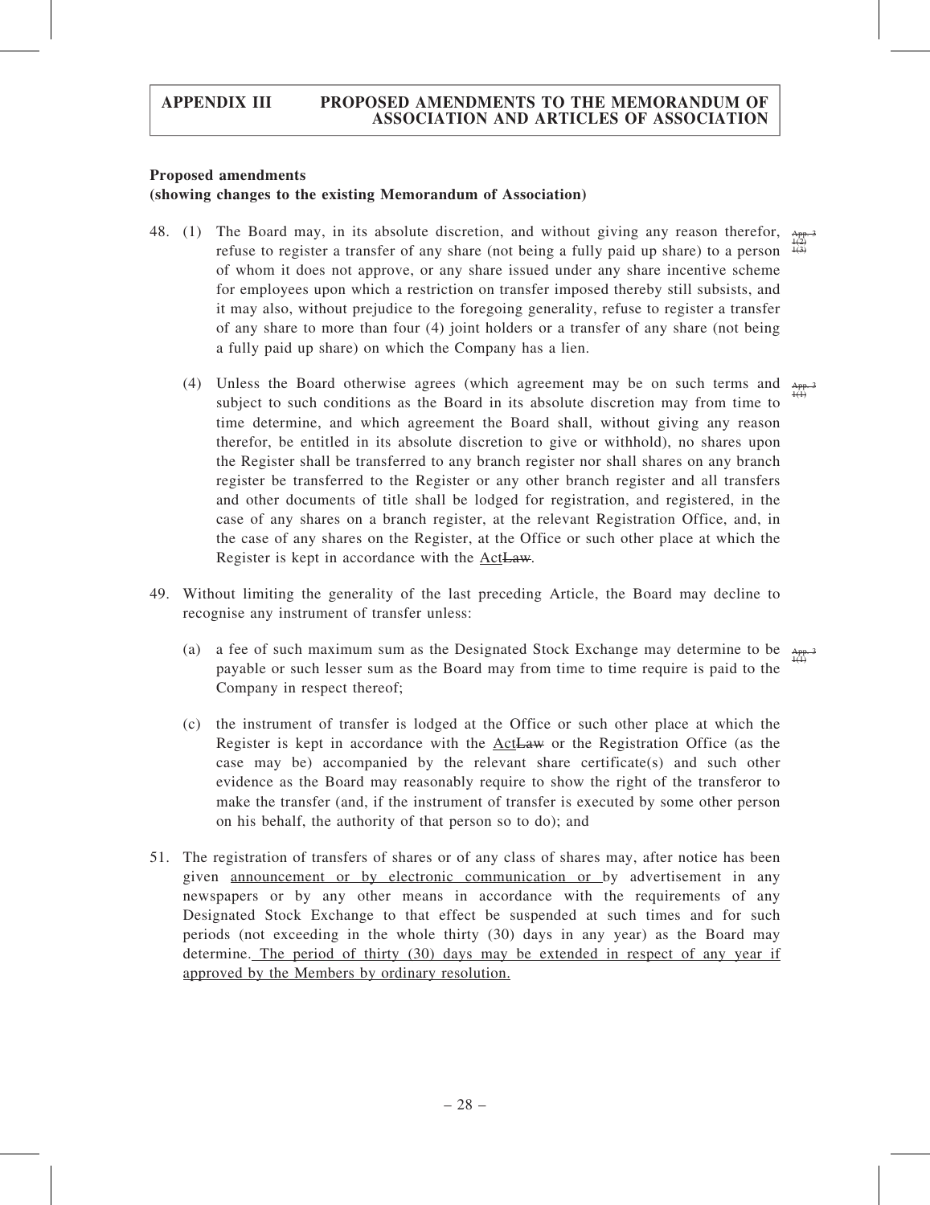**Proposed amendments**
**(showing changes to the existing Memorandum of Association)**

48. (1) The Board may, in its absolute discretion, and without giving any reason therefor, refuse to register a transfer of any share (not being a fully paid up share) to a person of whom it does not approve, or any share issued under any share incentive scheme for employees upon which a restriction on transfer imposed thereby still subsists, and it may also, without prejudice to the foregoing generality, refuse to register a transfer of any share to more than four (4) joint holders or a transfer of any share (not being a fully paid up share) on which the Company has a lien.

    (4) Unless the Board otherwise agrees (which agreement may be on such terms and subject to such conditions as the Board in its absolute discretion may from time to time determine, and which agreement the Board shall, without giving any reason therefor, be entitled in its absolute discretion to give or withhold), no shares upon the Register shall be transferred to any branch register nor shall shares on any branch register be transferred to the Register or any other branch register and all transfers and other documents of title shall be lodged for registration, and registered, in the case of any shares on a branch register, at the relevant Registration Office, and, in the case of any shares on the Register, at the Office or such other place at which the Register is kept in accordance with the <u>Act</u>~~Law~~.

49. Without limiting the generality of the last preceding Article, the Board may decline to recognise any instrument of transfer unless:

    (a) a fee of such maximum sum as the Designated Stock Exchange may determine to be payable or such lesser sum as the Board may from time to time require is paid to the Company in respect thereof;

    (c) the instrument of transfer is lodged at the Office or such other place at which the Register is kept in accordance with the <u>Act</u>~~Law~~ or the Registration Office (as the case may be) accompanied by the relevant share certificate(s) and such other evidence as the Board may reasonably require to show the right of the transferor to make the transfer (and, if the instrument of transfer is executed by some other person on his behalf, the authority of that person so to do); and

51. The registration of transfers of shares or of any class of shares may, after notice has been given <u>announcement or by electronic communication or</u> by advertisement in any newspapers or by any other means in accordance with the requirements of any Designated Stock Exchange to that effect be suspended at such times and for such periods (not exceeding in the whole thirty (30) days in any year) as the Board may determine. <u>The period of thirty (30) days may be extended in respect of any year if approved by the Members by ordinary resolution.</u>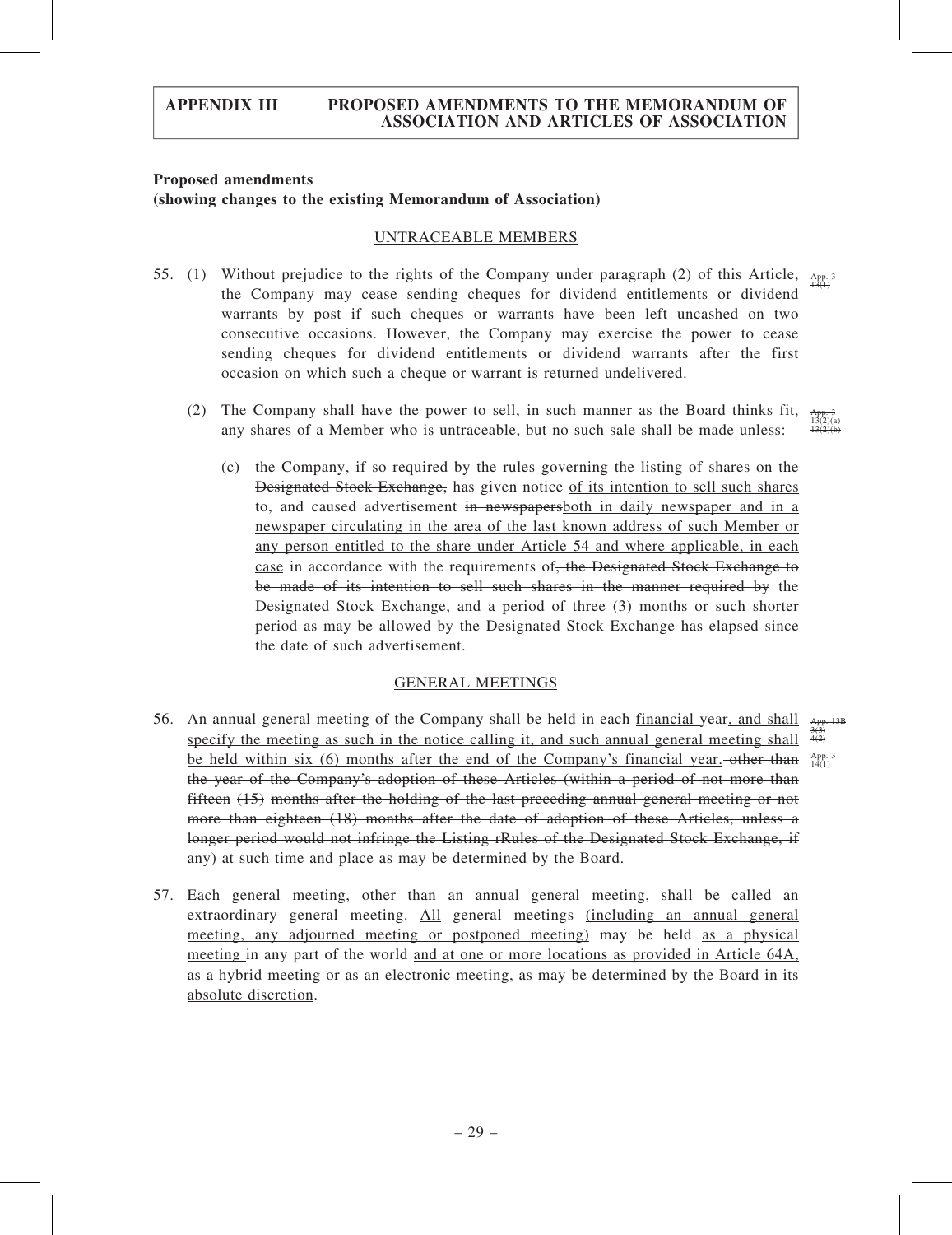**Proposed amendments**
**(showing changes to the existing Memorandum of Association)**

UNTRACEABLE MEMBERS

55. (1) Without prejudice to the rights of the Company under paragraph (2) of this Article, the Company may cease sending cheques for dividend entitlements or dividend warrants by post if such cheques or warrants have been left uncashed on two consecutive occasions. However, the Company may exercise the power to cease sending cheques for dividend entitlements or dividend warrants after the first occasion on which such a cheque or warrant is returned undelivered.

App. 3 13(1)

(2) The Company shall have the power to sell, in such manner as the Board thinks fit, any shares of a Member who is untraceable, but no such sale shall be made unless:

App. 3 13(2)(a) 13(2)(b)

(c) the Company, ~~if so required by the rules governing the listing of shares on the Designated Stock Exchange,~~ has given notice of its intention to sell such shares to, and caused advertisement ~~in newspapers~~both in daily newspaper and in a newspaper circulating in the area of the last known address of such Member or any person entitled to the share under Article 54 and where applicable, in each case in accordance with the requirements of~~, the Designated Stock Exchange to be made of its intention to sell such shares in the manner required by~~ the Designated Stock Exchange, and a period of three (3) months or such shorter period as may be allowed by the Designated Stock Exchange has elapsed since the date of such advertisement.

GENERAL MEETINGS

56. An annual general meeting of the Company shall be held in each financial year, and shall specify the meeting as such in the notice calling it, and such annual general meeting shall be held within six (6) months after the end of the Company's financial year. ~~other than the year of the Company's adoption of these Articles (within a period of not more than fifteen (15) months after the holding of the last preceding annual general meeting or not more than eighteen (18) months after the date of adoption of these Articles, unless a longer period would not infringe the Listing rRules of the Designated Stock Exchange, if any) at such time and place as may be determined by the Board~~.

App. 13B 3(3) 4(2)

App. 3 14(1)

57. Each general meeting, other than an annual general meeting, shall be called an extraordinary general meeting. All general meetings (including an annual general meeting, any adjourned meeting or postponed meeting) may be held as a physical meeting in any part of the world and at one or more locations as provided in Article 64A, as a hybrid meeting or as an electronic meeting, as may be determined by the Board in its absolute discretion.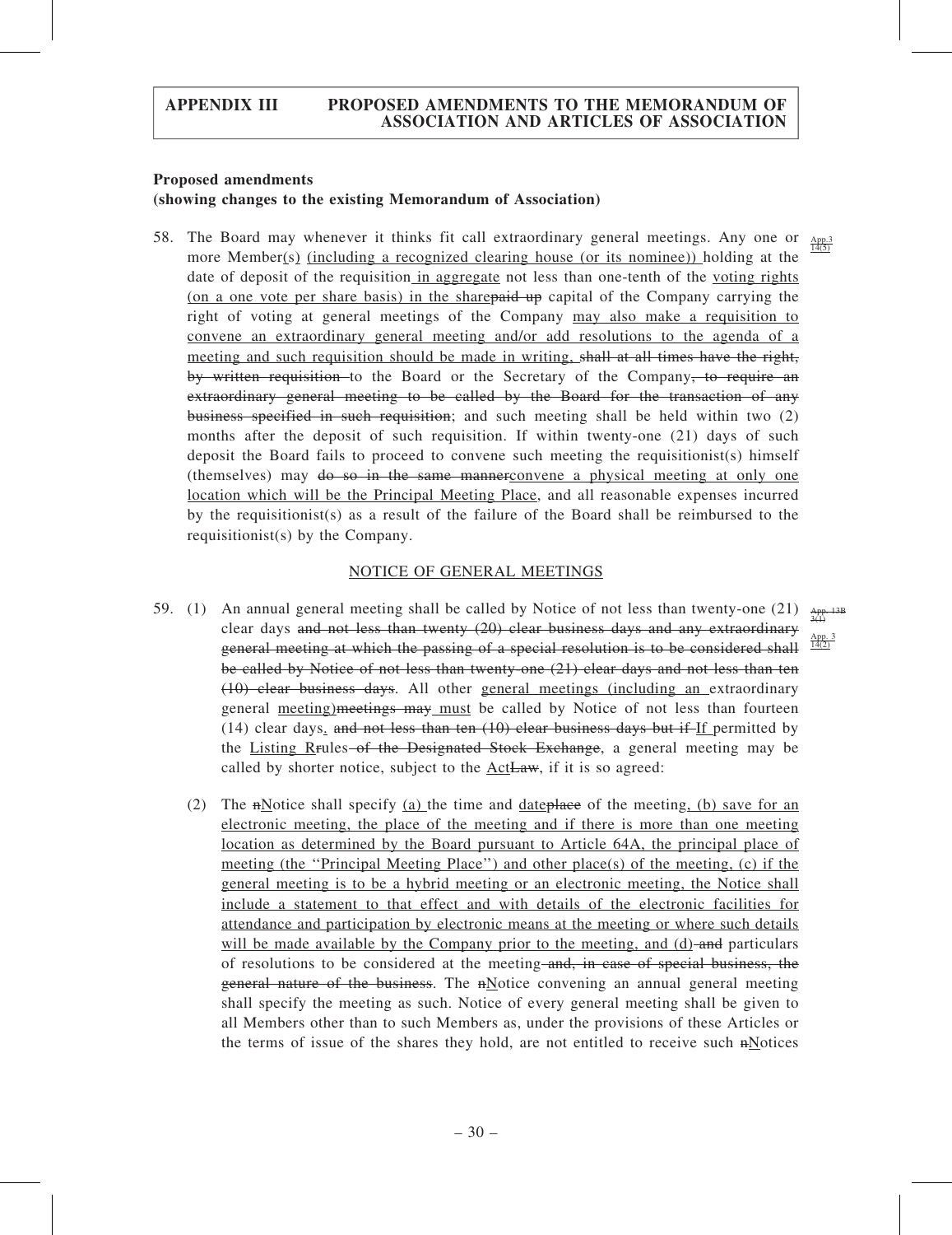**Proposed amendments**
**(showing changes to the existing Memorandum of Association)**

58. The Board may whenever it thinks fit call extraordinary general meetings. Any one or more Member(s) (including a recognized clearing house (or its nominee)) holding at the date of deposit of the requisition in aggregate not less than one-tenth of the voting rights (on a one vote per share basis) in the sharepaid up capital of the Company carrying the right of voting at general meetings of the Company may also make a requisition to convene an extraordinary general meeting and/or add resolutions to the agenda of a meeting and such requisition should be made in writing, shall at all times have the right, by written requisition to the Board or the Secretary of the Company, to require an extraordinary general meeting to be called by the Board for the transaction of any business specified in such requisition; and such meeting shall be held within two (2) months after the deposit of such requisition. If within twenty-one (21) days of such deposit the Board fails to proceed to convene such meeting the requisitionist(s) himself (themselves) may do so in the same mannerconvene a physical meeting at only one location which will be the Principal Meeting Place, and all reasonable expenses incurred by the requisitionist(s) as a result of the failure of the Board shall be reimbursed to the requisitionist(s) by the Company.

App.3 14(5)

## NOTICE OF GENERAL MEETINGS

59. (1) An annual general meeting shall be called by Notice of not less than twenty-one (21) clear days and not less than twenty (20) clear business days and any extraordinary general meeting at which the passing of a special resolution is to be considered shall be called by Notice of not less than twenty-one (21) clear days and not less than ten (10) clear business days. All other general meetings (including an extraordinary general meeting)meetings may must be called by Notice of not less than fourteen (14) clear days. and not less than ten (10) clear business days but if If permitted by the Listing Rrules of the Designated Stock Exchange, a general meeting may be called by shorter notice, subject to the ActLaw, if it is so agreed:

App. 13B 3(1)
App. 3 14(2)

(2) The nNotice shall specify (a) the time and dateplace of the meeting, (b) save for an electronic meeting, the place of the meeting and if there is more than one meeting location as determined by the Board pursuant to Article 64A, the principal place of meeting (the "Principal Meeting Place") and other place(s) of the meeting, (c) if the general meeting is to be a hybrid meeting or an electronic meeting, the Notice shall include a statement to that effect and with details of the electronic facilities for attendance and participation by electronic means at the meeting or where such details will be made available by the Company prior to the meeting, and (d) and particulars of resolutions to be considered at the meeting and, in case of special business, the general nature of the business. The nNotice convening an annual general meeting shall specify the meeting as such. Notice of every general meeting shall be given to all Members other than to such Members as, under the provisions of these Articles or the terms of issue of the shares they hold, are not entitled to receive such nNotices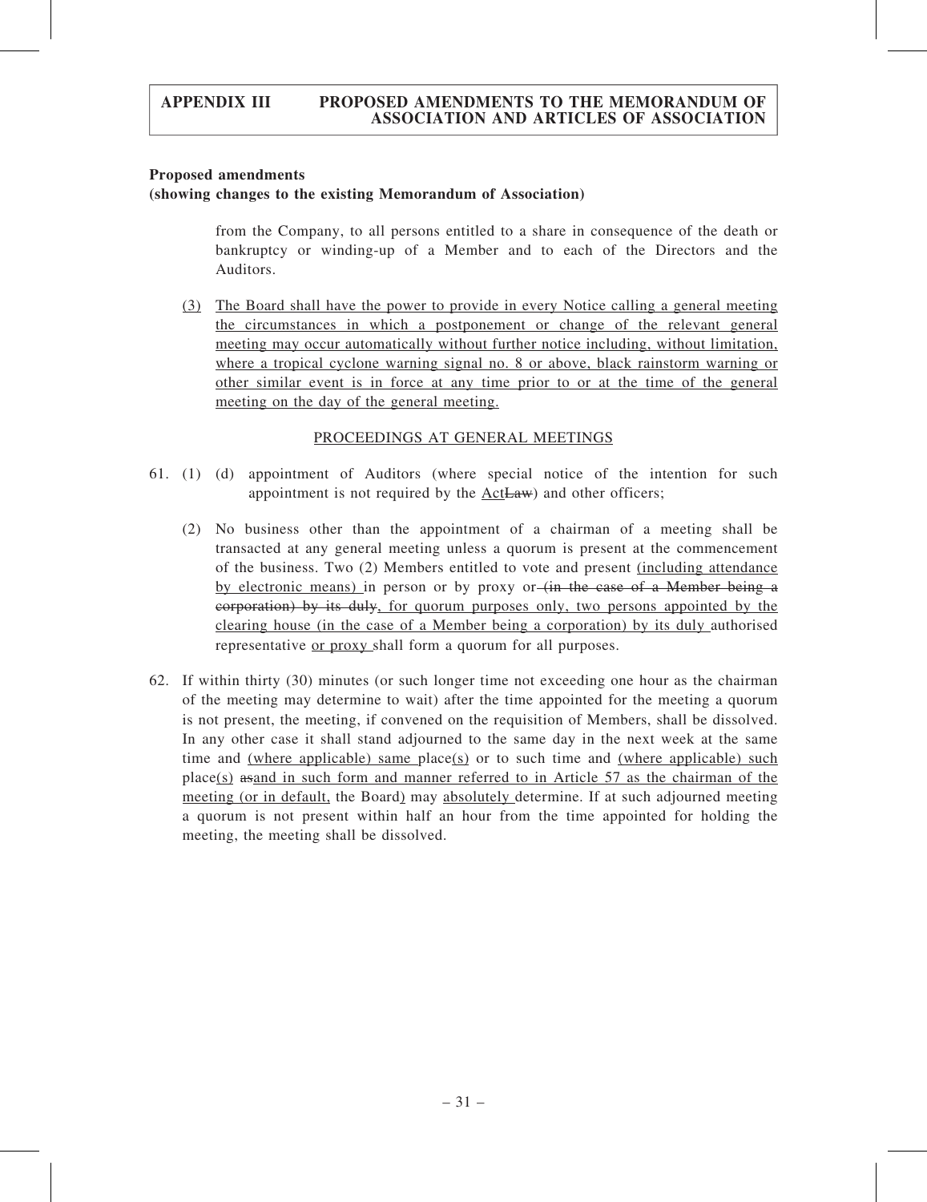**Proposed amendments**
**(showing changes to the existing Memorandum of Association)**

from the Company, to all persons entitled to a share in consequence of the death or bankruptcy or winding-up of a Member and to each of the Directors and the Auditors.

(3) The Board shall have the power to provide in every Notice calling a general meeting the circumstances in which a postponement or change of the relevant general meeting may occur automatically without further notice including, without limitation, where a tropical cyclone warning signal no. 8 or above, black rainstorm warning or other similar event is in force at any time prior to or at the time of the general meeting on the day of the general meeting.

PROCEEDINGS AT GENERAL MEETINGS

61. (1) (d) appointment of Auditors (where special notice of the intention for such appointment is not required by the ActLaw) and other officers;

(2) No business other than the appointment of a chairman of a meeting shall be transacted at any general meeting unless a quorum is present at the commencement of the business. Two (2) Members entitled to vote and present (including attendance by electronic means) in person or by proxy or (in the case of a Member being a corporation) by its duly, for quorum purposes only, two persons appointed by the clearing house (in the case of a Member being a corporation) by its duly authorised representative or proxy shall form a quorum for all purposes.

62. If within thirty (30) minutes (or such longer time not exceeding one hour as the chairman of the meeting may determine to wait) after the time appointed for the meeting a quorum is not present, the meeting, if convened on the requisition of Members, shall be dissolved. In any other case it shall stand adjourned to the same day in the next week at the same time and (where applicable) same place(s) or to such time and (where applicable) such place(s) asand in such form and manner referred to in Article 57 as the chairman of the meeting (or in default, the Board) may absolutely determine. If at such adjourned meeting a quorum is not present within half an hour from the time appointed for holding the meeting, the meeting shall be dissolved.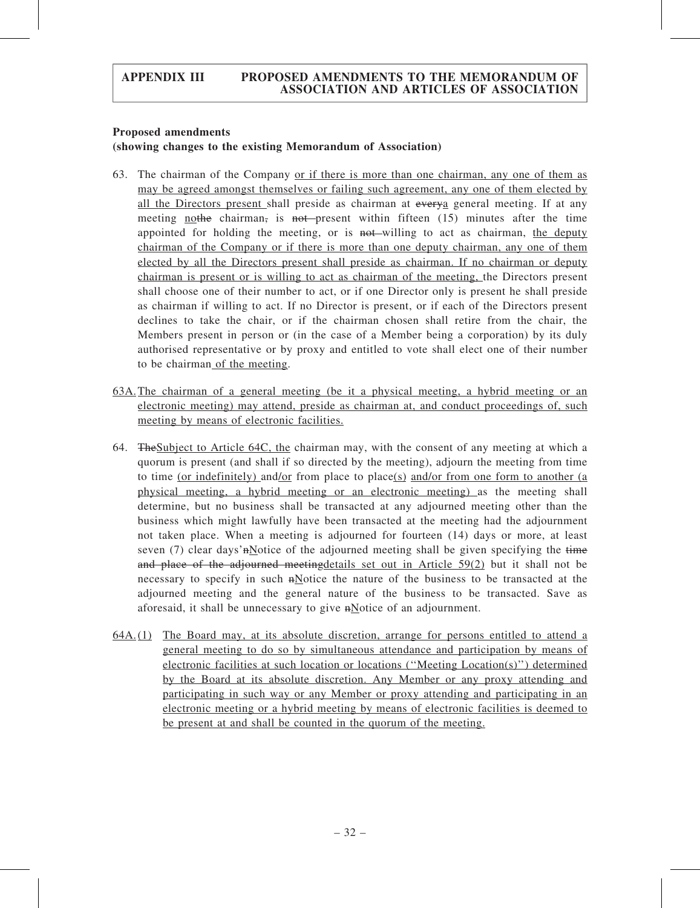**Proposed amendments**
**(showing changes to the existing Memorandum of Association)**

63. The chairman of the Company <u>or if there is more than one chairman, any one of them as may be agreed amongst themselves or failing such agreement, any one of them elected by all the Directors present</u> shall preside as chairman at ~~every~~<u>a</u> general meeting. If at any meeting <u>no</u>~~the~~ chairman~~,~~ is ~~not~~ present within fifteen (15) minutes after the time appointed for holding the meeting, or is ~~not~~ willing to act as chairman, <u>the deputy chairman of the Company or if there is more than one deputy chairman, any one of them elected by all the Directors present shall preside as chairman. If no chairman or deputy chairman is present or is willing to act as chairman of the meeting,</u> the Directors present shall choose one of their number to act, or if one Director only is present he shall preside as chairman if willing to act. If no Director is present, or if each of the Directors present declines to take the chair, or if the chairman chosen shall retire from the chair, the Members present in person or (in the case of a Member being a corporation) by its duly authorised representative or by proxy and entitled to vote shall elect one of their number to be chairman<u> of the meeting</u>.

<u>63A. The chairman of a general meeting (be it a physical meeting, a hybrid meeting or an electronic meeting) may attend, preside as chairman at, and conduct proceedings of, such meeting by means of electronic facilities.</u>

64. ~~The~~<u>Subject to Article 64C, the</u> chairman may, with the consent of any meeting at which a quorum is present (and shall if so directed by the meeting), adjourn the meeting from time to time <u>(or indefinitely)</u> and<u>/or</u> from place to place<u>(s)</u> <u>and/or from one form to another (a physical meeting, a hybrid meeting or an electronic meeting)</u> as the meeting shall determine, but no business shall be transacted at any adjourned meeting other than the business which might lawfully have been transacted at the meeting had the adjournment not taken place. When a meeting is adjourned for fourteen (14) days or more, at least seven (7) clear days' ~~n~~<u>N</u>otice of the adjourned meeting shall be given specifying the ~~time and place of the adjourned meeting~~<u>details set out in Article 59(2)</u> but it shall not be necessary to specify in such ~~n~~<u>N</u>otice the nature of the business to be transacted at the adjourned meeting and the general nature of the business to be transacted. Save as aforesaid, it shall be unnecessary to give ~~n~~<u>N</u>otice of an adjournment.

<u>64A. (1) The Board may, at its absolute discretion, arrange for persons entitled to attend a general meeting to do so by simultaneous attendance and participation by means of electronic facilities at such location or locations ("Meeting Location(s)") determined by the Board at its absolute discretion. Any Member or any proxy attending and participating in such way or any Member or proxy attending and participating in an electronic meeting or a hybrid meeting by means of electronic facilities is deemed to be present at and shall be counted in the quorum of the meeting.</u>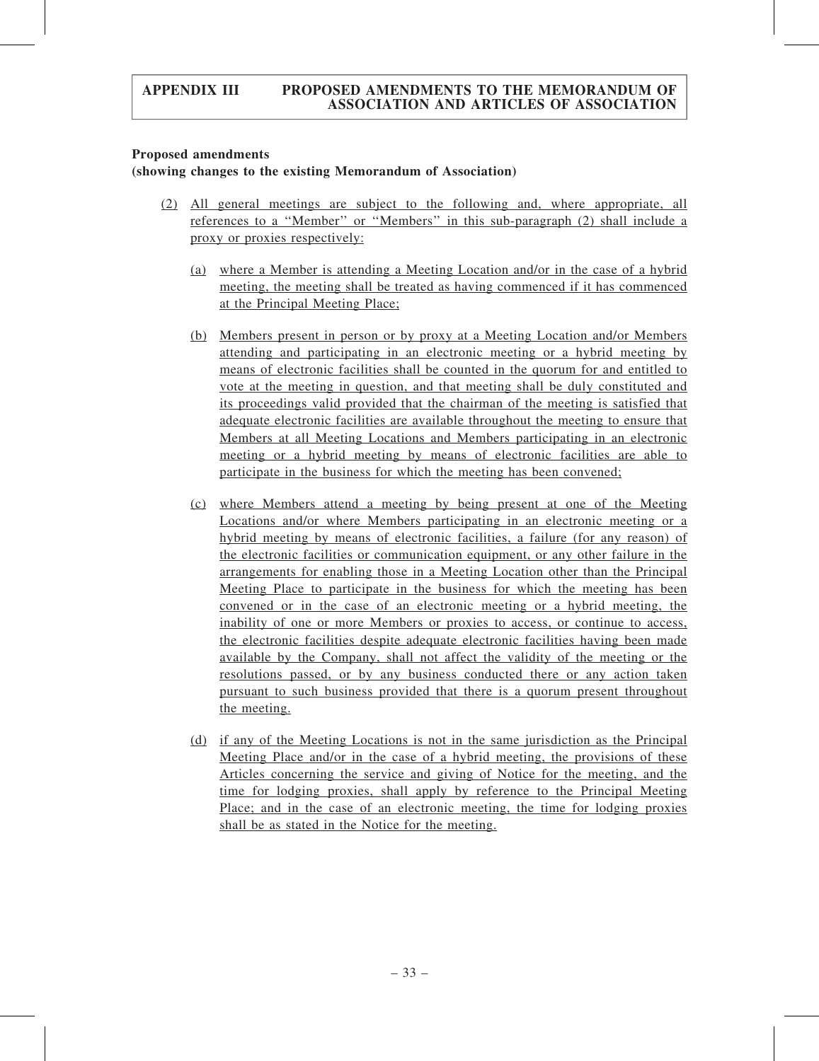**Proposed amendments**
**(showing changes to the existing Memorandum of Association)**

(2) All general meetings are subject to the following and, where appropriate, all references to a "Member" or "Members" in this sub-paragraph (2) shall include a proxy or proxies respectively:

(a) where a Member is attending a Meeting Location and/or in the case of a hybrid meeting, the meeting shall be treated as having commenced if it has commenced at the Principal Meeting Place;

(b) Members present in person or by proxy at a Meeting Location and/or Members attending and participating in an electronic meeting or a hybrid meeting by means of electronic facilities shall be counted in the quorum for and entitled to vote at the meeting in question, and that meeting shall be duly constituted and its proceedings valid provided that the chairman of the meeting is satisfied that adequate electronic facilities are available throughout the meeting to ensure that Members at all Meeting Locations and Members participating in an electronic meeting or a hybrid meeting by means of electronic facilities are able to participate in the business for which the meeting has been convened;

(c) where Members attend a meeting by being present at one of the Meeting Locations and/or where Members participating in an electronic meeting or a hybrid meeting by means of electronic facilities, a failure (for any reason) of the electronic facilities or communication equipment, or any other failure in the arrangements for enabling those in a Meeting Location other than the Principal Meeting Place to participate in the business for which the meeting has been convened or in the case of an electronic meeting or a hybrid meeting, the inability of one or more Members or proxies to access, or continue to access, the electronic facilities despite adequate electronic facilities having been made available by the Company, shall not affect the validity of the meeting or the resolutions passed, or by any business conducted there or any action taken pursuant to such business provided that there is a quorum present throughout the meeting.

(d) if any of the Meeting Locations is not in the same jurisdiction as the Principal Meeting Place and/or in the case of a hybrid meeting, the provisions of these Articles concerning the service and giving of Notice for the meeting, and the time for lodging proxies, shall apply by reference to the Principal Meeting Place; and in the case of an electronic meeting, the time for lodging proxies shall be as stated in the Notice for the meeting.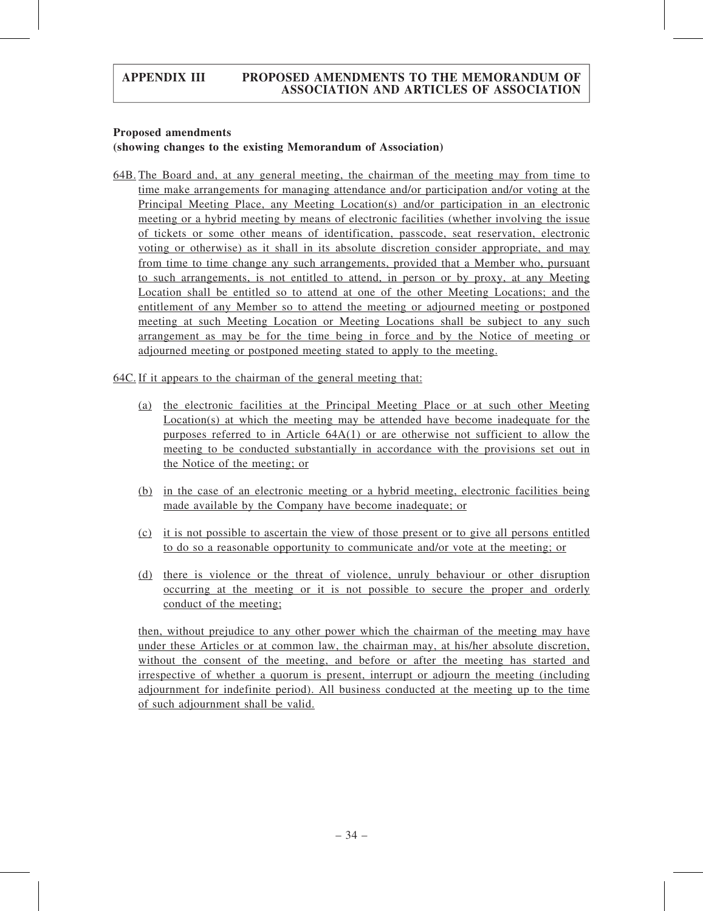**Proposed amendments**
**(showing changes to the existing Memorandum of Association)**

64B. The Board and, at any general meeting, the chairman of the meeting may from time to time make arrangements for managing attendance and/or participation and/or voting at the Principal Meeting Place, any Meeting Location(s) and/or participation in an electronic meeting or a hybrid meeting by means of electronic facilities (whether involving the issue of tickets or some other means of identification, passcode, seat reservation, electronic voting or otherwise) as it shall in its absolute discretion consider appropriate, and may from time to time change any such arrangements, provided that a Member who, pursuant to such arrangements, is not entitled to attend, in person or by proxy, at any Meeting Location shall be entitled so to attend at one of the other Meeting Locations; and the entitlement of any Member so to attend the meeting or adjourned meeting or postponed meeting at such Meeting Location or Meeting Locations shall be subject to any such arrangement as may be for the time being in force and by the Notice of meeting or adjourned meeting or postponed meeting stated to apply to the meeting.

64C. If it appears to the chairman of the general meeting that:

(a) the electronic facilities at the Principal Meeting Place or at such other Meeting Location(s) at which the meeting may be attended have become inadequate for the purposes referred to in Article 64A(1) or are otherwise not sufficient to allow the meeting to be conducted substantially in accordance with the provisions set out in the Notice of the meeting; or

(b) in the case of an electronic meeting or a hybrid meeting, electronic facilities being made available by the Company have become inadequate; or

(c) it is not possible to ascertain the view of those present or to give all persons entitled to do so a reasonable opportunity to communicate and/or vote at the meeting; or

(d) there is violence or the threat of violence, unruly behaviour or other disruption occurring at the meeting or it is not possible to secure the proper and orderly conduct of the meeting;

then, without prejudice to any other power which the chairman of the meeting may have under these Articles or at common law, the chairman may, at his/her absolute discretion, without the consent of the meeting, and before or after the meeting has started and irrespective of whether a quorum is present, interrupt or adjourn the meeting (including adjournment for indefinite period). All business conducted at the meeting up to the time of such adjournment shall be valid.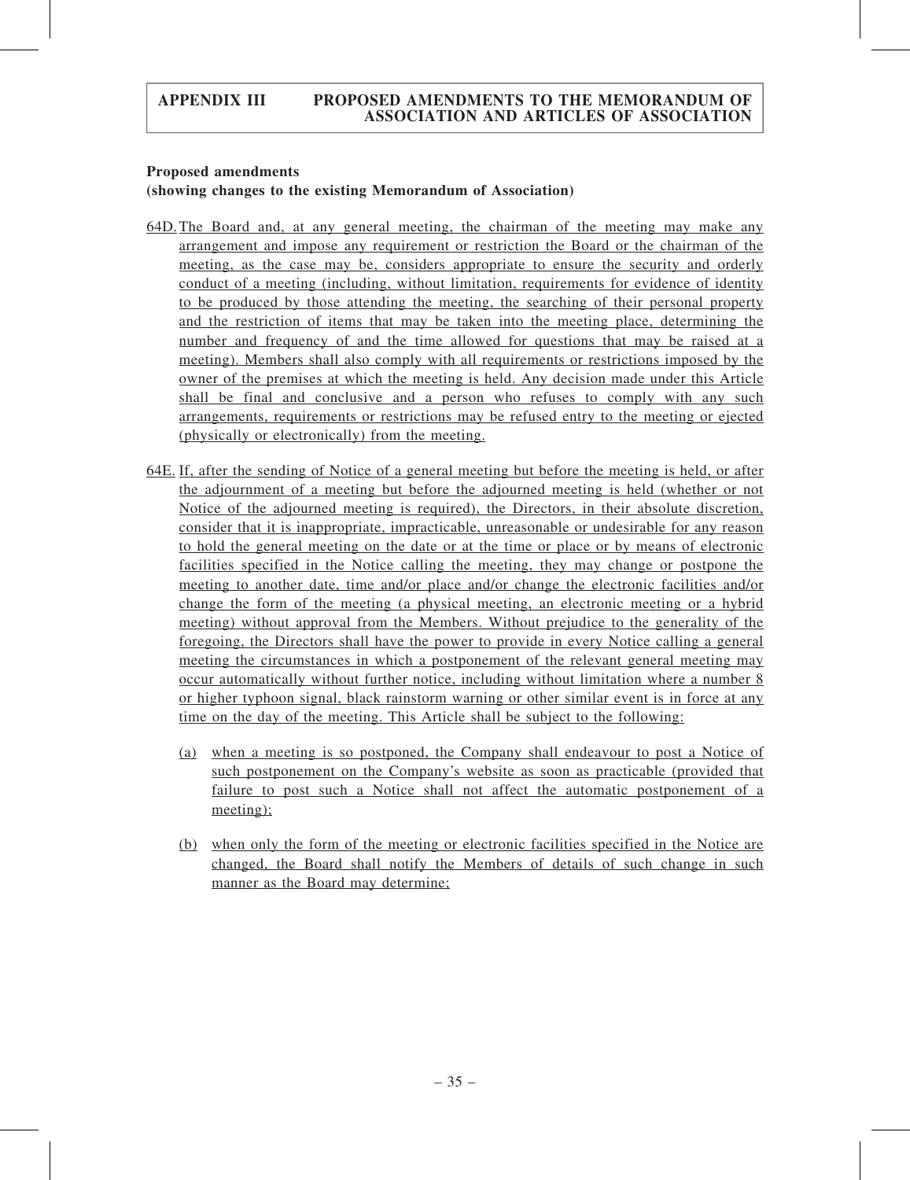**Proposed amendments**
**(showing changes to the existing Memorandum of Association)**

64D. The Board and, at any general meeting, the chairman of the meeting may make any arrangement and impose any requirement or restriction the Board or the chairman of the meeting, as the case may be, considers appropriate to ensure the security and orderly conduct of a meeting (including, without limitation, requirements for evidence of identity to be produced by those attending the meeting, the searching of their personal property and the restriction of items that may be taken into the meeting place, determining the number and frequency of and the time allowed for questions that may be raised at a meeting). Members shall also comply with all requirements or restrictions imposed by the owner of the premises at which the meeting is held. Any decision made under this Article shall be final and conclusive and a person who refuses to comply with any such arrangements, requirements or restrictions may be refused entry to the meeting or ejected (physically or electronically) from the meeting.

64E. If, after the sending of Notice of a general meeting but before the meeting is held, or after the adjournment of a meeting but before the adjourned meeting is held (whether or not Notice of the adjourned meeting is required), the Directors, in their absolute discretion, consider that it is inappropriate, impracticable, unreasonable or undesirable for any reason to hold the general meeting on the date or at the time or place or by means of electronic facilities specified in the Notice calling the meeting, they may change or postpone the meeting to another date, time and/or place and/or change the electronic facilities and/or change the form of the meeting (a physical meeting, an electronic meeting or a hybrid meeting) without approval from the Members. Without prejudice to the generality of the foregoing, the Directors shall have the power to provide in every Notice calling a general meeting the circumstances in which a postponement of the relevant general meeting may occur automatically without further notice, including without limitation where a number 8 or higher typhoon signal, black rainstorm warning or other similar event is in force at any time on the day of the meeting. This Article shall be subject to the following:

(a) when a meeting is so postponed, the Company shall endeavour to post a Notice of such postponement on the Company's website as soon as practicable (provided that failure to post such a Notice shall not affect the automatic postponement of a meeting);

(b) when only the form of the meeting or electronic facilities specified in the Notice are changed, the Board shall notify the Members of details of such change in such manner as the Board may determine;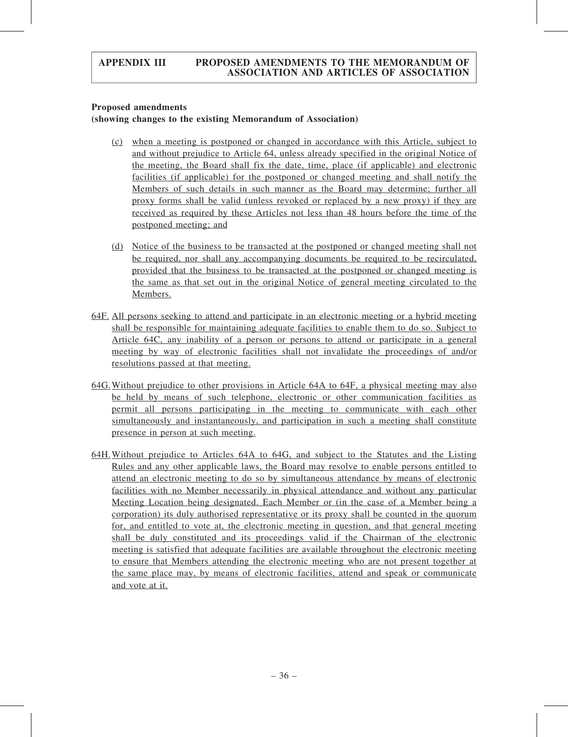**Proposed amendments**
**(showing changes to the existing Memorandum of Association)**

(c) when a meeting is postponed or changed in accordance with this Article, subject to and without prejudice to Article 64, unless already specified in the original Notice of the meeting, the Board shall fix the date, time, place (if applicable) and electronic facilities (if applicable) for the postponed or changed meeting and shall notify the Members of such details in such manner as the Board may determine; further all proxy forms shall be valid (unless revoked or replaced by a new proxy) if they are received as required by these Articles not less than 48 hours before the time of the postponed meeting; and

(d) Notice of the business to be transacted at the postponed or changed meeting shall not be required, nor shall any accompanying documents be required to be recirculated, provided that the business to be transacted at the postponed or changed meeting is the same as that set out in the original Notice of general meeting circulated to the Members.

64F. All persons seeking to attend and participate in an electronic meeting or a hybrid meeting shall be responsible for maintaining adequate facilities to enable them to do so. Subject to Article 64C, any inability of a person or persons to attend or participate in a general meeting by way of electronic facilities shall not invalidate the proceedings of and/or resolutions passed at that meeting.

64G. Without prejudice to other provisions in Article 64A to 64F, a physical meeting may also be held by means of such telephone, electronic or other communication facilities as permit all persons participating in the meeting to communicate with each other simultaneously and instantaneously, and participation in such a meeting shall constitute presence in person at such meeting.

64H. Without prejudice to Articles 64A to 64G, and subject to the Statutes and the Listing Rules and any other applicable laws, the Board may resolve to enable persons entitled to attend an electronic meeting to do so by simultaneous attendance by means of electronic facilities with no Member necessarily in physical attendance and without any particular Meeting Location being designated. Each Member or (in the case of a Member being a corporation) its duly authorised representative or its proxy shall be counted in the quorum for, and entitled to vote at, the electronic meeting in question, and that general meeting shall be duly constituted and its proceedings valid if the Chairman of the electronic meeting is satisfied that adequate facilities are available throughout the electronic meeting to ensure that Members attending the electronic meeting who are not present together at the same place may, by means of electronic facilities, attend and speak or communicate and vote at it.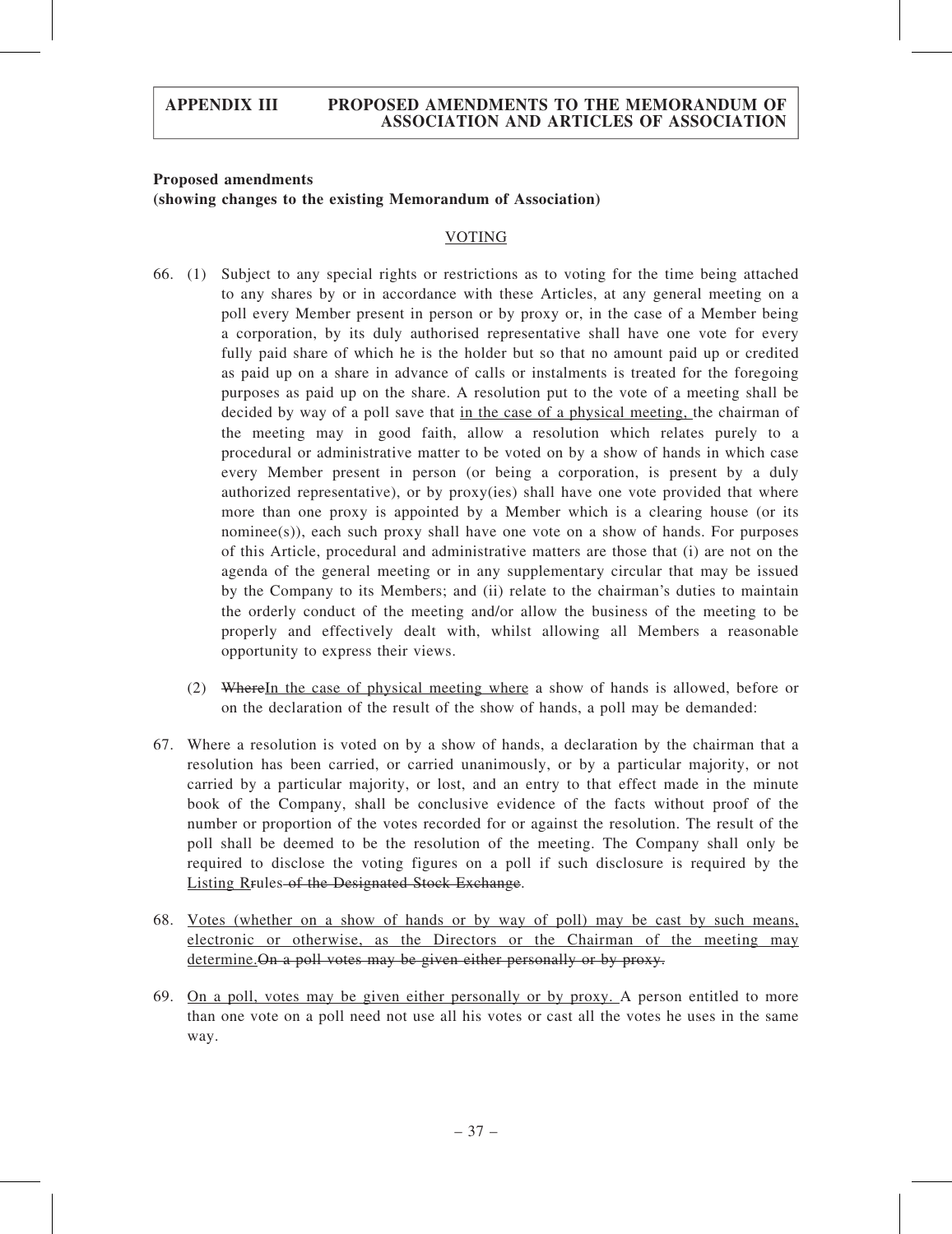**Proposed amendments**
**(showing changes to the existing Memorandum of Association)**

VOTING

66. (1) Subject to any special rights or restrictions as to voting for the time being attached to any shares by or in accordance with these Articles, at any general meeting on a poll every Member present in person or by proxy or, in the case of a Member being a corporation, by its duly authorised representative shall have one vote for every fully paid share of which he is the holder but so that no amount paid up or credited as paid up on a share in advance of calls or instalments is treated for the foregoing purposes as paid up on the share. A resolution put to the vote of a meeting shall be decided by way of a poll save that in the case of a physical meeting, the chairman of the meeting may in good faith, allow a resolution which relates purely to a procedural or administrative matter to be voted on by a show of hands in which case every Member present in person (or being a corporation, is present by a duly authorized representative), or by proxy(ies) shall have one vote provided that where more than one proxy is appointed by a Member which is a clearing house (or its nominee(s)), each such proxy shall have one vote on a show of hands. For purposes of this Article, procedural and administrative matters are those that (i) are not on the agenda of the general meeting or in any supplementary circular that may be issued by the Company to its Members; and (ii) relate to the chairman's duties to maintain the orderly conduct of the meeting and/or allow the business of the meeting to be properly and effectively dealt with, whilst allowing all Members a reasonable opportunity to express their views.

(2) ~~Where~~In the case of physical meeting where a show of hands is allowed, before or on the declaration of the result of the show of hands, a poll may be demanded:

67. Where a resolution is voted on by a show of hands, a declaration by the chairman that a resolution has been carried, or carried unanimously, or by a particular majority, or not carried by a particular majority, or lost, and an entry to that effect made in the minute book of the Company, shall be conclusive evidence of the facts without proof of the number or proportion of the votes recorded for or against the resolution. The result of the poll shall be deemed to be the resolution of the meeting. The Company shall only be required to disclose the voting figures on a poll if such disclosure is required by the Listing R~~r~~ules ~~of the Designated Stock Exchange~~.

68. Votes (whether on a show of hands or by way of poll) may be cast by such means, electronic or otherwise, as the Directors or the Chairman of the meeting may determine.~~On a poll votes may be given either personally or by proxy.~~

69. On a poll, votes may be given either personally or by proxy. A person entitled to more than one vote on a poll need not use all his votes or cast all the votes he uses in the same way.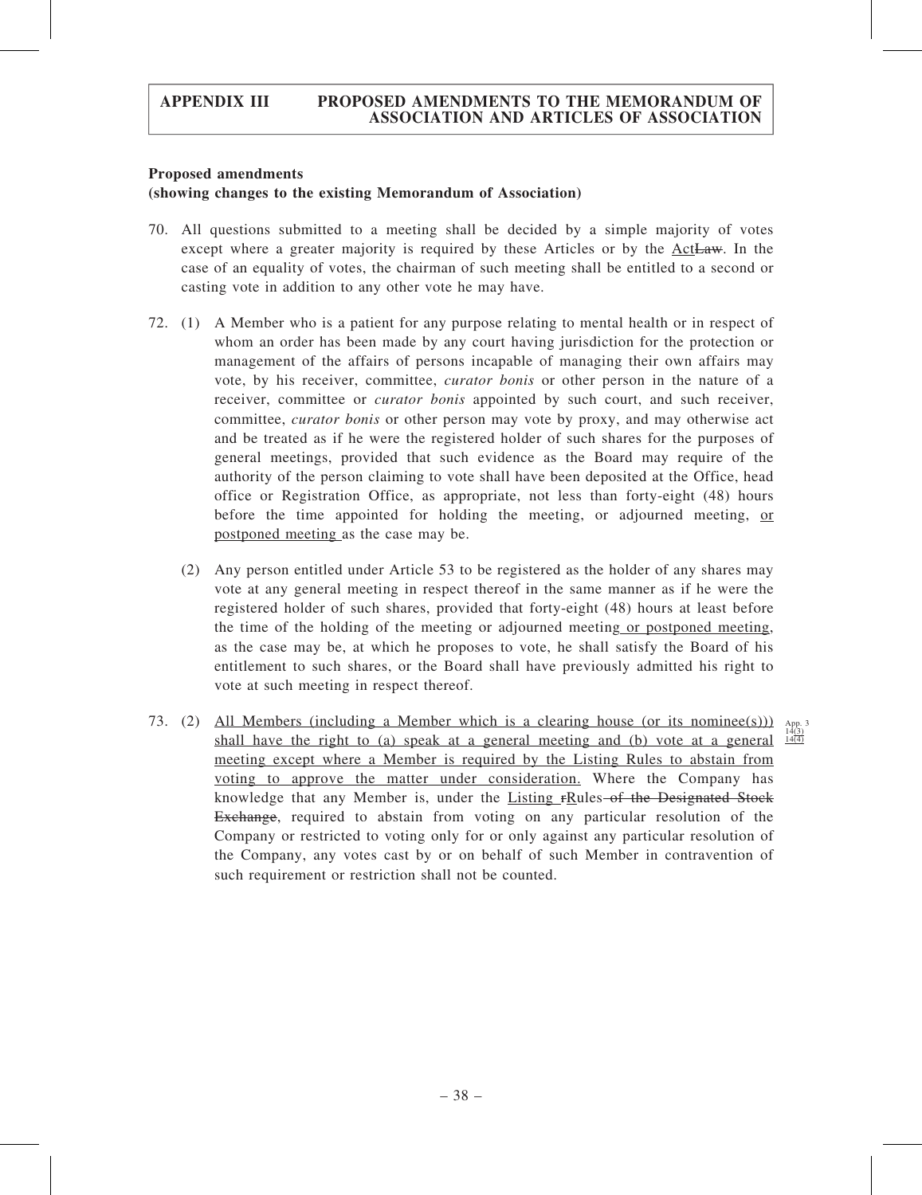**Proposed amendments**
**(showing changes to the existing Memorandum of Association)**

70. All questions submitted to a meeting shall be decided by a simple majority of votes except where a greater majority is required by these Articles or by the ActLaw. In the case of an equality of votes, the chairman of such meeting shall be entitled to a second or casting vote in addition to any other vote he may have.

72. (1) A Member who is a patient for any purpose relating to mental health or in respect of whom an order has been made by any court having jurisdiction for the protection or management of the affairs of persons incapable of managing their own affairs may vote, by his receiver, committee, *curator bonis* or other person in the nature of a receiver, committee or *curator bonis* appointed by such court, and such receiver, committee, *curator bonis* or other person may vote by proxy, and may otherwise act and be treated as if he were the registered holder of such shares for the purposes of general meetings, provided that such evidence as the Board may require of the authority of the person claiming to vote shall have been deposited at the Office, head office or Registration Office, as appropriate, not less than forty-eight (48) hours before the time appointed for holding the meeting, or adjourned meeting, or postponed meeting as the case may be.

(2) Any person entitled under Article 53 to be registered as the holder of any shares may vote at any general meeting in respect thereof in the same manner as if he were the registered holder of such shares, provided that forty-eight (48) hours at least before the time of the holding of the meeting or adjourned meeting or postponed meeting, as the case may be, at which he proposes to vote, he shall satisfy the Board of his entitlement to such shares, or the Board shall have previously admitted his right to vote at such meeting in respect thereof.

73. (2) All Members (including a Member which is a clearing house (or its nominee(s))) shall have the right to (a) speak at a general meeting and (b) vote at a general meeting except where a Member is required by the Listing Rules to abstain from voting to approve the matter under consideration. Where the Company has knowledge that any Member is, under the Listing rRules of the Designated Stock Exchange, required to abstain from voting on any particular resolution of the Company or restricted to voting only for or only against any particular resolution of the Company, any votes cast by or on behalf of such Member in contravention of such requirement or restriction shall not be counted.

App. 3 14(3) 14(4)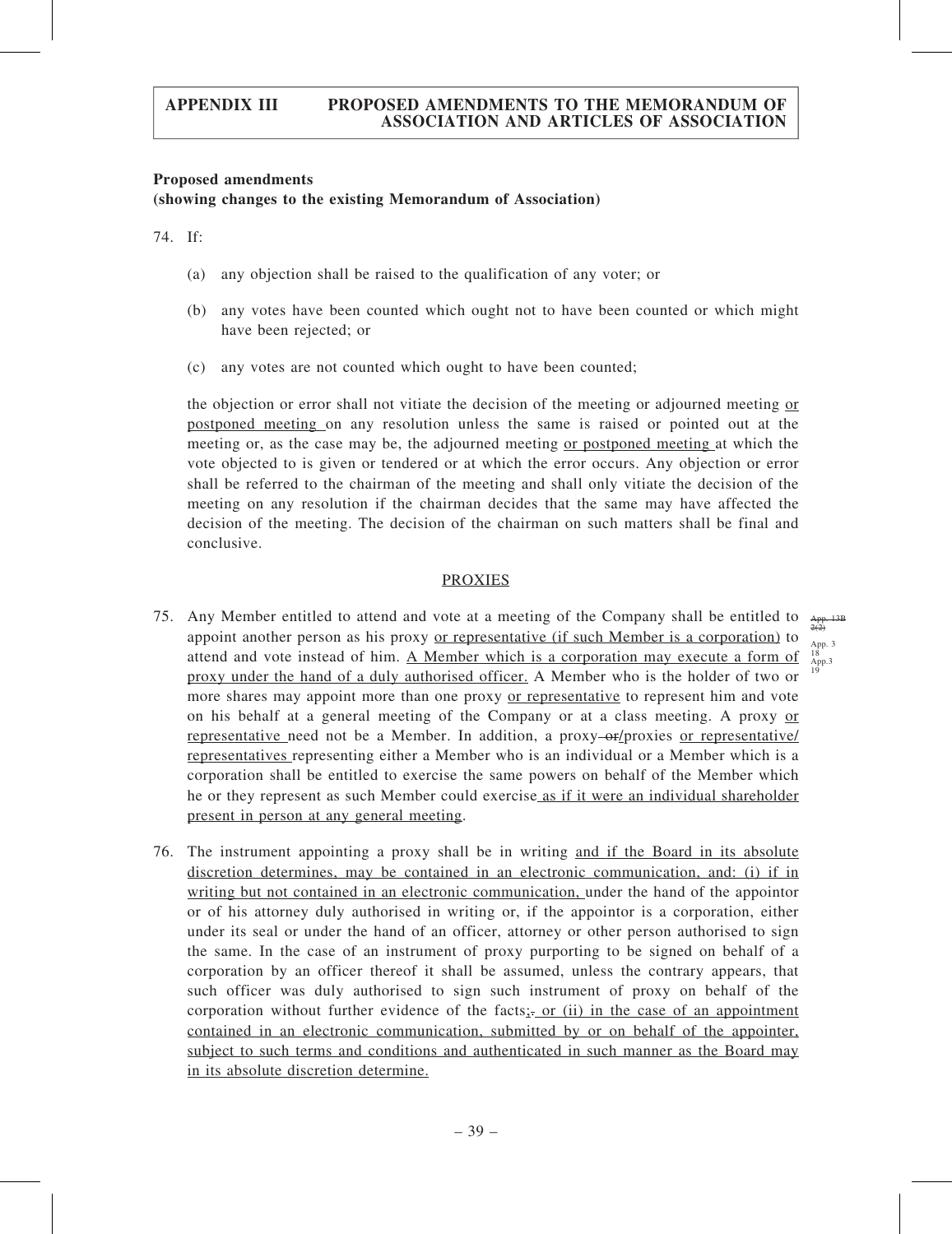**Proposed amendments**
**(showing changes to the existing Memorandum of Association)**

74. If:

 (a) any objection shall be raised to the qualification of any voter; or

 (b) any votes have been counted which ought not to have been counted or which might have been rejected; or

 (c) any votes are not counted which ought to have been counted;

 the objection or error shall not vitiate the decision of the meeting or adjourned meeting or postponed meeting on any resolution unless the same is raised or pointed out at the meeting or, as the case may be, the adjourned meeting or postponed meeting at which the vote objected to is given or tendered or at which the error occurs. Any objection or error shall be referred to the chairman of the meeting and shall only vitiate the decision of the meeting on any resolution if the chairman decides that the same may have affected the decision of the meeting. The decision of the chairman on such matters shall be final and conclusive.

PROXIES

75. Any Member entitled to attend and vote at a meeting of the Company shall be entitled to appoint another person as his proxy or representative (if such Member is a corporation) to attend and vote instead of him. A Member which is a corporation may execute a form of proxy under the hand of a duly authorised officer. A Member who is the holder of two or more shares may appoint more than one proxy or representative to represent him and vote on his behalf at a general meeting of the Company or at a class meeting. A proxy or representative need not be a Member. In addition, a proxy or/proxies or representative/ representatives representing either a Member who is an individual or a Member which is a corporation shall be entitled to exercise the same powers on behalf of the Member which he or they represent as such Member could exercise as if it were an individual shareholder present in person at any general meeting.

 App. 13B 2(2)
 App. 3 18
 App.3 19

76. The instrument appointing a proxy shall be in writing and if the Board in its absolute discretion determines, may be contained in an electronic communication, and: (i) if in writing but not contained in an electronic communication, under the hand of the appointor or of his attorney duly authorised in writing or, if the appointor is a corporation, either under its seal or under the hand of an officer, attorney or other person authorised to sign the same. In the case of an instrument of proxy purporting to be signed on behalf of a corporation by an officer thereof it shall be assumed, unless the contrary appears, that such officer was duly authorised to sign such instrument of proxy on behalf of the corporation without further evidence of the facts;. or (ii) in the case of an appointment contained in an electronic communication, submitted by or on behalf of the appointer, subject to such terms and conditions and authenticated in such manner as the Board may in its absolute discretion determine.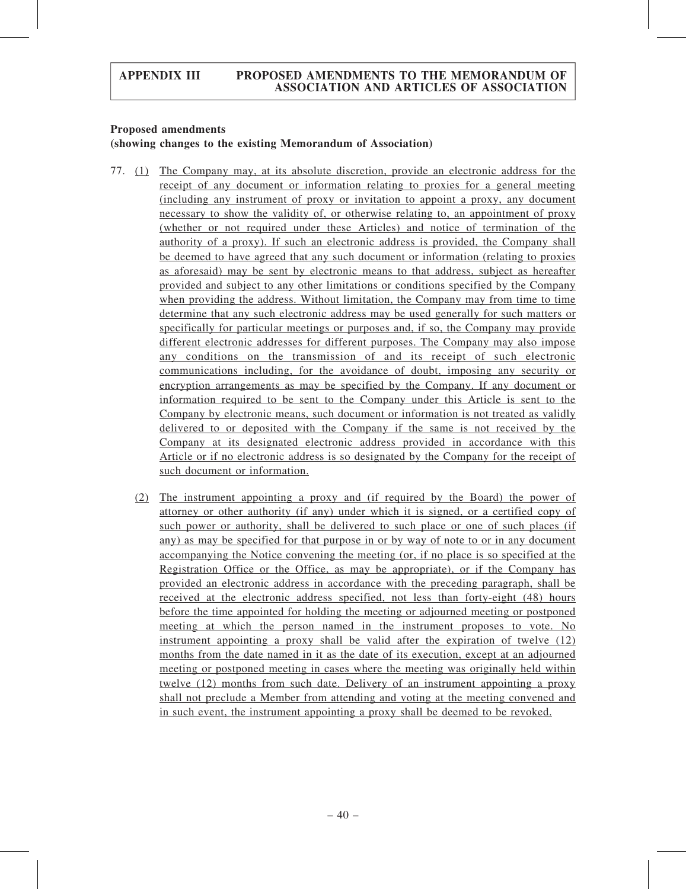**Proposed amendments**
**(showing changes to the existing Memorandum of Association)**

77. (1) The Company may, at its absolute discretion, provide an electronic address for the receipt of any document or information relating to proxies for a general meeting (including any instrument of proxy or invitation to appoint a proxy, any document necessary to show the validity of, or otherwise relating to, an appointment of proxy (whether or not required under these Articles) and notice of termination of the authority of a proxy). If such an electronic address is provided, the Company shall be deemed to have agreed that any such document or information (relating to proxies as aforesaid) may be sent by electronic means to that address, subject as hereafter provided and subject to any other limitations or conditions specified by the Company when providing the address. Without limitation, the Company may from time to time determine that any such electronic address may be used generally for such matters or specifically for particular meetings or purposes and, if so, the Company may provide different electronic addresses for different purposes. The Company may also impose any conditions on the transmission of and its receipt of such electronic communications including, for the avoidance of doubt, imposing any security or encryption arrangements as may be specified by the Company. If any document or information required to be sent to the Company under this Article is sent to the Company by electronic means, such document or information is not treated as validly delivered to or deposited with the Company if the same is not received by the Company at its designated electronic address provided in accordance with this Article or if no electronic address is so designated by the Company for the receipt of such document or information.

    (2) The instrument appointing a proxy and (if required by the Board) the power of attorney or other authority (if any) under which it is signed, or a certified copy of such power or authority, shall be delivered to such place or one of such places (if any) as may be specified for that purpose in or by way of note to or in any document accompanying the Notice convening the meeting (or, if no place is so specified at the Registration Office or the Office, as may be appropriate), or if the Company has provided an electronic address in accordance with the preceding paragraph, shall be received at the electronic address specified, not less than forty-eight (48) hours before the time appointed for holding the meeting or adjourned meeting or postponed meeting at which the person named in the instrument proposes to vote. No instrument appointing a proxy shall be valid after the expiration of twelve (12) months from the date named in it as the date of its execution, except at an adjourned meeting or postponed meeting in cases where the meeting was originally held within twelve (12) months from such date. Delivery of an instrument appointing a proxy shall not preclude a Member from attending and voting at the meeting convened and in such event, the instrument appointing a proxy shall be deemed to be revoked.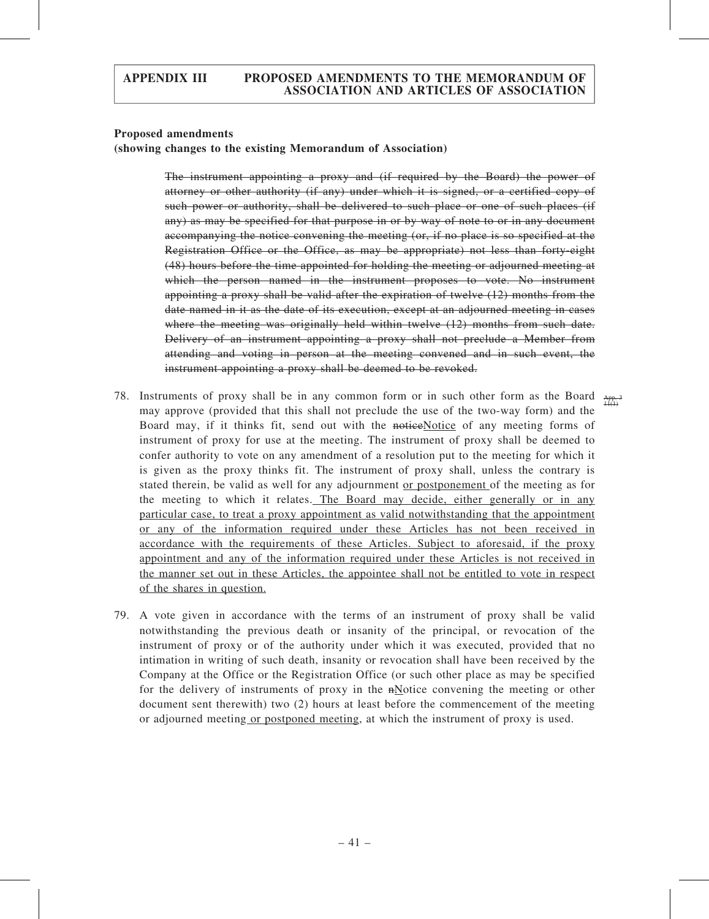**Proposed amendments**
**(showing changes to the existing Memorandum of Association)**

> ~~The instrument appointing a proxy and (if required by the Board) the power of attorney or other authority (if any) under which it is signed, or a certified copy of such power or authority, shall be delivered to such place or one of such places (if any) as may be specified for that purpose in or by way of note to or in any document accompanying the notice convening the meeting (or, if no place is so specified at the Registration Office or the Office, as may be appropriate) not less than forty-eight (48) hours before the time appointed for holding the meeting or adjourned meeting at which the person named in the instrument proposes to vote. No instrument appointing a proxy shall be valid after the expiration of twelve (12) months from the date named in it as the date of its execution, except at an adjourned meeting in cases where the meeting was originally held within twelve (12) months from such date. Delivery of an instrument appointing a proxy shall not preclude a Member from attending and voting in person at the meeting convened and in such event, the instrument appointing a proxy shall be deemed to be revoked.~~

78. Instruments of proxy shall be in any common form or in such other form as the Board may approve (provided that this shall not preclude the use of the two-way form) and the Board may, if it thinks fit, send out with the ~~notice~~<u>Notice</u> of any meeting forms of instrument of proxy for use at the meeting. The instrument of proxy shall be deemed to confer authority to vote on any amendment of a resolution put to the meeting for which it is given as the proxy thinks fit. The instrument of proxy shall, unless the contrary is stated therein, be valid as well for any adjournment <u>or postponement</u> of the meeting as for the meeting to which it relates.<u> The Board may decide, either generally or in any particular case, to treat a proxy appointment as valid notwithstanding that the appointment or any of the information required under these Articles has not been received in accordance with the requirements of these Articles. Subject to aforesaid, if the proxy appointment and any of the information required under these Articles is not received in the manner set out in these Articles, the appointee shall not be entitled to vote in respect of the shares in question.</u> ~~App. 3 11(1)~~

79. A vote given in accordance with the terms of an instrument of proxy shall be valid notwithstanding the previous death or insanity of the principal, or revocation of the instrument of proxy or of the authority under which it was executed, provided that no intimation in writing of such death, insanity or revocation shall have been received by the Company at the Office or the Registration Office (or such other place as may be specified for the delivery of instruments of proxy in the ~~n~~<u>N</u>otice convening the meeting or other document sent therewith) two (2) hours at least before the commencement of the meeting or adjourned meeting<u> or postponed meeting</u>, at which the instrument of proxy is used.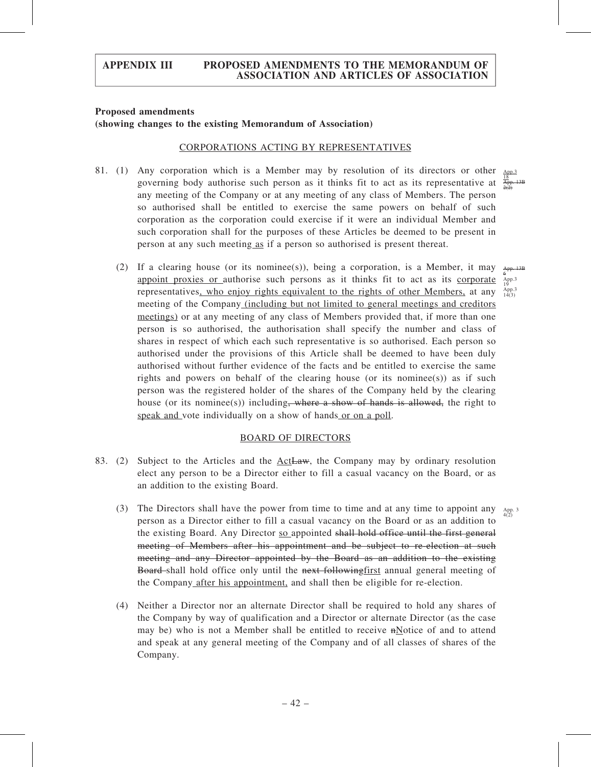**Proposed amendments**
**(showing changes to the existing Memorandum of Association)**

CORPORATIONS ACTING BY REPRESENTATIVES

81. (1) Any corporation which is a Member may by resolution of its directors or other governing body authorise such person as it thinks fit to act as its representative at any meeting of the Company or at any meeting of any class of Members. The person so authorised shall be entitled to exercise the same powers on behalf of such corporation as the corporation could exercise if it were an individual Member and such corporation shall for the purposes of these Articles be deemed to be present in person at any such meeting as if a person so authorised is present thereat.

App.3 18
~~App. 13B 2(2)~~

(2) If a clearing house (or its nominee(s)), being a corporation, is a Member, it may appoint proxies or authorise such persons as it thinks fit to act as its corporate representatives, who enjoy rights equivalent to the rights of other Members, at any meeting of the Company (including but not limited to general meetings and creditors meetings) or at any meeting of any class of Members provided that, if more than one person is so authorised, the authorisation shall specify the number and class of shares in respect of which each such representative is so authorised. Each person so authorised under the provisions of this Article shall be deemed to have been duly authorised without further evidence of the facts and be entitled to exercise the same rights and powers on behalf of the clearing house (or its nominee(s)) as if such person was the registered holder of the shares of the Company held by the clearing house (or its nominee(s)) including~~, where a show of hands is allowed,~~ the right to speak and vote individually on a show of hands or on a poll.

~~App. 13B 6~~
App.3 19
App.3 14(3)

BOARD OF DIRECTORS

83. (2) Subject to the Articles and the Act~~Law~~, the Company may by ordinary resolution elect any person to be a Director either to fill a casual vacancy on the Board, or as an addition to the existing Board.

(3) The Directors shall have the power from time to time and at any time to appoint any person as a Director either to fill a casual vacancy on the Board or as an addition to the existing Board. Any Director so appointed ~~shall hold office until the first general meeting of Members after his appointment and be subject to re-election at such meeting and any Director appointed by the Board as an addition to the existing Board~~ shall hold office only until the ~~next following~~first annual general meeting of the Company after his appointment, and shall then be eligible for re-election.

App. 3 4(2)

(4) Neither a Director nor an alternate Director shall be required to hold any shares of the Company by way of qualification and a Director or alternate Director (as the case may be) who is not a Member shall be entitled to receive ~~n~~Notice of and to attend and speak at any general meeting of the Company and of all classes of shares of the Company.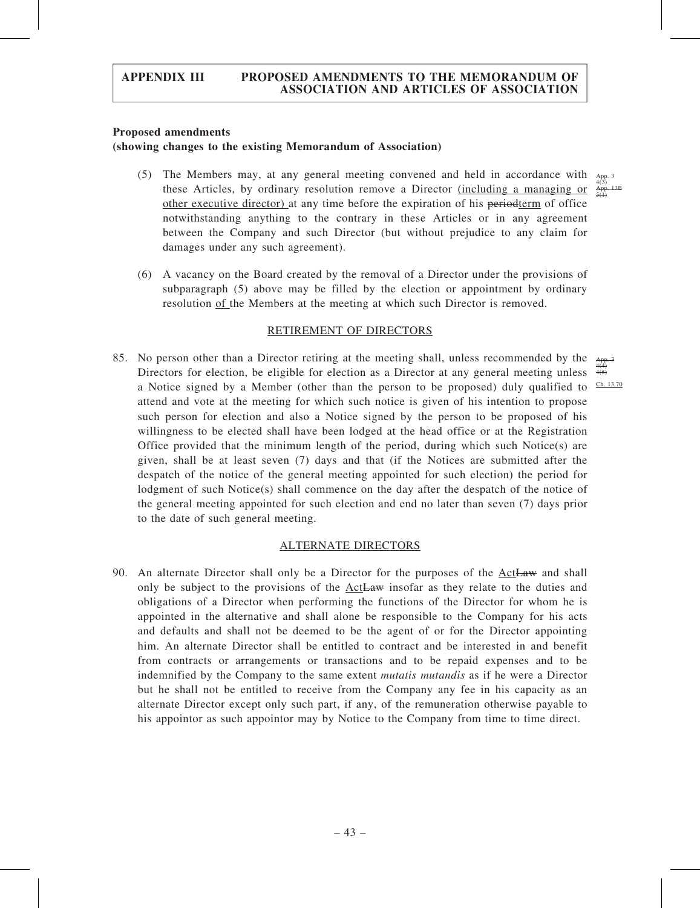**Proposed amendments**
**(showing changes to the existing Memorandum of Association)**

(5) The Members may, at any general meeting convened and held in accordance with these Articles, by ordinary resolution remove a Director (including a managing or other executive director) at any time before the expiration of his ~~period~~term of office notwithstanding anything to the contrary in these Articles or in any agreement between the Company and such Director (but without prejudice to any claim for damages under any such agreement).

App. 3 4(3) ~~App. 13B 5(1)~~

(6) A vacancy on the Board created by the removal of a Director under the provisions of subparagraph (5) above may be filled by the election or appointment by ordinary resolution of the Members at the meeting at which such Director is removed.

RETIREMENT OF DIRECTORS

85. No person other than a Director retiring at the meeting shall, unless recommended by the Directors for election, be eligible for election as a Director at any general meeting unless a Notice signed by a Member (other than the person to be proposed) duly qualified to attend and vote at the meeting for which such notice is given of his intention to propose such person for election and also a Notice signed by the person to be proposed of his willingness to be elected shall have been lodged at the head office or at the Registration Office provided that the minimum length of the period, during which such Notice(s) are given, shall be at least seven (7) days and that (if the Notices are submitted after the despatch of the notice of the general meeting appointed for such election) the period for lodgment of such Notice(s) shall commence on the day after the despatch of the notice of the general meeting appointed for such election and end no later than seven (7) days prior to the date of such general meeting.

~~App. 3 4(4) 4(5)~~ Ch. 13.70

ALTERNATE DIRECTORS

90. An alternate Director shall only be a Director for the purposes of the Act~~Law~~ and shall only be subject to the provisions of the Act~~Law~~ insofar as they relate to the duties and obligations of a Director when performing the functions of the Director for whom he is appointed in the alternative and shall alone be responsible to the Company for his acts and defaults and shall not be deemed to be the agent of or for the Director appointing him. An alternate Director shall be entitled to contract and be interested in and benefit from contracts or arrangements or transactions and to be repaid expenses and to be indemnified by the Company to the same extent *mutatis mutandis* as if he were a Director but he shall not be entitled to receive from the Company any fee in his capacity as an alternate Director except only such part, if any, of the remuneration otherwise payable to his appointor as such appointor may by Notice to the Company from time to time direct.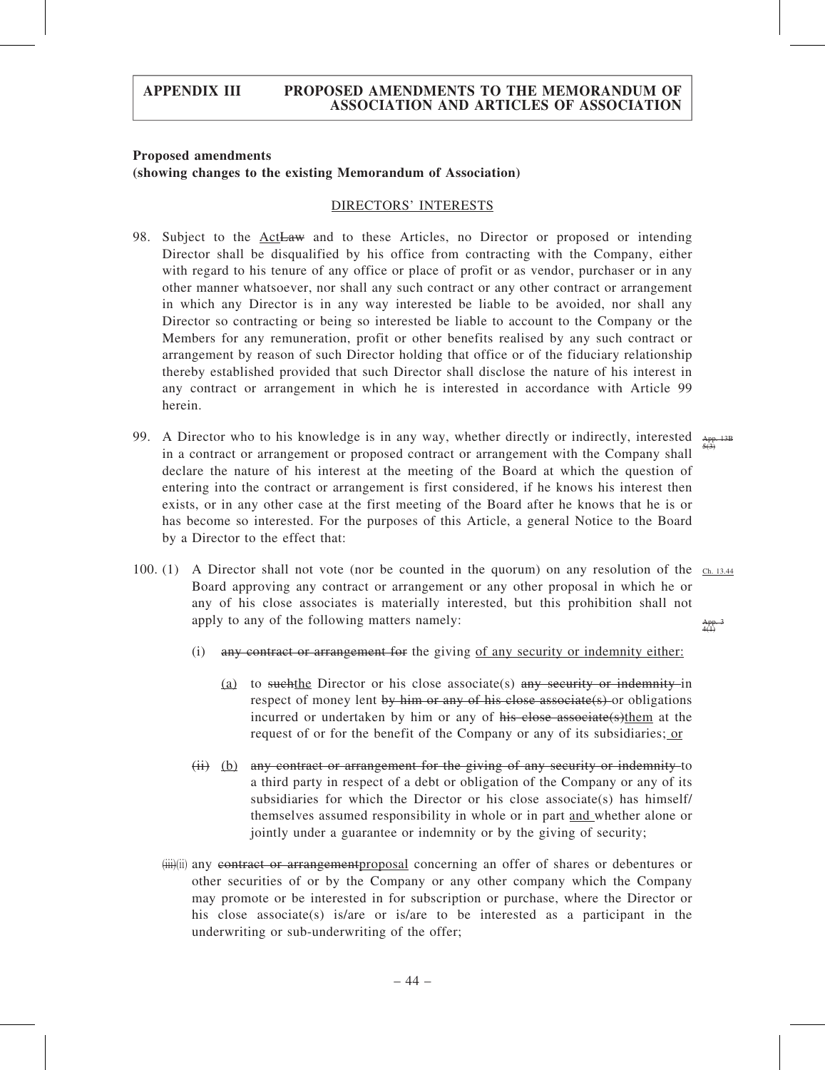**Proposed amendments**
**(showing changes to the existing Memorandum of Association)**

DIRECTORS' INTERESTS

98. Subject to the ~~Law~~ Act and to these Articles, no Director or proposed or intending Director shall be disqualified by his office from contracting with the Company, either with regard to his tenure of any office or place of profit or as vendor, purchaser or in any other manner whatsoever, nor shall any such contract or any other contract or arrangement in which any Director is in any way interested be liable to be avoided, nor shall any Director so contracting or being so interested be liable to account to the Company or the Members for any remuneration, profit or other benefits realised by any such contract or arrangement by reason of such Director holding that office or of the fiduciary relationship thereby established provided that such Director shall disclose the nature of his interest in any contract or arrangement in which he is interested in accordance with Article 99 herein.

99. A Director who to his knowledge is in any way, whether directly or indirectly, interested in a contract or arrangement or proposed contract or arrangement with the Company shall declare the nature of his interest at the meeting of the Board at which the question of entering into the contract or arrangement is first considered, if he knows his interest then exists, or in any other case at the first meeting of the Board after he knows that he is or has become so interested. For the purposes of this Article, a general Notice to the Board by a Director to the effect that:

~~App. 13B 5(3)~~

100. (1) A Director shall not vote (nor be counted in the quorum) on any resolution of the Board approving any contract or arrangement or any other proposal in which he or any of his close associates is materially interested, but this prohibition shall not apply to any of the following matters namely:

Ch. 13.44

~~App. 3 4(1)~~

(i) ~~any contract or arrangement for~~ the giving of any security or indemnity either:

(a) to ~~such~~the Director or his close associate(s) ~~any security or indemnity~~ in respect of money lent ~~by him or any of his close associate(s)~~ or obligations incurred or undertaken by him or any of ~~his close associate(s)~~them at the request of or for the benefit of the Company or any of its subsidiaries; or

~~(ii)~~ (b) ~~any contract or arrangement for the giving of any security or indemnity~~ to a third party in respect of a debt or obligation of the Company or any of its subsidiaries for which the Director or his close associate(s) has himself/themselves assumed responsibility in whole or in part and whether alone or jointly under a guarantee or indemnity or by the giving of security;

~~(iii)~~(ii) any ~~contract or arrangement~~proposal concerning an offer of shares or debentures or other securities of or by the Company or any other company which the Company may promote or be interested in for subscription or purchase, where the Director or his close associate(s) is/are or is/are to be interested as a participant in the underwriting or sub-underwriting of the offer;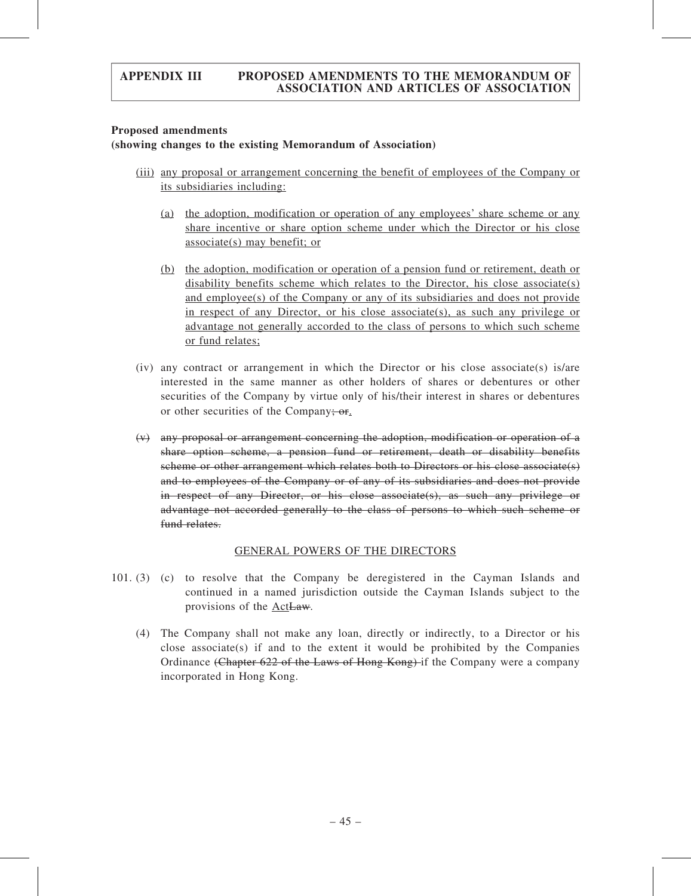**Proposed amendments**
**(showing changes to the existing Memorandum of Association)**

(iii) any proposal or arrangement concerning the benefit of employees of the Company or its subsidiaries including:

(a) the adoption, modification or operation of any employees' share scheme or any share incentive or share option scheme under which the Director or his close associate(s) may benefit; or

(b) the adoption, modification or operation of a pension fund or retirement, death or disability benefits scheme which relates to the Director, his close associate(s) and employee(s) of the Company or any of its subsidiaries and does not provide in respect of any Director, or his close associate(s), as such any privilege or advantage not generally accorded to the class of persons to which such scheme or fund relates;

(iv) any contract or arrangement in which the Director or his close associate(s) is/are interested in the same manner as other holders of shares or debentures or other securities of the Company by virtue only of his/their interest in shares or debentures or other securities of the Company~~; or~~.

~~(v) any proposal or arrangement concerning the adoption, modification or operation of a share option scheme, a pension fund or retirement, death or disability benefits scheme or other arrangement which relates both to Directors or his close associate(s) and to employees of the Company or of any of its subsidiaries and does not provide in respect of any Director, or his close associate(s), as such any privilege or advantage not accorded generally to the class of persons to which such scheme or fund relates.~~

GENERAL POWERS OF THE DIRECTORS

101. (3) (c) to resolve that the Company be deregistered in the Cayman Islands and continued in a named jurisdiction outside the Cayman Islands subject to the provisions of the Act~~Law~~.

(4) The Company shall not make any loan, directly or indirectly, to a Director or his close associate(s) if and to the extent it would be prohibited by the Companies Ordinance ~~(Chapter 622 of the Laws of Hong Kong)~~ if the Company were a company incorporated in Hong Kong.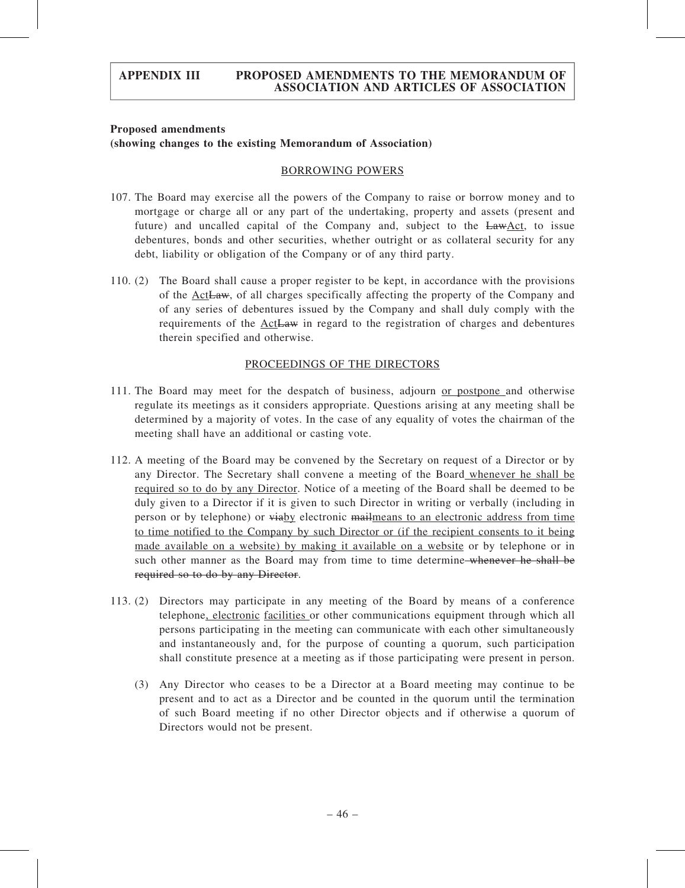**Proposed amendments**
**(showing changes to the existing Memorandum of Association)**

BORROWING POWERS

107. The Board may exercise all the powers of the Company to raise or borrow money and to mortgage or charge all or any part of the undertaking, property and assets (present and future) and uncalled capital of the Company and, subject to the ~~Law~~Act, to issue debentures, bonds and other securities, whether outright or as collateral security for any debt, liability or obligation of the Company or of any third party.

110. (2) The Board shall cause a proper register to be kept, in accordance with the provisions of the Act~~Law~~, of all charges specifically affecting the property of the Company and of any series of debentures issued by the Company and shall duly comply with the requirements of the Act~~Law~~ in regard to the registration of charges and debentures therein specified and otherwise.

PROCEEDINGS OF THE DIRECTORS

111. The Board may meet for the despatch of business, adjourn or postpone and otherwise regulate its meetings as it considers appropriate. Questions arising at any meeting shall be determined by a majority of votes. In the case of any equality of votes the chairman of the meeting shall have an additional or casting vote.

112. A meeting of the Board may be convened by the Secretary on request of a Director or by any Director. The Secretary shall convene a meeting of the Board whenever he shall be required so to do by any Director. Notice of a meeting of the Board shall be deemed to be duly given to a Director if it is given to such Director in writing or verbally (including in person or by telephone) or ~~via~~by electronic ~~mail~~means to an electronic address from time to time notified to the Company by such Director or (if the recipient consents to it being made available on a website) by making it available on a website or by telephone or in such other manner as the Board may from time to time determine ~~whenever he shall be required so to do by any Director~~.

113. (2) Directors may participate in any meeting of the Board by means of a conference telephone, electronic facilities or other communications equipment through which all persons participating in the meeting can communicate with each other simultaneously and instantaneously and, for the purpose of counting a quorum, such participation shall constitute presence at a meeting as if those participating were present in person.

(3) Any Director who ceases to be a Director at a Board meeting may continue to be present and to act as a Director and be counted in the quorum until the termination of such Board meeting if no other Director objects and if otherwise a quorum of Directors would not be present.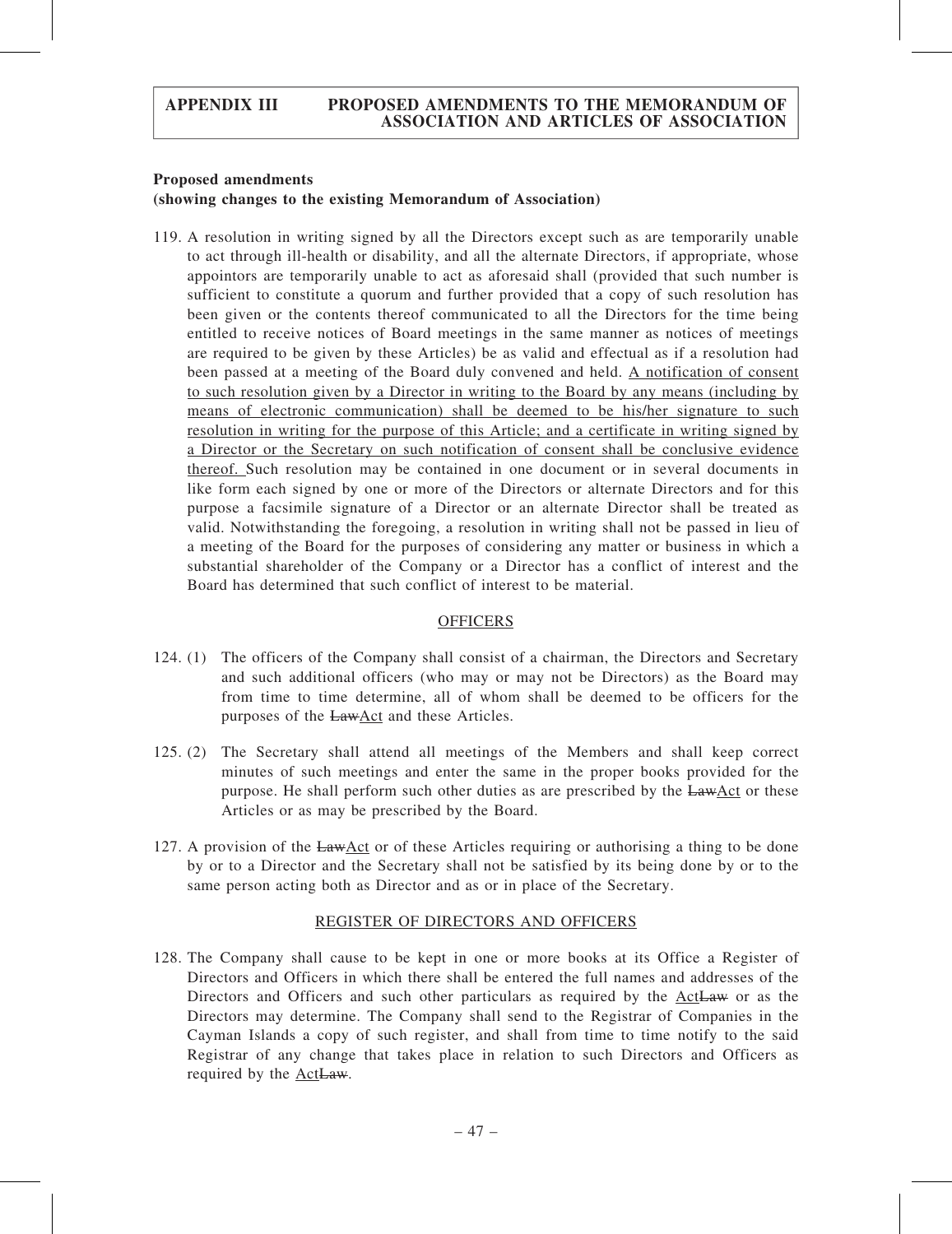**Proposed amendments**
**(showing changes to the existing Memorandum of Association)**

119. A resolution in writing signed by all the Directors except such as are temporarily unable to act through ill-health or disability, and all the alternate Directors, if appropriate, whose appointors are temporarily unable to act as aforesaid shall (provided that such number is sufficient to constitute a quorum and further provided that a copy of such resolution has been given or the contents thereof communicated to all the Directors for the time being entitled to receive notices of Board meetings in the same manner as notices of meetings are required to be given by these Articles) be as valid and effectual as if a resolution had been passed at a meeting of the Board duly convened and held. A notification of consent to such resolution given by a Director in writing to the Board by any means (including by means of electronic communication) shall be deemed to be his/her signature to such resolution in writing for the purpose of this Article; and a certificate in writing signed by a Director or the Secretary on such notification of consent shall be conclusive evidence thereof. Such resolution may be contained in one document or in several documents in like form each signed by one or more of the Directors or alternate Directors and for this purpose a facsimile signature of a Director or an alternate Director shall be treated as valid. Notwithstanding the foregoing, a resolution in writing shall not be passed in lieu of a meeting of the Board for the purposes of considering any matter or business in which a substantial shareholder of the Company or a Director has a conflict of interest and the Board has determined that such conflict of interest to be material.

OFFICERS

124. (1) The officers of the Company shall consist of a chairman, the Directors and Secretary and such additional officers (who may or may not be Directors) as the Board may from time to time determine, all of whom shall be deemed to be officers for the purposes of the ~~Law~~Act and these Articles.

125. (2) The Secretary shall attend all meetings of the Members and shall keep correct minutes of such meetings and enter the same in the proper books provided for the purpose. He shall perform such other duties as are prescribed by the ~~Law~~Act or these Articles or as may be prescribed by the Board.

127. A provision of the ~~Law~~Act or of these Articles requiring or authorising a thing to be done by or to a Director and the Secretary shall not be satisfied by its being done by or to the same person acting both as Director and as or in place of the Secretary.

REGISTER OF DIRECTORS AND OFFICERS

128. The Company shall cause to be kept in one or more books at its Office a Register of Directors and Officers in which there shall be entered the full names and addresses of the Directors and Officers and such other particulars as required by the Act~~Law~~ or as the Directors may determine. The Company shall send to the Registrar of Companies in the Cayman Islands a copy of such register, and shall from time to time notify to the said Registrar of any change that takes place in relation to such Directors and Officers as required by the Act~~Law~~.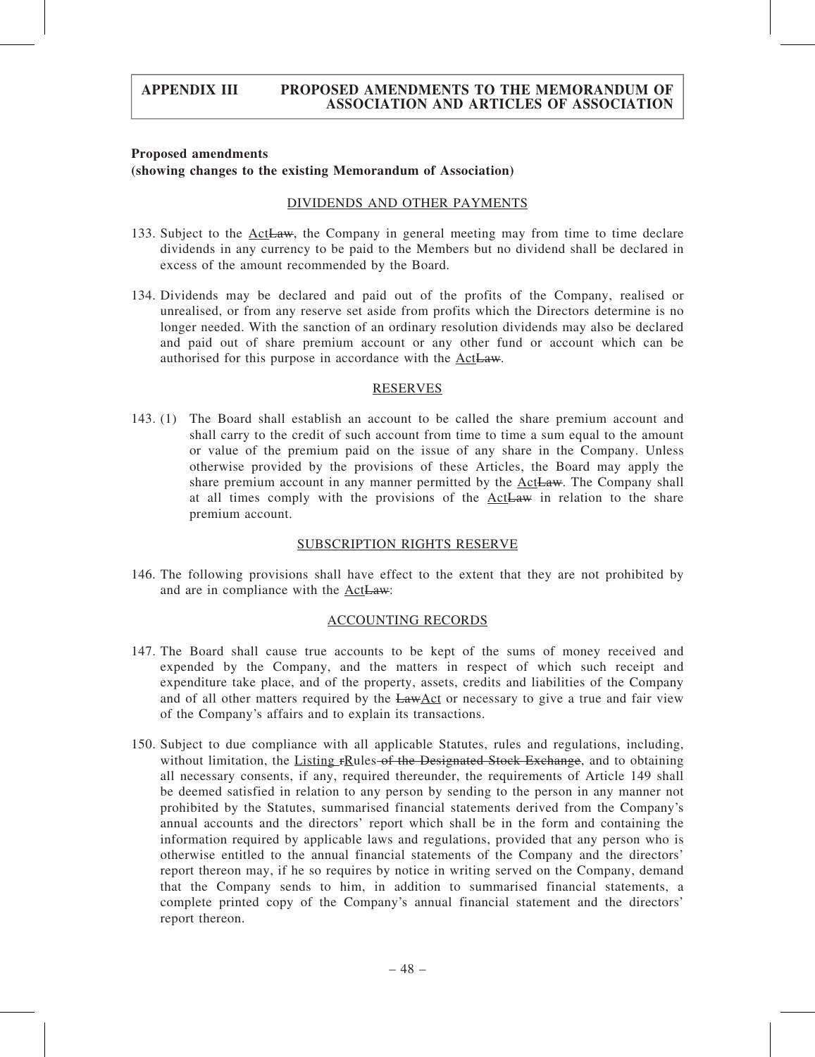**Proposed amendments**
**(showing changes to the existing Memorandum of Association)**

DIVIDENDS AND OTHER PAYMENTS

133. Subject to the ActLaw, the Company in general meeting may from time to time declare dividends in any currency to be paid to the Members but no dividend shall be declared in excess of the amount recommended by the Board.

134. Dividends may be declared and paid out of the profits of the Company, realised or unrealised, or from any reserve set aside from profits which the Directors determine is no longer needed. With the sanction of an ordinary resolution dividends may also be declared and paid out of share premium account or any other fund or account which can be authorised for this purpose in accordance with the ActLaw.

RESERVES

143. (1) The Board shall establish an account to be called the share premium account and shall carry to the credit of such account from time to time a sum equal to the amount or value of the premium paid on the issue of any share in the Company. Unless otherwise provided by the provisions of these Articles, the Board may apply the share premium account in any manner permitted by the ActLaw. The Company shall at all times comply with the provisions of the ActLaw in relation to the share premium account.

SUBSCRIPTION RIGHTS RESERVE

146. The following provisions shall have effect to the extent that they are not prohibited by and are in compliance with the ActLaw:

ACCOUNTING RECORDS

147. The Board shall cause true accounts to be kept of the sums of money received and expended by the Company, and the matters in respect of which such receipt and expenditure take place, and of the property, assets, credits and liabilities of the Company and of all other matters required by the LawAct or necessary to give a true and fair view of the Company's affairs and to explain its transactions.

150. Subject to due compliance with all applicable Statutes, rules and regulations, including, without limitation, the Listing rRules of the Designated Stock Exchange, and to obtaining all necessary consents, if any, required thereunder, the requirements of Article 149 shall be deemed satisfied in relation to any person by sending to the person in any manner not prohibited by the Statutes, summarised financial statements derived from the Company's annual accounts and the directors' report which shall be in the form and containing the information required by applicable laws and regulations, provided that any person who is otherwise entitled to the annual financial statements of the Company and the directors' report thereon may, if he so requires by notice in writing served on the Company, demand that the Company sends to him, in addition to summarised financial statements, a complete printed copy of the Company's annual financial statement and the directors' report thereon.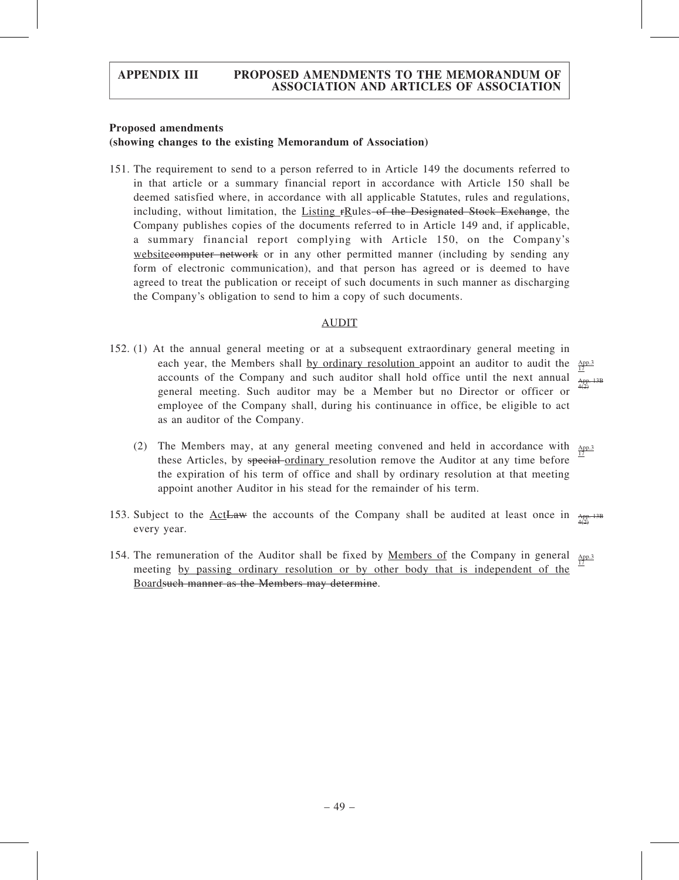**Proposed amendments**
**(showing changes to the existing Memorandum of Association)**

151. The requirement to send to a person referred to in Article 149 the documents referred to in that article or a summary financial report in accordance with Article 150 shall be deemed satisfied where, in accordance with all applicable Statutes, rules and regulations, including, without limitation, the <u>Listing</u> ~~r~~<u>R</u>ules ~~of the Designated Stock Exchange~~, the Company publishes copies of the documents referred to in Article 149 and, if applicable, a summary financial report complying with Article 150, on the Company's <u>website</u>~~computer network~~ or in any other permitted manner (including by sending any form of electronic communication), and that person has agreed or is deemed to have agreed to treat the publication or receipt of such documents in such manner as discharging the Company's obligation to send to him a copy of such documents.

<u>AUDIT</u>

152. (1) At the annual general meeting or at a subsequent extraordinary general meeting in each year, the Members shall <u>by ordinary resolution</u> appoint an auditor to audit the accounts of the Company and such auditor shall hold office until the next annual general meeting. Such auditor may be a Member but no Director or officer or employee of the Company shall, during his continuance in office, be eligible to act as an auditor of the Company. <u>App.3 17</u> ~~App. 13B 4(2)~~

(2) The Members may, at any general meeting convened and held in accordance with these Articles, by ~~special~~ <u>ordinary</u> resolution remove the Auditor at any time before the expiration of his term of office and shall by ordinary resolution at that meeting appoint another Auditor in his stead for the remainder of his term. <u>App.3 17</u>

153. Subject to the <u>Act</u>~~Law~~ the accounts of the Company shall be audited at least once in every year. ~~App. 13B 4(2)~~

154. The remuneration of the Auditor shall be fixed by <u>Members of</u> the Company in general meeting <u>by passing ordinary resolution or by other body that is independent of the Board</u>~~such manner as the Members may determine~~. <u>App.3 17</u>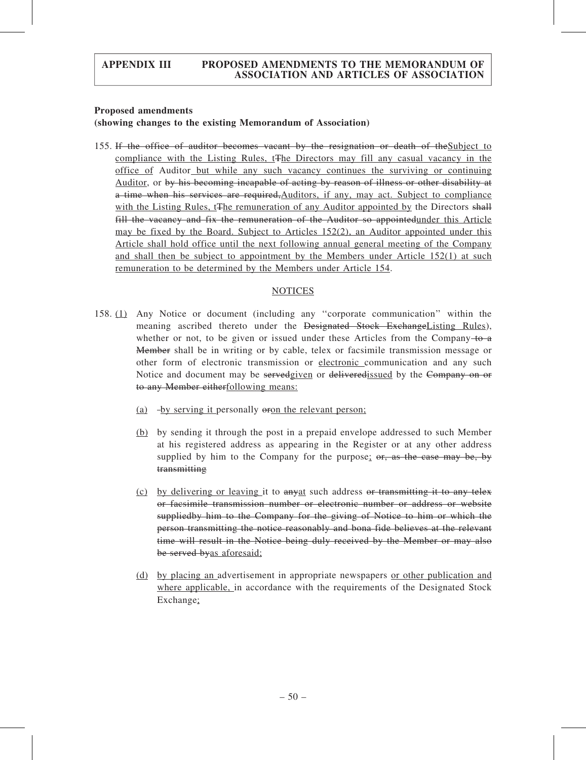**Proposed amendments**
**(showing changes to the existing Memorandum of Association)**

155. ~~If the office of auditor becomes vacant by the resignation or death of the~~<u>Subject to compliance with the Listing Rules, t</u>~~T~~he <u>Directors may fill any casual vacancy in the office of</u> Auditor<u> but while any such vacancy continues the surviving or continuing Auditor</u>, or ~~by his becoming incapable of acting by reason of illness or other disability at a time when his services are required,~~<u>Auditors, if any, may act. Subject to compliance with the Listing Rules, t</u>~~T~~he <u>remuneration of any Auditor appointed by</u> the Directors ~~shall fill the vacancy and fix the remuneration of the Auditor so appointed~~<u>under this Article may be fixed by the Board. Subject to Articles 152(2), an Auditor appointed under this Article shall hold office until the next following annual general meeting of the Company and shall then be subject to appointment by the Members under Article 152(1) at such remuneration to be determined by the Members under Article 154</u>.

<u>NOTICES</u>

158. <u>(1)</u> Any Notice or document (including any "corporate communication" within the meaning ascribed thereto under the ~~Designated Stock Exchange~~<u>Listing Rules</u>), whether or not, to be given or issued under these Articles from the Company ~~to a Member~~ shall be in writing or by cable, telex or facsimile transmission message or other form of electronic transmission or <u>electronic </u>communication and any such Notice and document may be ~~served~~<u>given</u> or ~~delivered~~<u>issued</u> by the ~~Company on or to any Member either~~<u>following means:</u>

<u>(a)</u> <u>by serving it </u>personally ~~or~~<u>on the relevant person;</u>

<u>(b)</u> by sending it through the post in a prepaid envelope addressed to such Member at his registered address as appearing in the Register or at any other address supplied by him to the Company for the purpose<u>;</u> ~~or, as the case may be, by transmitting~~

<u>(c)</u> <u>by delivering or leaving </u>it to ~~any~~<u>at</u> such address ~~or transmitting it to any telex or facsimile transmission number or electronic number or address or website suppliedby him to the Company for the giving of Notice to him or which the person transmitting the notice reasonably and bona fide believes at the relevant time will result in the Notice being duly received by the Member or may also be served by~~<u>as aforesaid;</u>

<u>(d)</u> <u>by placing an </u>advertisement in appropriate newspapers <u>or other publication and where applicable, </u>in accordance with the requirements of the Designated Stock Exchange<u>;</u>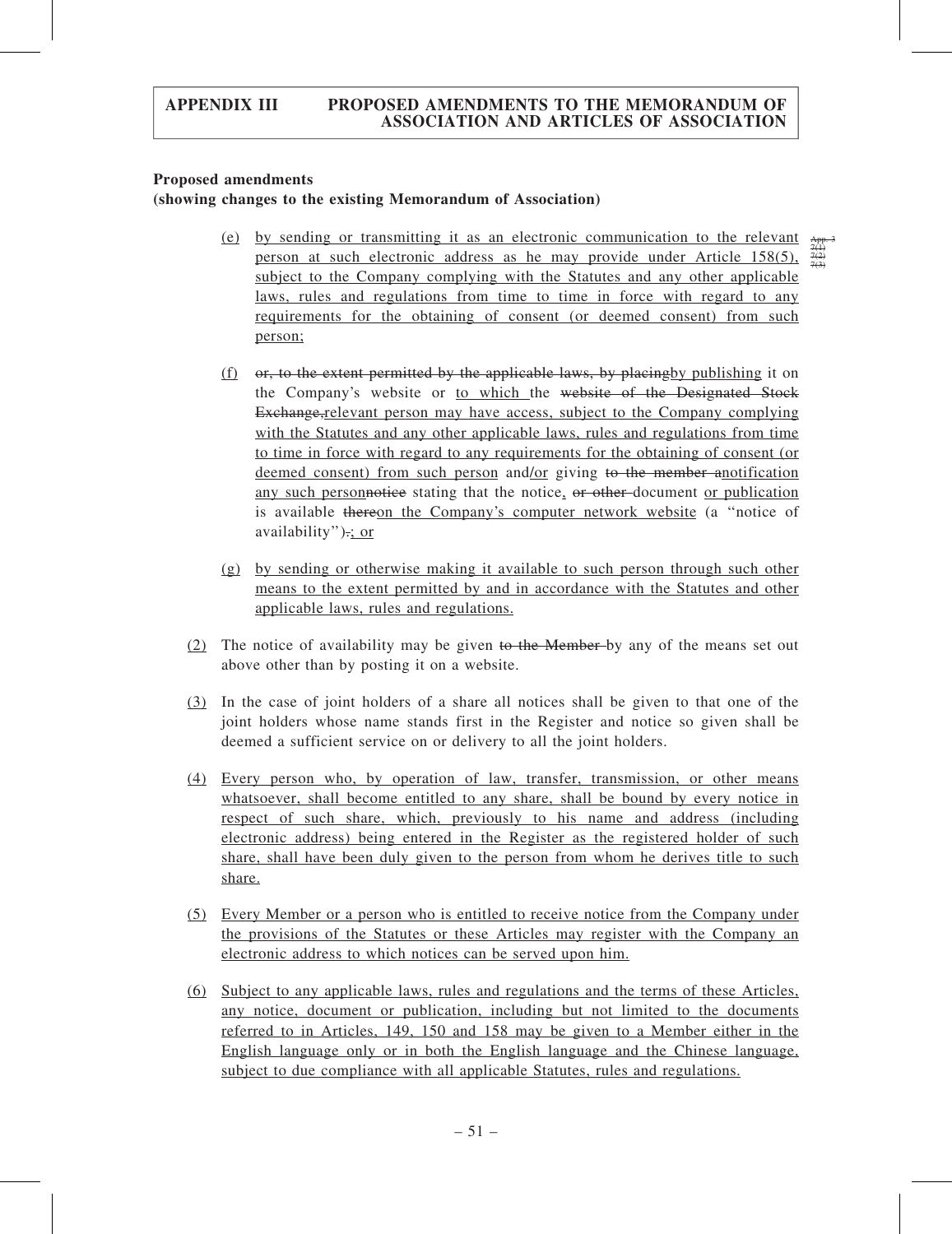**Proposed amendments**
**(showing changes to the existing Memorandum of Association)**

(e) by sending or transmitting it as an electronic communication to the relevant person at such electronic address as he may provide under Article 158(5), subject to the Company complying with the Statutes and any other applicable laws, rules and regulations from time to time in force with regard to any requirements for the obtaining of consent (or deemed consent) from such person;

App. 3 7(1) 7(2) 7(3)

(f) ~~or, to the extent permitted by the applicable laws, by placing~~by publishing it on the Company's website or to which the ~~website of the Designated Stock Exchange,~~relevant person may have access, subject to the Company complying with the Statutes and any other applicable laws, rules and regulations from time to time in force with regard to any requirements for the obtaining of consent (or deemed consent) from such person and/or giving ~~to the member a~~notification any such person~~notice~~ stating that the notice, ~~or other~~ document or publication is available ~~there~~on the Company's computer network website (a "notice of availability")~~.~~; or

(g) by sending or otherwise making it available to such person through such other means to the extent permitted by and in accordance with the Statutes and other applicable laws, rules and regulations.

(2) The notice of availability may be given ~~to the Member~~ by any of the means set out above other than by posting it on a website.

(3) In the case of joint holders of a share all notices shall be given to that one of the joint holders whose name stands first in the Register and notice so given shall be deemed a sufficient service on or delivery to all the joint holders.

(4) Every person who, by operation of law, transfer, transmission, or other means whatsoever, shall become entitled to any share, shall be bound by every notice in respect of such share, which, previously to his name and address (including electronic address) being entered in the Register as the registered holder of such share, shall have been duly given to the person from whom he derives title to such share.

(5) Every Member or a person who is entitled to receive notice from the Company under the provisions of the Statutes or these Articles may register with the Company an electronic address to which notices can be served upon him.

(6) Subject to any applicable laws, rules and regulations and the terms of these Articles, any notice, document or publication, including but not limited to the documents referred to in Articles, 149, 150 and 158 may be given to a Member either in the English language only or in both the English language and the Chinese language, subject to due compliance with all applicable Statutes, rules and regulations.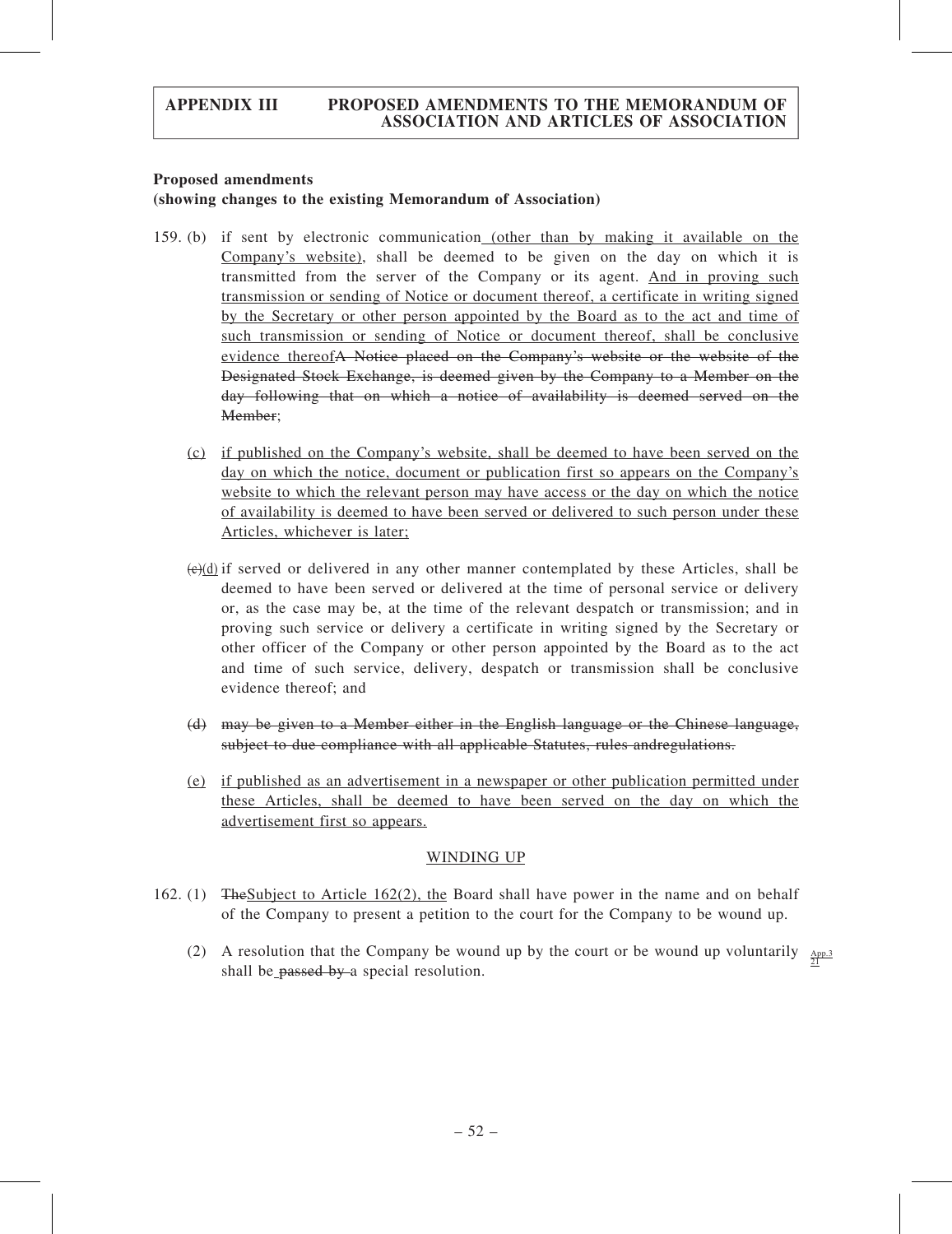**Proposed amendments**
**(showing changes to the existing Memorandum of Association)**

159. (b) if sent by electronic communication (other than by making it available on the Company's website), shall be deemed to be given on the day on which it is transmitted from the server of the Company or its agent. And in proving such transmission or sending of Notice or document thereof, a certificate in writing signed by the Secretary or other person appointed by the Board as to the act and time of such transmission or sending of Notice or document thereof, shall be conclusive evidence thereof~~A Notice placed on the Company's website or the website of the Designated Stock Exchange, is deemed given by the Company to a Member on the day following that on which a notice of availability is deemed served on the Member~~;

(c) if published on the Company's website, shall be deemed to have been served on the day on which the notice, document or publication first so appears on the Company's website to which the relevant person may have access or the day on which the notice of availability is deemed to have been served or delivered to such person under these Articles, whichever is later;

~~(c)~~(d) if served or delivered in any other manner contemplated by these Articles, shall be deemed to have been served or delivered at the time of personal service or delivery or, as the case may be, at the time of the relevant despatch or transmission; and in proving such service or delivery a certificate in writing signed by the Secretary or other officer of the Company or other person appointed by the Board as to the act and time of such service, delivery, despatch or transmission shall be conclusive evidence thereof; and

~~(d) may be given to a Member either in the English language or the Chinese language, subject to due compliance with all applicable Statutes, rules andregulations.~~

(e) if published as an advertisement in a newspaper or other publication permitted under these Articles, shall be deemed to have been served on the day on which the advertisement first so appears.

WINDING UP

162. (1) ~~The~~Subject to Article 162(2), the Board shall have power in the name and on behalf of the Company to present a petition to the court for the Company to be wound up.

(2) A resolution that the Company be wound up by the court or be wound up voluntarily shall be ~~passed by~~ a special resolution. App.3 21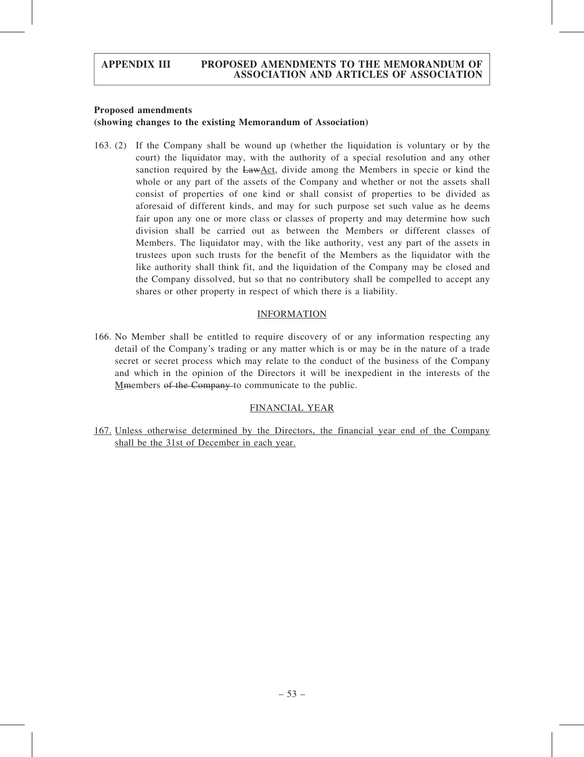**Proposed amendments**
**(showing changes to the existing Memorandum of Association)**

163. (2) If the Company shall be wound up (whether the liquidation is voluntary or by the court) the liquidator may, with the authority of a special resolution and any other sanction required by the ~~Law~~Act, divide among the Members in specie or kind the whole or any part of the assets of the Company and whether or not the assets shall consist of properties of one kind or shall consist of properties to be divided as aforesaid of different kinds, and may for such purpose set such value as he deems fair upon any one or more class or classes of property and may determine how such division shall be carried out as between the Members or different classes of Members. The liquidator may, with the like authority, vest any part of the assets in trustees upon such trusts for the benefit of the Members as the liquidator with the like authority shall think fit, and the liquidation of the Company may be closed and the Company dissolved, but so that no contributory shall be compelled to accept any shares or other property in respect of which there is a liability.

INFORMATION

166. No Member shall be entitled to require discovery of or any information respecting any detail of the Company's trading or any matter which is or may be in the nature of a trade secret or secret process which may relate to the conduct of the business of the Company and which in the opinion of the Directors it will be inexpedient in the interests of the M~~m~~embers ~~of the Company~~ to communicate to the public.

FINANCIAL YEAR

167. Unless otherwise determined by the Directors, the financial year end of the Company shall be the 31st of December in each year.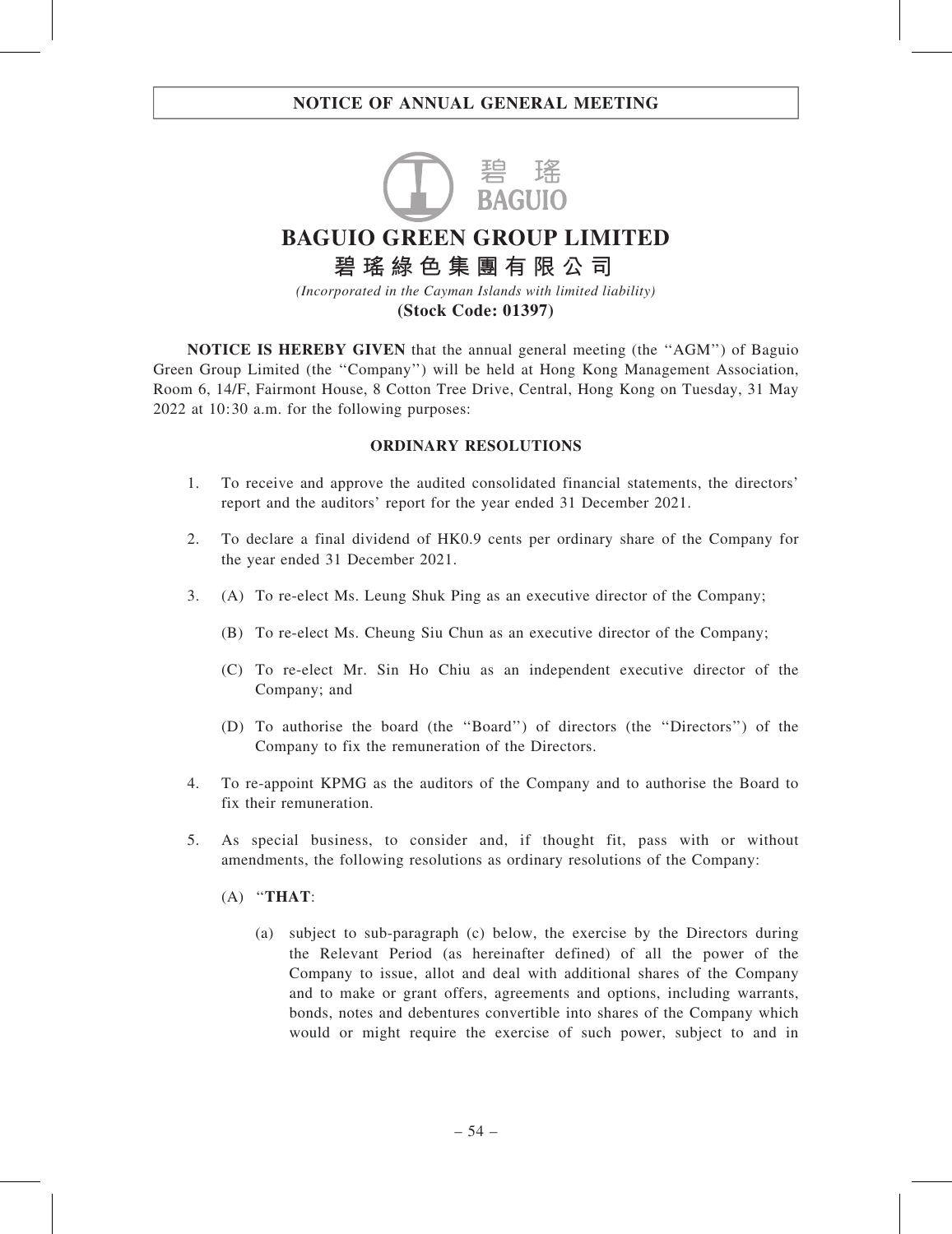# NOTICE OF ANNUAL GENERAL MEETING

**BAGUIO GREEN GROUP LIMITED**

**碧瑤綠色集團有限公司**

*(Incorporated in the Cayman Islands with limited liability)*

**(Stock Code: 01397)**

**NOTICE IS HEREBY GIVEN** that the annual general meeting (the ''AGM'') of Baguio Green Group Limited (the ''Company'') will be held at Hong Kong Management Association, Room 6, 14/F, Fairmont House, 8 Cotton Tree Drive, Central, Hong Kong on Tuesday, 31 May 2022 at 10:30 a.m. for the following purposes:

## ORDINARY RESOLUTIONS

1. To receive and approve the audited consolidated financial statements, the directors' report and the auditors' report for the year ended 31 December 2021.

2. To declare a final dividend of HK0.9 cents per ordinary share of the Company for the year ended 31 December 2021.

3. (A) To re-elect Ms. Leung Shuk Ping as an executive director of the Company;

   (B) To re-elect Ms. Cheung Siu Chun as an executive director of the Company;

   (C) To re-elect Mr. Sin Ho Chiu as an independent executive director of the Company; and

   (D) To authorise the board (the ''Board'') of directors (the ''Directors'') of the Company to fix the remuneration of the Directors.

4. To re-appoint KPMG as the auditors of the Company and to authorise the Board to fix their remuneration.

5. As special business, to consider and, if thought fit, pass with or without amendments, the following resolutions as ordinary resolutions of the Company:

   (A) ''**THAT**:

   (a) subject to sub-paragraph (c) below, the exercise by the Directors during the Relevant Period (as hereinafter defined) of all the power of the Company to issue, allot and deal with additional shares of the Company and to make or grant offers, agreements and options, including warrants, bonds, notes and debentures convertible into shares of the Company which would or might require the exercise of such power, subject to and in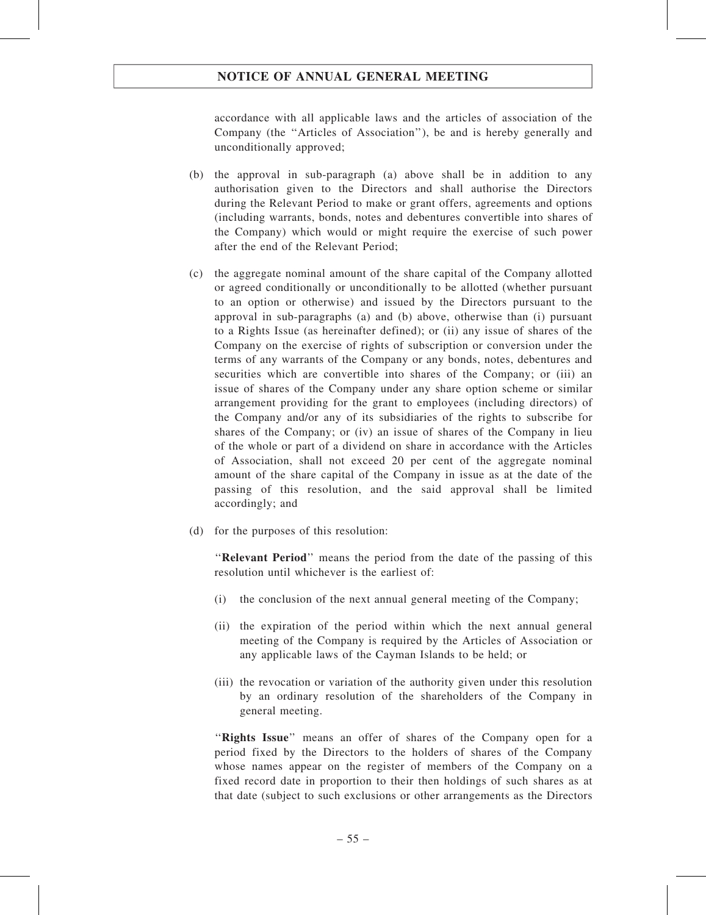accordance with all applicable laws and the articles of association of the Company (the ''Articles of Association''), be and is hereby generally and unconditionally approved;

(b) the approval in sub-paragraph (a) above shall be in addition to any authorisation given to the Directors and shall authorise the Directors during the Relevant Period to make or grant offers, agreements and options (including warrants, bonds, notes and debentures convertible into shares of the Company) which would or might require the exercise of such power after the end of the Relevant Period;

(c) the aggregate nominal amount of the share capital of the Company allotted or agreed conditionally or unconditionally to be allotted (whether pursuant to an option or otherwise) and issued by the Directors pursuant to the approval in sub-paragraphs (a) and (b) above, otherwise than (i) pursuant to a Rights Issue (as hereinafter defined); or (ii) any issue of shares of the Company on the exercise of rights of subscription or conversion under the terms of any warrants of the Company or any bonds, notes, debentures and securities which are convertible into shares of the Company; or (iii) an issue of shares of the Company under any share option scheme or similar arrangement providing for the grant to employees (including directors) of the Company and/or any of its subsidiaries of the rights to subscribe for shares of the Company; or (iv) an issue of shares of the Company in lieu of the whole or part of a dividend on share in accordance with the Articles of Association, shall not exceed 20 per cent of the aggregate nominal amount of the share capital of the Company in issue as at the date of the passing of this resolution, and the said approval shall be limited accordingly; and

(d) for the purposes of this resolution:

''**Relevant Period**'' means the period from the date of the passing of this resolution until whichever is the earliest of:

(i) the conclusion of the next annual general meeting of the Company;

(ii) the expiration of the period within which the next annual general meeting of the Company is required by the Articles of Association or any applicable laws of the Cayman Islands to be held; or

(iii) the revocation or variation of the authority given under this resolution by an ordinary resolution of the shareholders of the Company in general meeting.

''**Rights Issue**'' means an offer of shares of the Company open for a period fixed by the Directors to the holders of shares of the Company whose names appear on the register of members of the Company on a fixed record date in proportion to their then holdings of such shares as at that date (subject to such exclusions or other arrangements as the Directors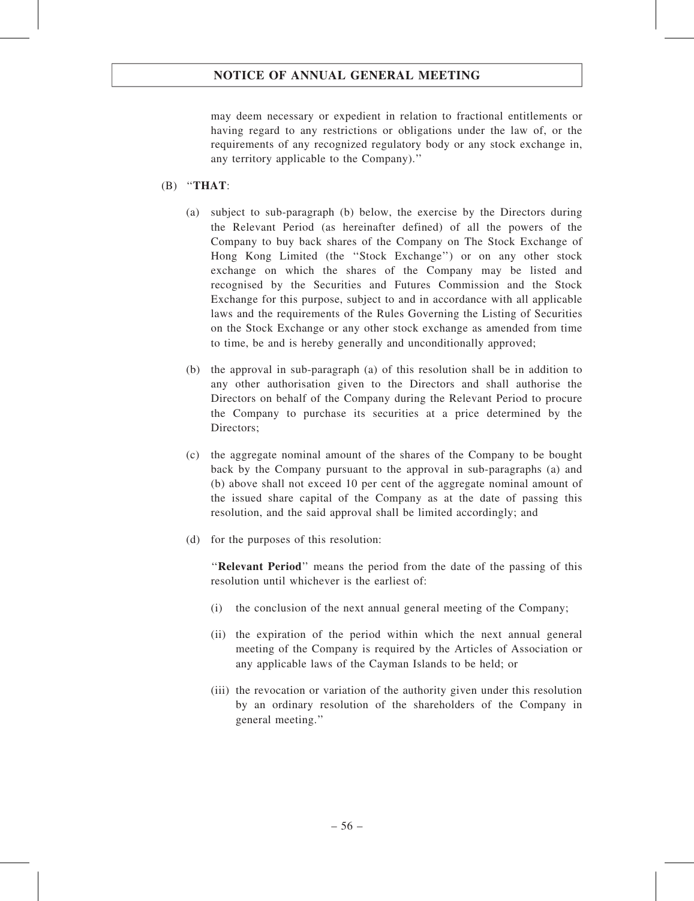may deem necessary or expedient in relation to fractional entitlements or having regard to any restrictions or obligations under the law of, or the requirements of any recognized regulatory body or any stock exchange in, any territory applicable to the Company).''

(B) ''**THAT**:

(a) subject to sub-paragraph (b) below, the exercise by the Directors during the Relevant Period (as hereinafter defined) of all the powers of the Company to buy back shares of the Company on The Stock Exchange of Hong Kong Limited (the ''Stock Exchange'') or on any other stock exchange on which the shares of the Company may be listed and recognised by the Securities and Futures Commission and the Stock Exchange for this purpose, subject to and in accordance with all applicable laws and the requirements of the Rules Governing the Listing of Securities on the Stock Exchange or any other stock exchange as amended from time to time, be and is hereby generally and unconditionally approved;

(b) the approval in sub-paragraph (a) of this resolution shall be in addition to any other authorisation given to the Directors and shall authorise the Directors on behalf of the Company during the Relevant Period to procure the Company to purchase its securities at a price determined by the Directors;

(c) the aggregate nominal amount of the shares of the Company to be bought back by the Company pursuant to the approval in sub-paragraphs (a) and (b) above shall not exceed 10 per cent of the aggregate nominal amount of the issued share capital of the Company as at the date of passing this resolution, and the said approval shall be limited accordingly; and

(d) for the purposes of this resolution:

''**Relevant Period**'' means the period from the date of the passing of this resolution until whichever is the earliest of:

(i) the conclusion of the next annual general meeting of the Company;

(ii) the expiration of the period within which the next annual general meeting of the Company is required by the Articles of Association or any applicable laws of the Cayman Islands to be held; or

(iii) the revocation or variation of the authority given under this resolution by an ordinary resolution of the shareholders of the Company in general meeting.''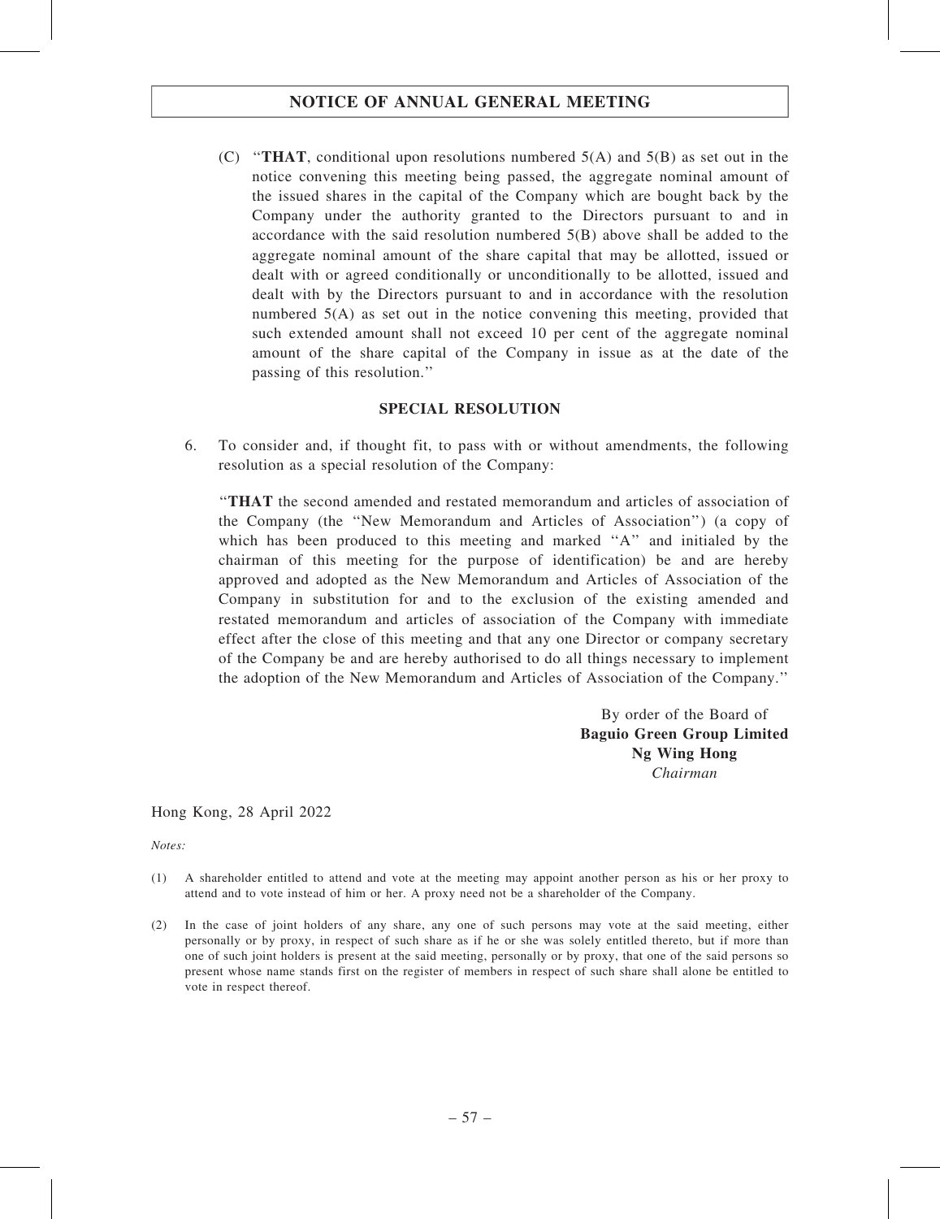(C) "**THAT**, conditional upon resolutions numbered 5(A) and 5(B) as set out in the notice convening this meeting being passed, the aggregate nominal amount of the issued shares in the capital of the Company which are bought back by the Company under the authority granted to the Directors pursuant to and in accordance with the said resolution numbered 5(B) above shall be added to the aggregate nominal amount of the share capital that may be allotted, issued or dealt with or agreed conditionally or unconditionally to be allotted, issued and dealt with by the Directors pursuant to and in accordance with the resolution numbered 5(A) as set out in the notice convening this meeting, provided that such extended amount shall not exceed 10 per cent of the aggregate nominal amount of the share capital of the Company in issue as at the date of the passing of this resolution."

**SPECIAL RESOLUTION**

6. To consider and, if thought fit, to pass with or without amendments, the following resolution as a special resolution of the Company:

"**THAT** the second amended and restated memorandum and articles of association of the Company (the "New Memorandum and Articles of Association") (a copy of which has been produced to this meeting and marked "A" and initialed by the chairman of this meeting for the purpose of identification) be and are hereby approved and adopted as the New Memorandum and Articles of Association of the Company in substitution for and to the exclusion of the existing amended and restated memorandum and articles of association of the Company with immediate effect after the close of this meeting and that any one Director or company secretary of the Company be and are hereby authorised to do all things necessary to implement the adoption of the New Memorandum and Articles of Association of the Company."

By order of the Board of
**Baguio Green Group Limited**
**Ng Wing Hong**
*Chairman*

Hong Kong, 28 April 2022

*Notes:*

(1) A shareholder entitled to attend and vote at the meeting may appoint another person as his or her proxy to attend and to vote instead of him or her. A proxy need not be a shareholder of the Company.

(2) In the case of joint holders of any share, any one of such persons may vote at the said meeting, either personally or by proxy, in respect of such share as if he or she was solely entitled thereto, but if more than one of such joint holders is present at the said meeting, personally or by proxy, that one of the said persons so present whose name stands first on the register of members in respect of such share shall alone be entitled to vote in respect thereof.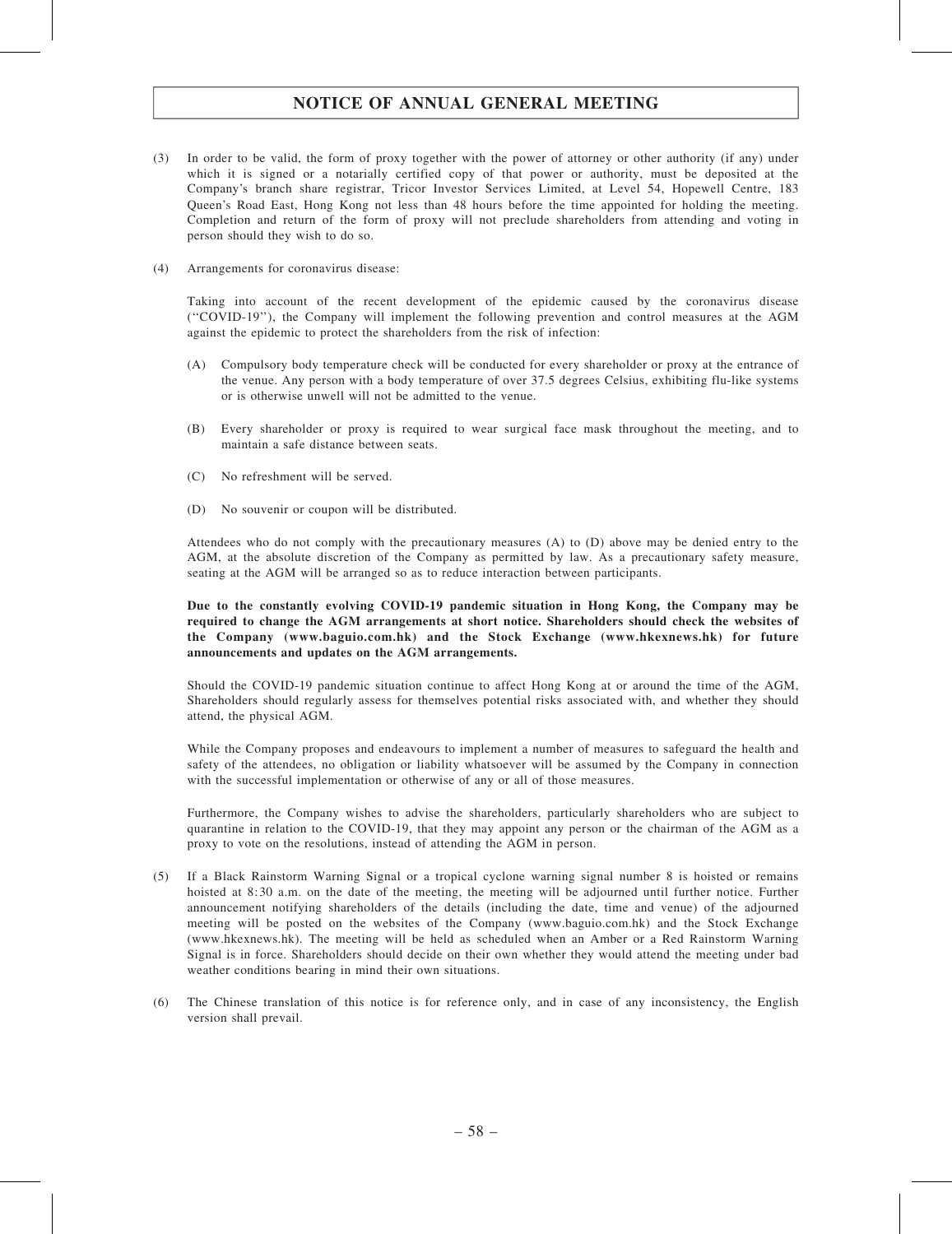# NOTICE OF ANNUAL GENERAL MEETING

(3) In order to be valid, the form of proxy together with the power of attorney or other authority (if any) under which it is signed or a notarially certified copy of that power or authority, must be deposited at the Company's branch share registrar, Tricor Investor Services Limited, at Level 54, Hopewell Centre, 183 Queen's Road East, Hong Kong not less than 48 hours before the time appointed for holding the meeting. Completion and return of the form of proxy will not preclude shareholders from attending and voting in person should they wish to do so.

(4) Arrangements for coronavirus disease:

Taking into account of the recent development of the epidemic caused by the coronavirus disease (''COVID-19''), the Company will implement the following prevention and control measures at the AGM against the epidemic to protect the shareholders from the risk of infection:

(A) Compulsory body temperature check will be conducted for every shareholder or proxy at the entrance of the venue. Any person with a body temperature of over 37.5 degrees Celsius, exhibiting flu-like systems or is otherwise unwell will not be admitted to the venue.

(B) Every shareholder or proxy is required to wear surgical face mask throughout the meeting, and to maintain a safe distance between seats.

(C) No refreshment will be served.

(D) No souvenir or coupon will be distributed.

Attendees who do not comply with the precautionary measures (A) to (D) above may be denied entry to the AGM, at the absolute discretion of the Company as permitted by law. As a precautionary safety measure, seating at the AGM will be arranged so as to reduce interaction between participants.

**Due to the constantly evolving COVID-19 pandemic situation in Hong Kong, the Company may be required to change the AGM arrangements at short notice. Shareholders should check the websites of the Company (www.baguio.com.hk) and the Stock Exchange (www.hkexnews.hk) for future announcements and updates on the AGM arrangements.**

Should the COVID-19 pandemic situation continue to affect Hong Kong at or around the time of the AGM, Shareholders should regularly assess for themselves potential risks associated with, and whether they should attend, the physical AGM.

While the Company proposes and endeavours to implement a number of measures to safeguard the health and safety of the attendees, no obligation or liability whatsoever will be assumed by the Company in connection with the successful implementation or otherwise of any or all of those measures.

Furthermore, the Company wishes to advise the shareholders, particularly shareholders who are subject to quarantine in relation to the COVID-19, that they may appoint any person or the chairman of the AGM as a proxy to vote on the resolutions, instead of attending the AGM in person.

(5) If a Black Rainstorm Warning Signal or a tropical cyclone warning signal number 8 is hoisted or remains hoisted at 8:30 a.m. on the date of the meeting, the meeting will be adjourned until further notice. Further announcement notifying shareholders of the details (including the date, time and venue) of the adjourned meeting will be posted on the websites of the Company (www.baguio.com.hk) and the Stock Exchange (www.hkexnews.hk). The meeting will be held as scheduled when an Amber or a Red Rainstorm Warning Signal is in force. Shareholders should decide on their own whether they would attend the meeting under bad weather conditions bearing in mind their own situations.

(6) The Chinese translation of this notice is for reference only, and in case of any inconsistency, the English version shall prevail.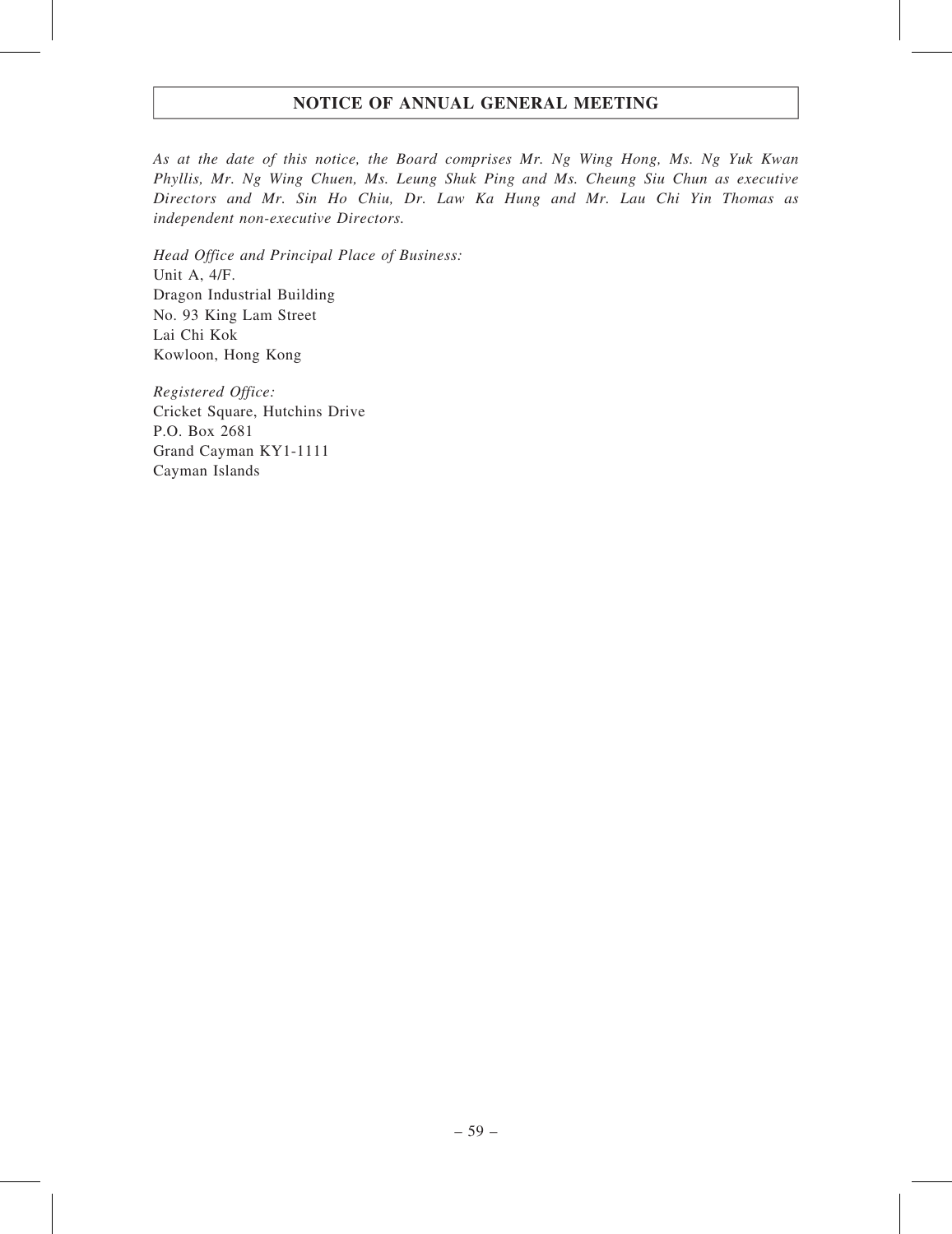## NOTICE OF ANNUAL GENERAL MEETING

*As at the date of this notice, the Board comprises Mr. Ng Wing Hong, Ms. Ng Yuk Kwan Phyllis, Mr. Ng Wing Chuen, Ms. Leung Shuk Ping and Ms. Cheung Siu Chun as executive Directors and Mr. Sin Ho Chiu, Dr. Law Ka Hung and Mr. Lau Chi Yin Thomas as independent non-executive Directors.*

*Head Office and Principal Place of Business:*
Unit A, 4/F.
Dragon Industrial Building
No. 93 King Lam Street
Lai Chi Kok
Kowloon, Hong Kong

*Registered Office:*
Cricket Square, Hutchins Drive
P.O. Box 2681
Grand Cayman KY1-1111
Cayman Islands